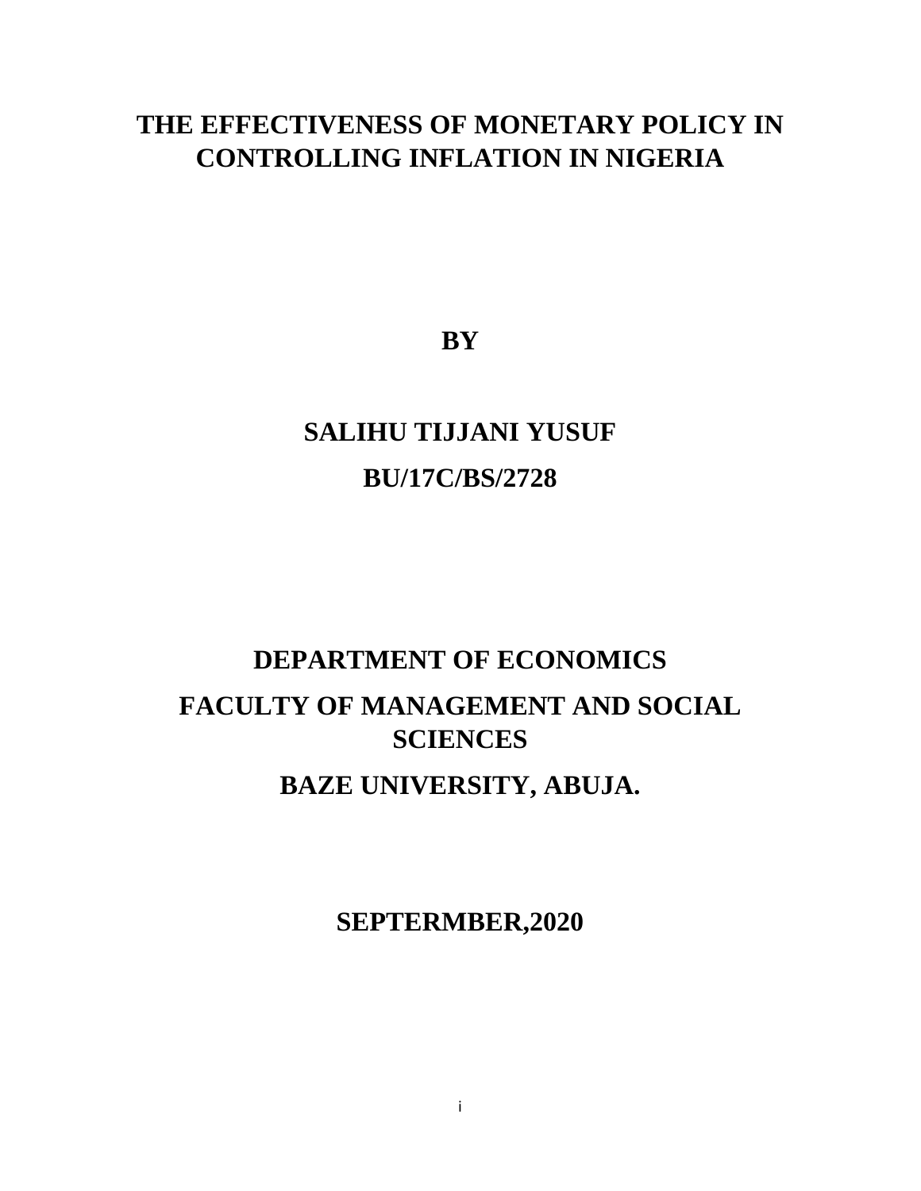# THE EFFECTIVENESS OF MONETARY POLICY IN CONTROLLING INFLATION IN NIGERIA

**BY**

**SALIHU TIJJANI YUSUF**

**BU/17C/BS/2728**

**DEPARTMENT OF ECONOMICS**

**FACULTY OF MANAGEMENT AND SOCIAL SCIENCES**

**BAZE UNIVERSITY, ABUJA.**

**SEPTERMBER,2020**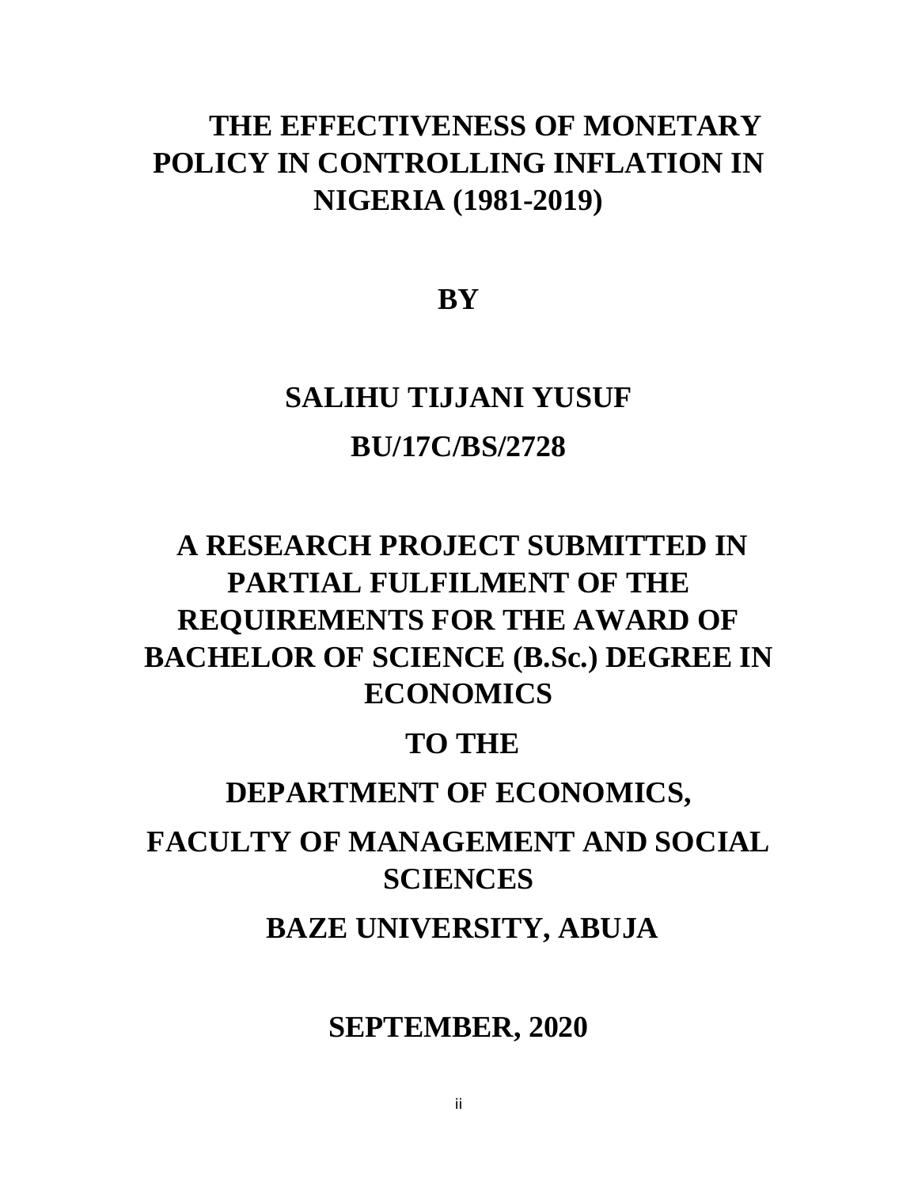# THE EFFECTIVENESS OF MONETARY POLICY IN CONTROLLING INFLATION IN NIGERIA (1981-2019)

**BY**

**SALIHU TIJJANI YUSUF**

**BU/17C/BS/2728**

**A RESEARCH PROJECT SUBMITTED IN PARTIAL FULFILMENT OF THE REQUIREMENTS FOR THE AWARD OF BACHELOR OF SCIENCE (B.Sc.) DEGREE IN ECONOMICS**

**TO THE**

**DEPARTMENT OF ECONOMICS,**

**FACULTY OF MANAGEMENT AND SOCIAL SCIENCES**

**BAZE UNIVERSITY, ABUJA**

**SEPTEMBER, 2020**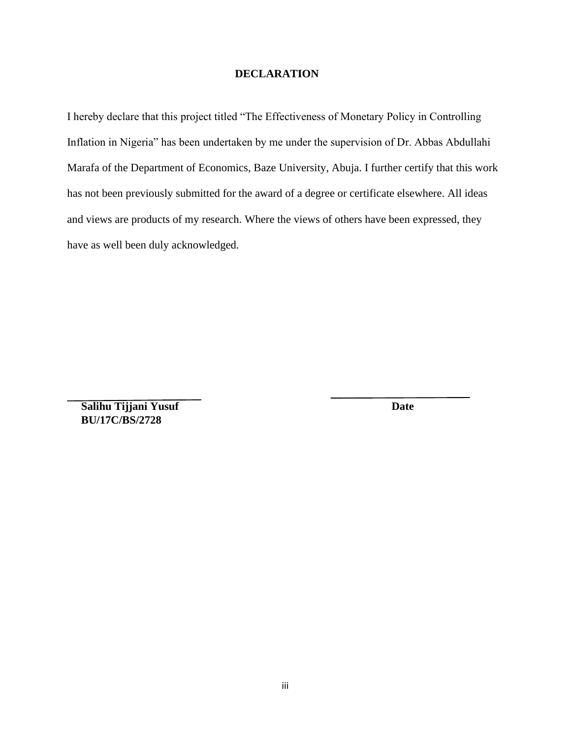# DECLARATION

I hereby declare that this project titled "The Effectiveness of Monetary Policy in Controlling Inflation in Nigeria" has been undertaken by me under the supervision of Dr. Abbas Abdullahi Marafa of the Department of Economics, Baze University, Abuja. I further certify that this work has not been previously submitted for the award of a degree or certificate elsewhere. All ideas and views are products of my research. Where the views of others have been expressed, they have as well been duly acknowledged.

\_\_\_\_\_\_\_\_\_\_\_\_\_\_\_\_\_\_\_\_\_\_\_\_\_\_ \_\_\_\_\_\_\_\_\_\_\_\_\_\_\_\_\_\_\_\_\_\_\_\_\_\_

**Salihu Tijjani Yusuf** **Date**

**BU/17C/BS/2728**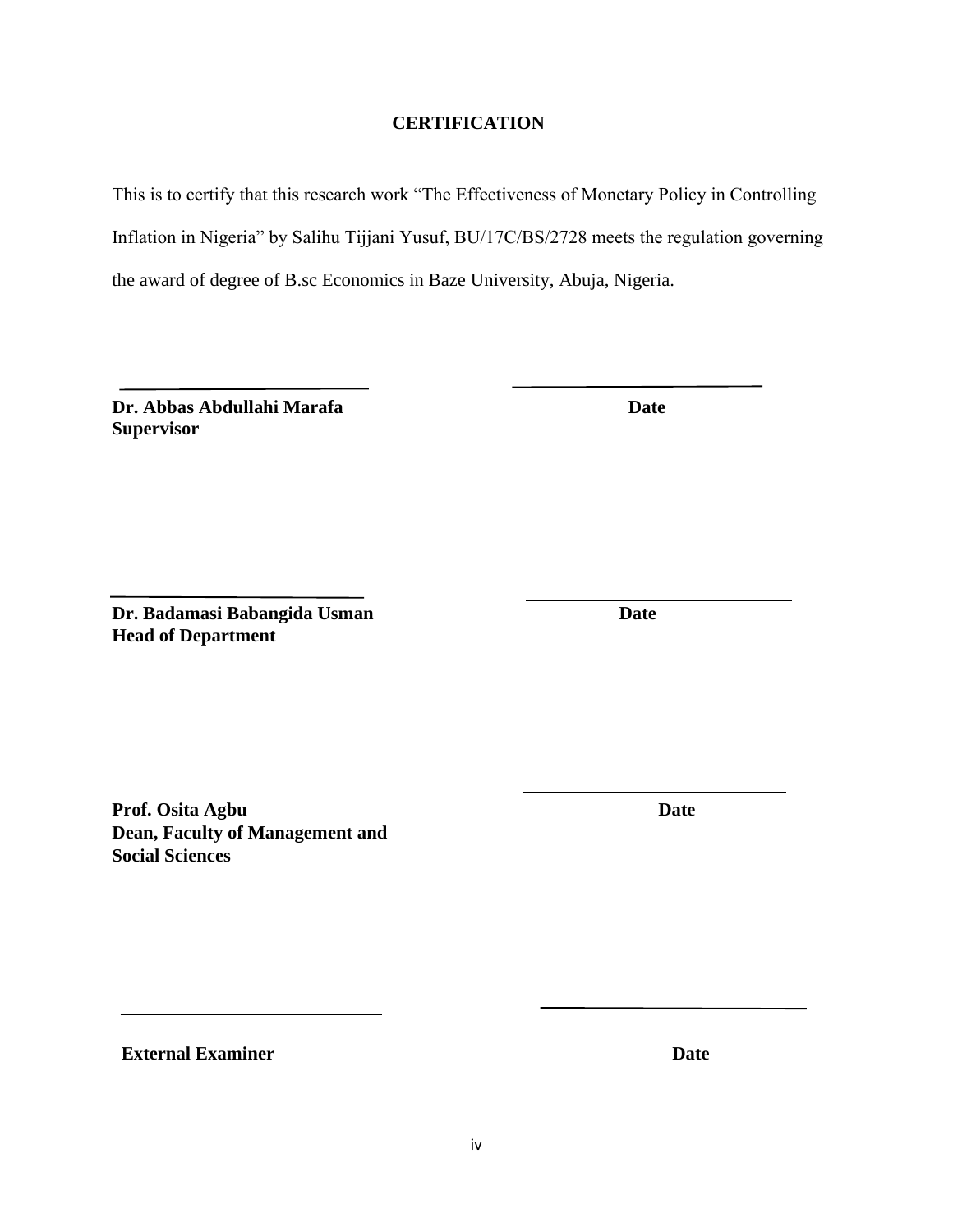# CERTIFICATION

This is to certify that this research work "The Effectiveness of Monetary Policy in Controlling Inflation in Nigeria" by Salihu Tijjani Yusuf, BU/17C/BS/2728 meets the regulation governing the award of degree of B.sc Economics in Baze University, Abuja, Nigeria.

\_\_\_\_\_\_\_\_\_\_\_\_\_\_\_\_\_\_\_\_\_\_\_\_\_\_\_\_ \_\_\_\_\_\_\_\_\_\_\_\_\_\_\_\_\_\_\_\_\_\_\_\_\_\_\_\_

**Dr. Abbas Abdullahi Marafa** **Date**
**Supervisor**

\_\_\_\_\_\_\_\_\_\_\_\_\_\_\_\_\_\_\_\_\_\_\_\_\_\_\_\_ \_\_\_\_\_\_\_\_\_\_\_\_\_\_\_\_\_\_\_\_\_\_\_\_\_\_\_\_

**Dr. Badamasi Babangida Usman** **Date**
**Head of Department**

\_\_\_\_\_\_\_\_\_\_\_\_\_\_\_\_\_\_\_\_\_\_\_\_\_\_\_\_ \_\_\_\_\_\_\_\_\_\_\_\_\_\_\_\_\_\_\_\_\_\_\_\_\_\_\_\_

**Prof. Osita Agbu** **Date**
**Dean, Faculty of Management and Social Sciences**

\_\_\_\_\_\_\_\_\_\_\_\_\_\_\_\_\_\_\_\_\_\_\_\_\_\_\_\_ \_\_\_\_\_\_\_\_\_\_\_\_\_\_\_\_\_\_\_\_\_\_\_\_\_\_\_\_

**External Examiner** **Date**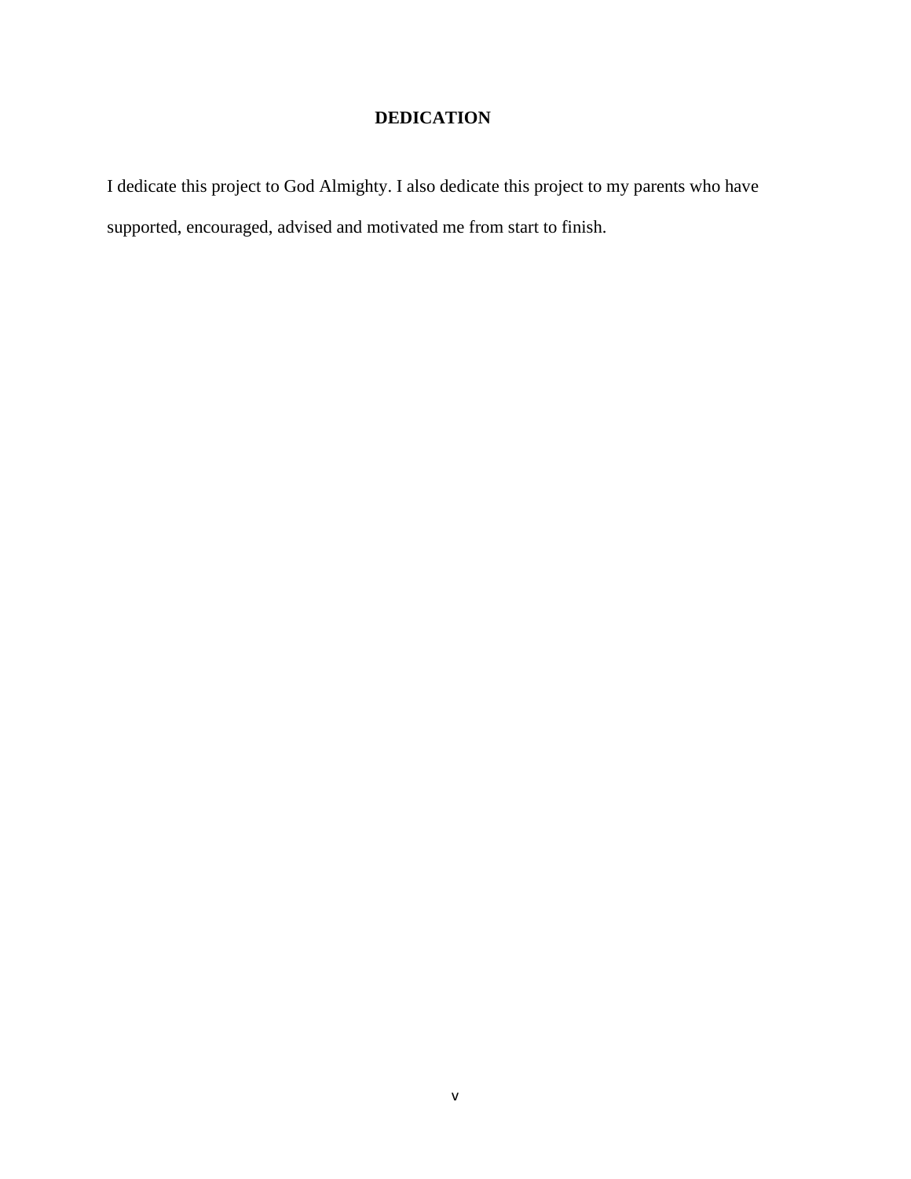# DEDICATION

I dedicate this project to God Almighty. I also dedicate this project to my parents who have supported, encouraged, advised and motivated me from start to finish.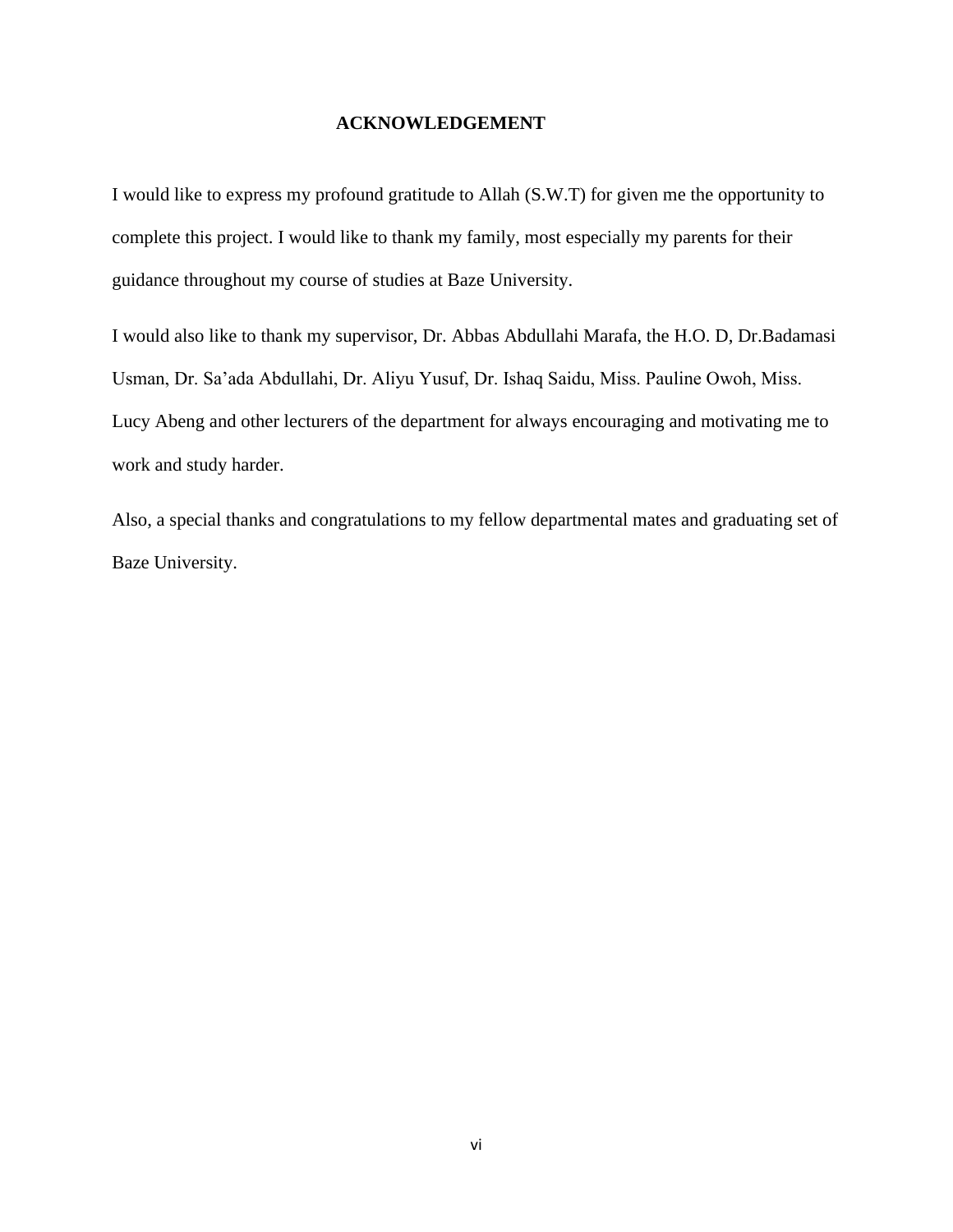# ACKNOWLEDGEMENT

I would like to express my profound gratitude to Allah (S.W.T) for given me the opportunity to complete this project. I would like to thank my family, most especially my parents for their guidance throughout my course of studies at Baze University.

I would also like to thank my supervisor, Dr. Abbas Abdullahi Marafa, the H.O. D, Dr.Badamasi Usman, Dr. Sa'ada Abdullahi, Dr. Aliyu Yusuf, Dr. Ishaq Saidu, Miss. Pauline Owoh, Miss. Lucy Abeng and other lecturers of the department for always encouraging and motivating me to work and study harder.

Also, a special thanks and congratulations to my fellow departmental mates and graduating set of Baze University.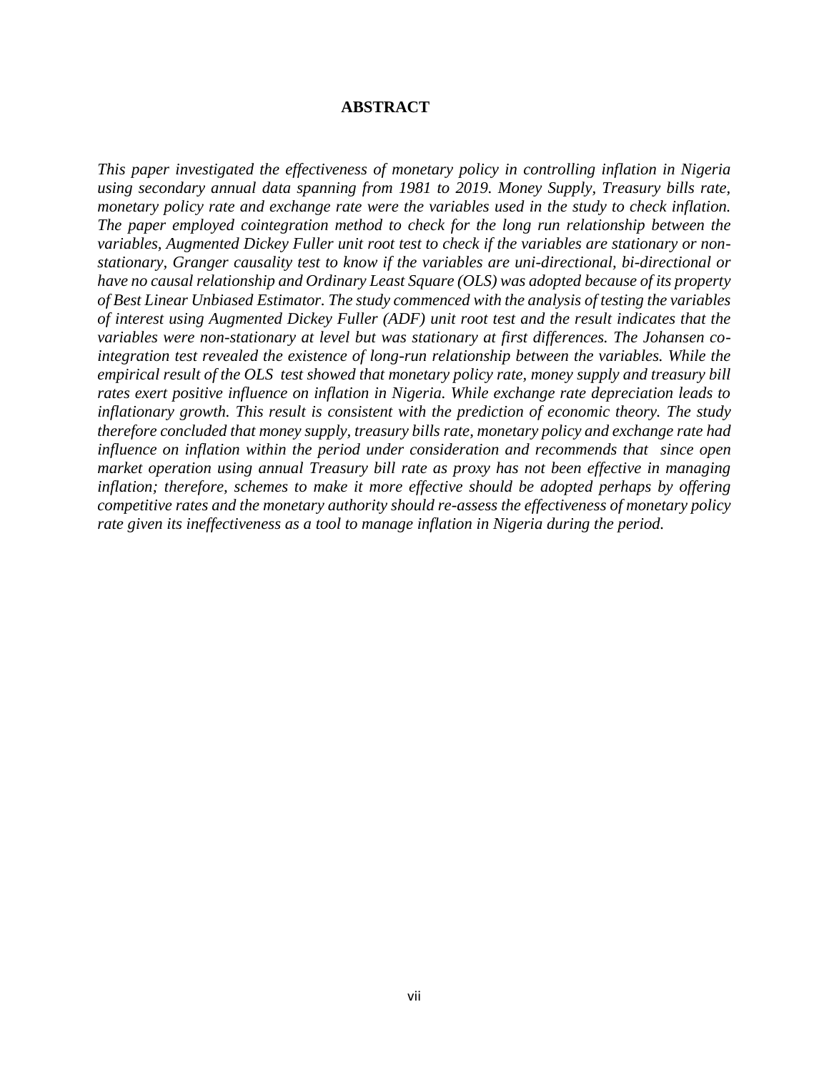# ABSTRACT

*This paper investigated the effectiveness of monetary policy in controlling inflation in Nigeria using secondary annual data spanning from 1981 to 2019. Money Supply, Treasury bills rate, monetary policy rate and exchange rate were the variables used in the study to check inflation. The paper employed cointegration method to check for the long run relationship between the variables, Augmented Dickey Fuller unit root test to check if the variables are stationary or non-stationary, Granger causality test to know if the variables are uni-directional, bi-directional or have no causal relationship and Ordinary Least Square (OLS) was adopted because of its property of Best Linear Unbiased Estimator. The study commenced with the analysis of testing the variables of interest using Augmented Dickey Fuller (ADF) unit root test and the result indicates that the variables were non-stationary at level but was stationary at first differences. The Johansen co-integration test revealed the existence of long-run relationship between the variables. While the empirical result of the OLS test showed that monetary policy rate, money supply and treasury bill rates exert positive influence on inflation in Nigeria. While exchange rate depreciation leads to inflationary growth. This result is consistent with the prediction of economic theory. The study therefore concluded that money supply, treasury bills rate, monetary policy and exchange rate had influence on inflation within the period under consideration and recommends that since open market operation using annual Treasury bill rate as proxy has not been effective in managing inflation; therefore, schemes to make it more effective should be adopted perhaps by offering competitive rates and the monetary authority should re-assess the effectiveness of monetary policy rate given its ineffectiveness as a tool to manage inflation in Nigeria during the period.*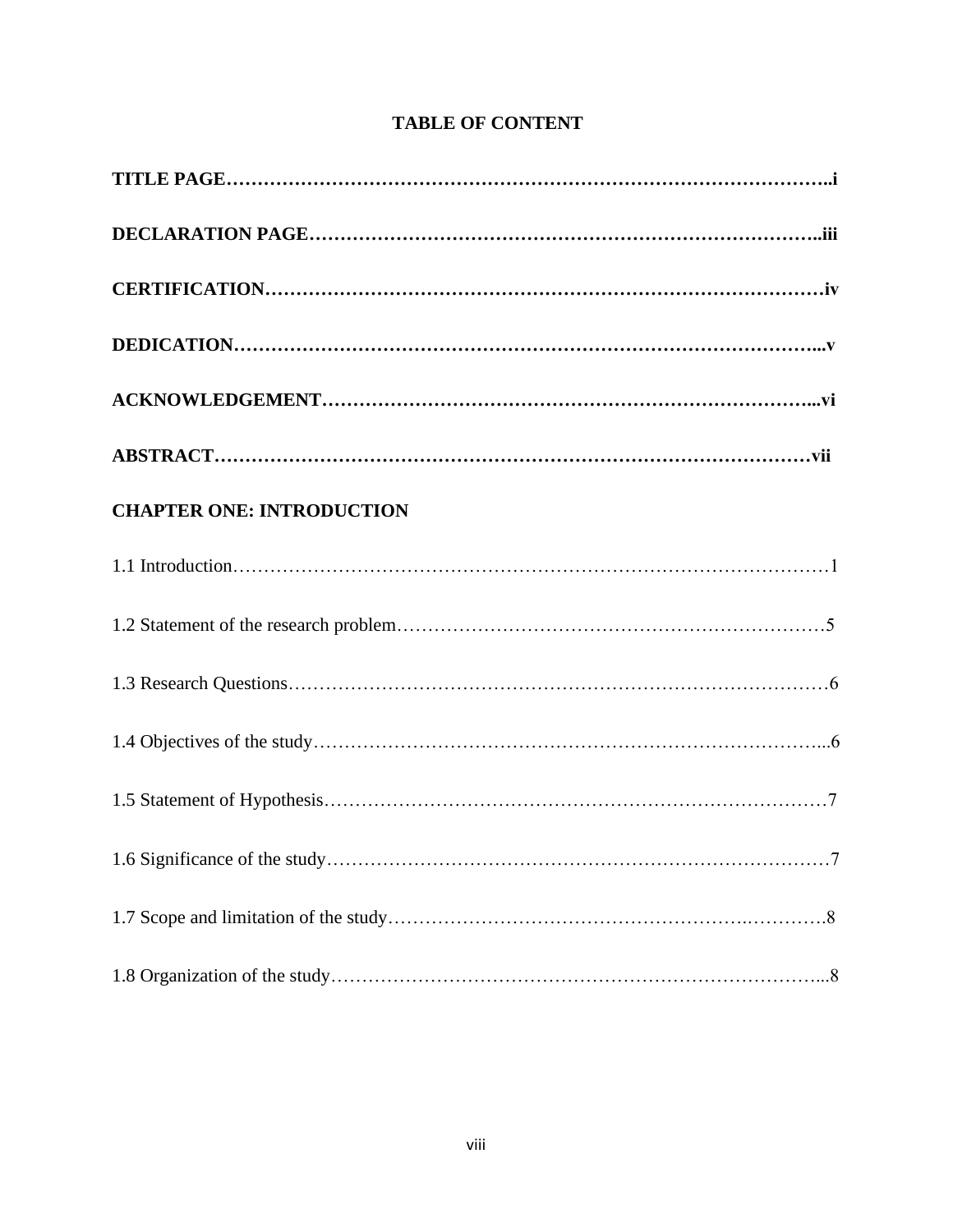## TABLE OF CONTENT

**TITLE PAGE……………………………………………………………………………………..i**

**DECLARATION PAGE………………………………………………………………………..iii**

**CERTIFICATION……………………………………………………………………………iv**

**DEDICATION………………………………………………………………………………...v**

**ACKNOWLEDGEMENT…………………………………………………………………...vi**

**ABSTRACT…………………………………………………………………………………vii**

**CHAPTER ONE: INTRODUCTION**

1.1 Introduction……………………………………………………………………………………1

1.2 Statement of the research problem……………………………………………………………5

1.3 Research Questions……………………………………………………………………………6

1.4 Objectives of the study………………………………………………………………………...6

1.5 Statement of Hypothesis………………………………………………………………………7

1.6 Significance of the study………………………………………………………………………7

1.7 Scope and limitation of the study…………………………………………………….……….8

1.8 Organization of the study……………………………………………………………………...8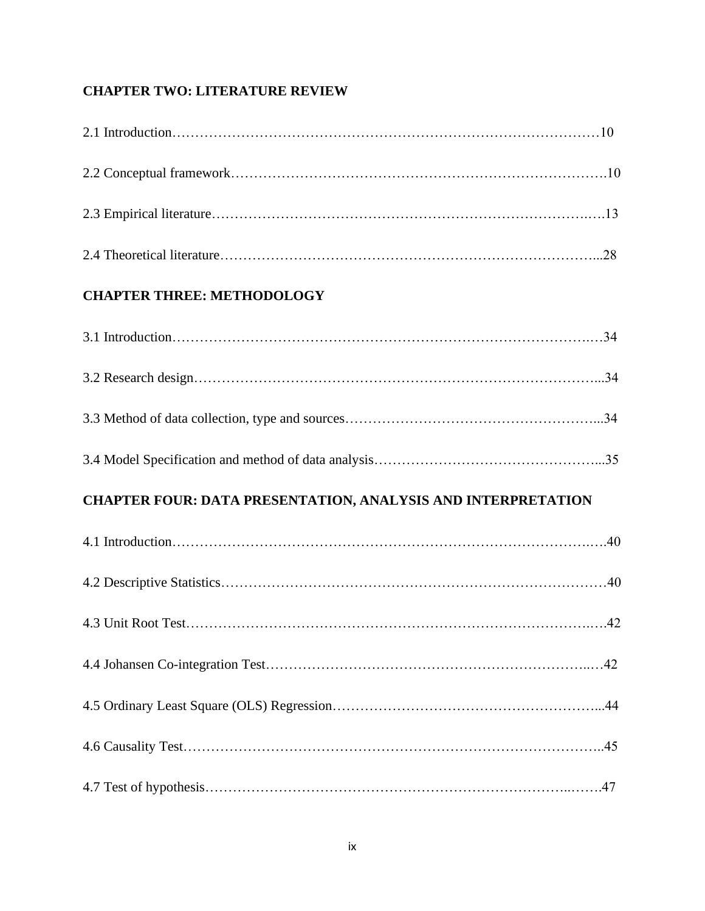**CHAPTER TWO: LITERATURE REVIEW**

2.1 Introduction……………………………………………………………………………………10

2.2 Conceptual framework……………………………………………………………………….10

2.3 Empirical literature……………………………………………………………………….….13

2.4 Theoretical literature…………………………………………………………………….…...28

**CHAPTER THREE: METHODOLOGY**

3.1 Introduction………………………………………………………………………………….…34

3.2 Research design…………………………………………………………………………….....34

3.3 Method of data collection, type and sources…………………………………………………...34

3.4 Model Specification and method of data analysis…………………………………………...35

**CHAPTER FOUR: DATA PRESENTATION, ANALYSIS AND INTERPRETATION**

4.1 Introduction………………………………………………………………………………….….40

4.2 Descriptive Statistics…………………………………………………………………………40

4.3 Unit Root Test……………………………………………………………………………….…42

4.4 Johansen Co-integration Test…………………………………………………………..…42

4.5 Ordinary Least Square (OLS) Regression…………………………………………………...44

4.6 Causality Test…………………………………………………………………………………..45

4.7 Test of hypothesis…………………………………………………………………...…….47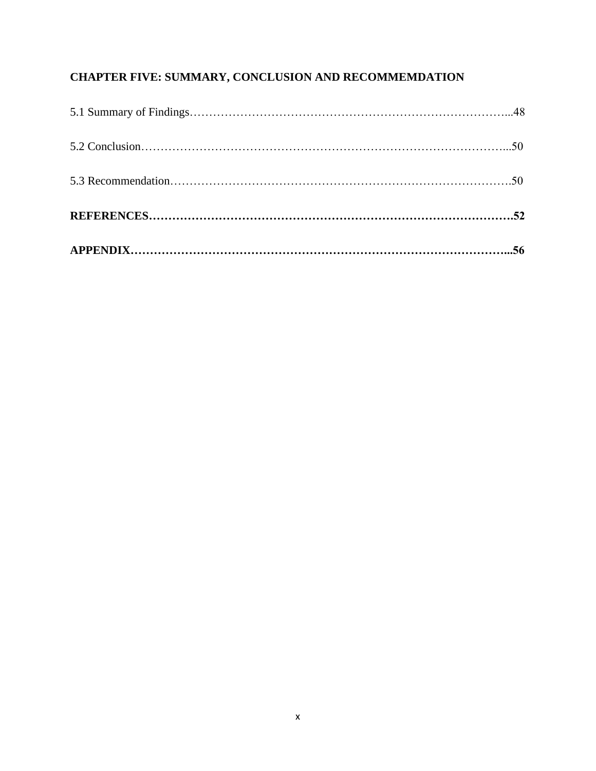**CHAPTER FIVE: SUMMARY, CONCLUSION AND RECOMMEMDATION**

5.1 Summary of Findings…………………………………………………………………………...48

5.2 Conclusion…………………………………………………………………………………...50

5.3 Recommendation…………………………………………………………………………….50

**REFERENCES……………………………………………………………………………….52**

**APPENDIX…………………………………………………………………………………...56**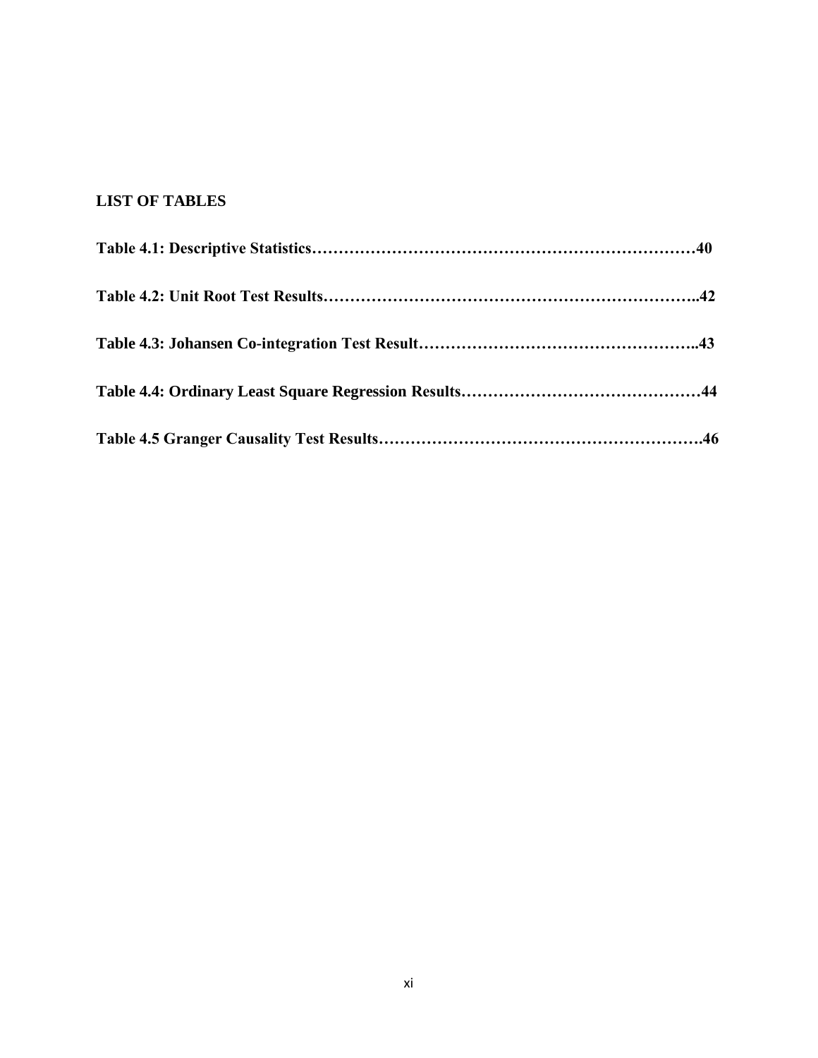## LIST OF TABLES

**Table 4.1: Descriptive Statistics……………………………………………………………40**

**Table 4.2: Unit Root Test Results…………………………………………………………..42**

**Table 4.3: Johansen Co-integration Test Result……………………………………………..43**

**Table 4.4: Ordinary Least Square Regression Results………………………………………44**

**Table 4.5 Granger Causality Test Results…………………………………………………….46**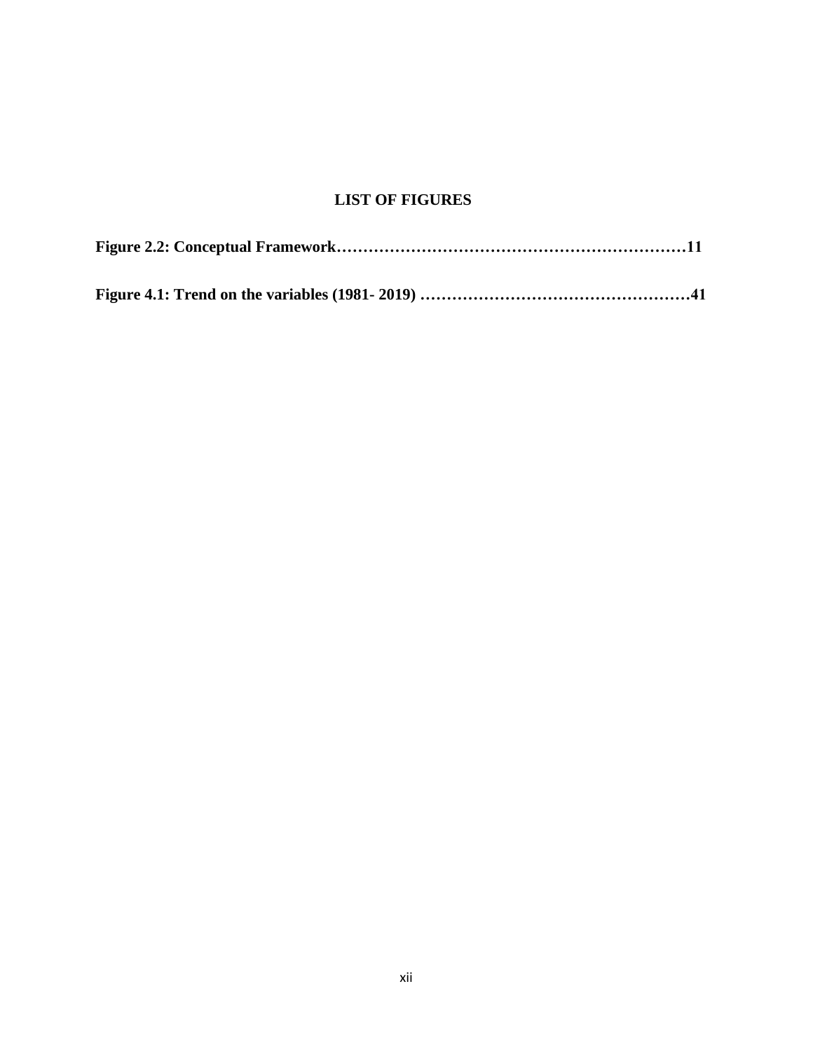## LIST OF FIGURES

**Figure 2.2: Conceptual Framework…………………………………………………………11**

**Figure 4.1: Trend on the variables (1981- 2019) ……………………………………………41**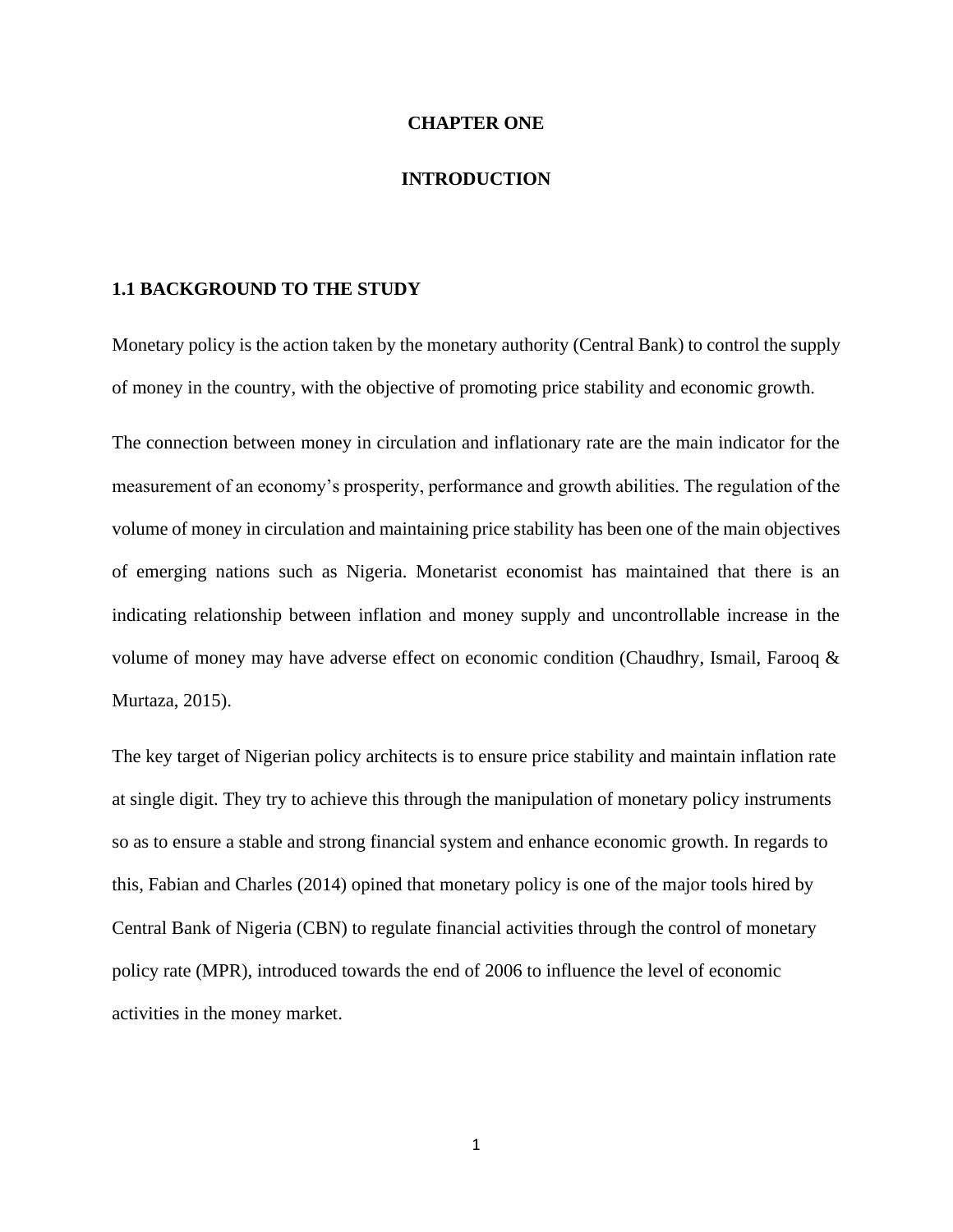# CHAPTER ONE

# INTRODUCTION

## 1.1 BACKGROUND TO THE STUDY

Monetary policy is the action taken by the monetary authority (Central Bank) to control the supply of money in the country, with the objective of promoting price stability and economic growth.

The connection between money in circulation and inflationary rate are the main indicator for the measurement of an economy's prosperity, performance and growth abilities. The regulation of the volume of money in circulation and maintaining price stability has been one of the main objectives of emerging nations such as Nigeria. Monetarist economist has maintained that there is an indicating relationship between inflation and money supply and uncontrollable increase in the volume of money may have adverse effect on economic condition (Chaudhry, Ismail, Farooq & Murtaza, 2015).

The key target of Nigerian policy architects is to ensure price stability and maintain inflation rate at single digit. They try to achieve this through the manipulation of monetary policy instruments so as to ensure a stable and strong financial system and enhance economic growth. In regards to this, Fabian and Charles (2014) opined that monetary policy is one of the major tools hired by Central Bank of Nigeria (CBN) to regulate financial activities through the control of monetary policy rate (MPR), introduced towards the end of 2006 to influence the level of economic activities in the money market.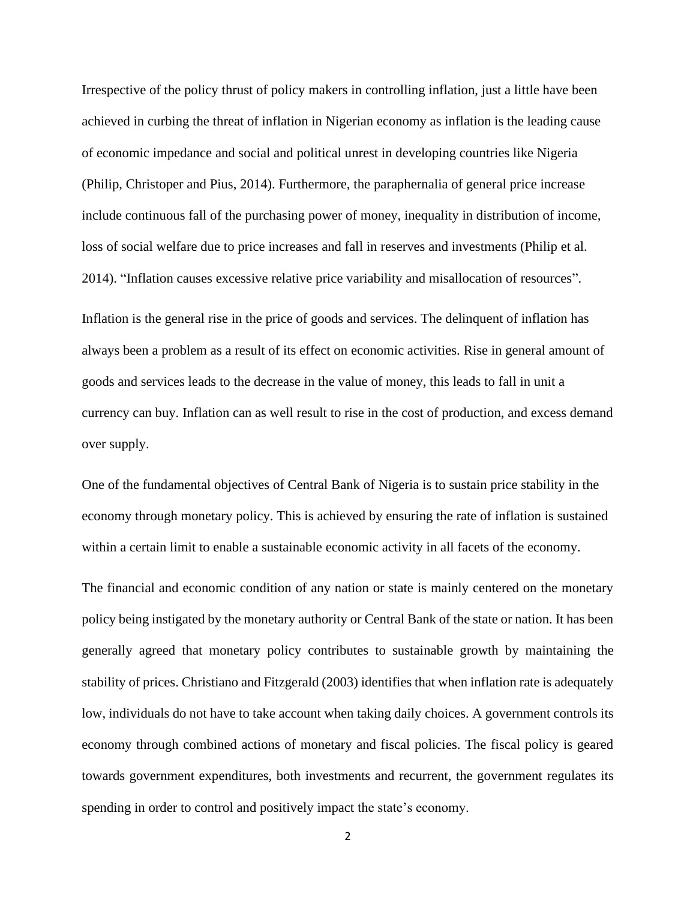Irrespective of the policy thrust of policy makers in controlling inflation, just a little have been achieved in curbing the threat of inflation in Nigerian economy as inflation is the leading cause of economic impedance and social and political unrest in developing countries like Nigeria (Philip, Christoper and Pius, 2014). Furthermore, the paraphernalia of general price increase include continuous fall of the purchasing power of money, inequality in distribution of income, loss of social welfare due to price increases and fall in reserves and investments (Philip et al. 2014). "Inflation causes excessive relative price variability and misallocation of resources".

Inflation is the general rise in the price of goods and services. The delinquent of inflation has always been a problem as a result of its effect on economic activities. Rise in general amount of goods and services leads to the decrease in the value of money, this leads to fall in unit a currency can buy. Inflation can as well result to rise in the cost of production, and excess demand over supply.

One of the fundamental objectives of Central Bank of Nigeria is to sustain price stability in the economy through monetary policy. This is achieved by ensuring the rate of inflation is sustained within a certain limit to enable a sustainable economic activity in all facets of the economy.

The financial and economic condition of any nation or state is mainly centered on the monetary policy being instigated by the monetary authority or Central Bank of the state or nation. It has been generally agreed that monetary policy contributes to sustainable growth by maintaining the stability of prices. Christiano and Fitzgerald (2003) identifies that when inflation rate is adequately low, individuals do not have to take account when taking daily choices. A government controls its economy through combined actions of monetary and fiscal policies. The fiscal policy is geared towards government expenditures, both investments and recurrent, the government regulates its spending in order to control and positively impact the state's economy.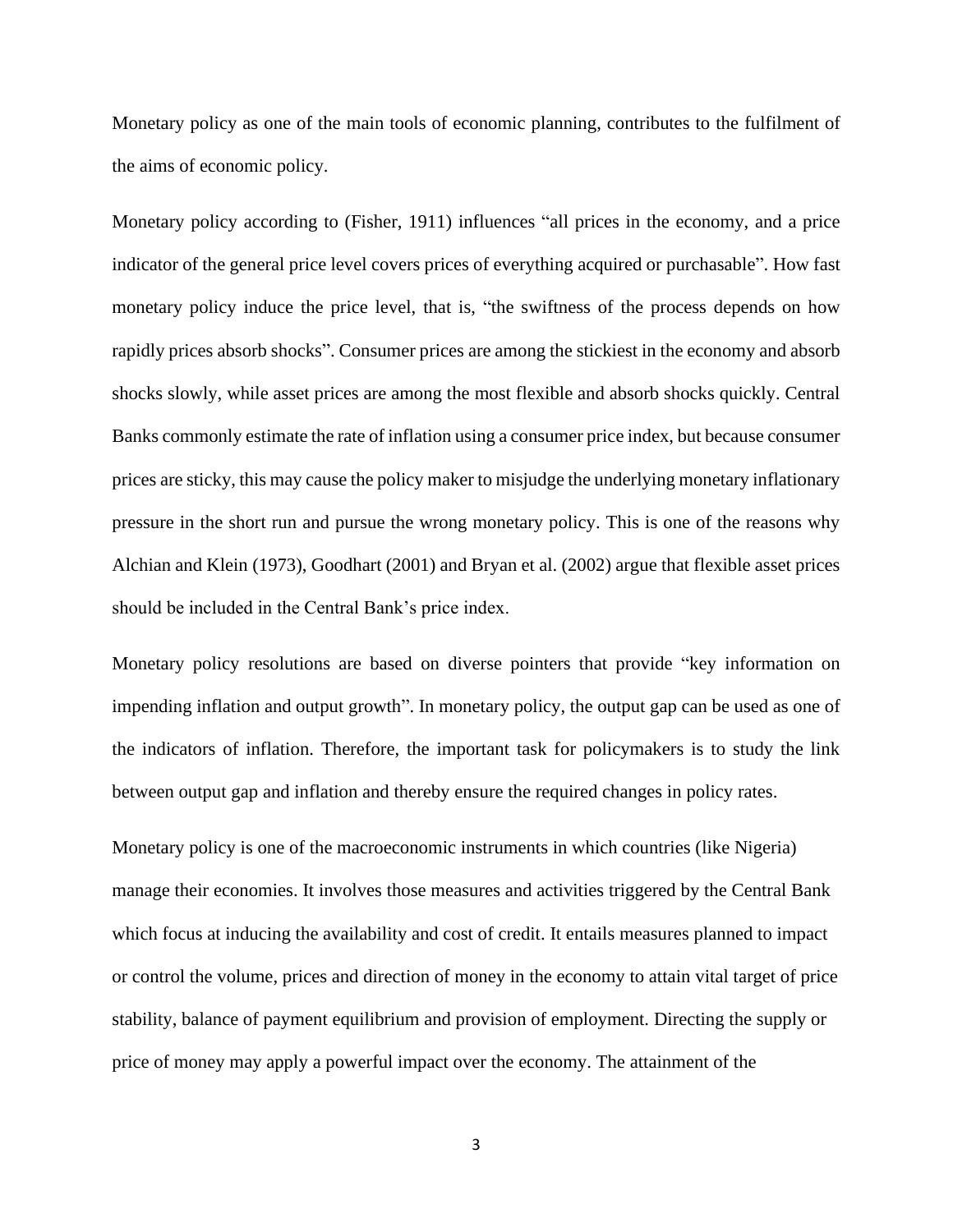Monetary policy as one of the main tools of economic planning, contributes to the fulfilment of the aims of economic policy.

Monetary policy according to (Fisher, 1911) influences "all prices in the economy, and a price indicator of the general price level covers prices of everything acquired or purchasable". How fast monetary policy induce the price level, that is, "the swiftness of the process depends on how rapidly prices absorb shocks". Consumer prices are among the stickiest in the economy and absorb shocks slowly, while asset prices are among the most flexible and absorb shocks quickly. Central Banks commonly estimate the rate of inflation using a consumer price index, but because consumer prices are sticky, this may cause the policy maker to misjudge the underlying monetary inflationary pressure in the short run and pursue the wrong monetary policy. This is one of the reasons why Alchian and Klein (1973), Goodhart (2001) and Bryan et al. (2002) argue that flexible asset prices should be included in the Central Bank's price index.

Monetary policy resolutions are based on diverse pointers that provide "key information on impending inflation and output growth". In monetary policy, the output gap can be used as one of the indicators of inflation. Therefore, the important task for policymakers is to study the link between output gap and inflation and thereby ensure the required changes in policy rates.

Monetary policy is one of the macroeconomic instruments in which countries (like Nigeria) manage their economies. It involves those measures and activities triggered by the Central Bank which focus at inducing the availability and cost of credit. It entails measures planned to impact or control the volume, prices and direction of money in the economy to attain vital target of price stability, balance of payment equilibrium and provision of employment. Directing the supply or price of money may apply a powerful impact over the economy. The attainment of the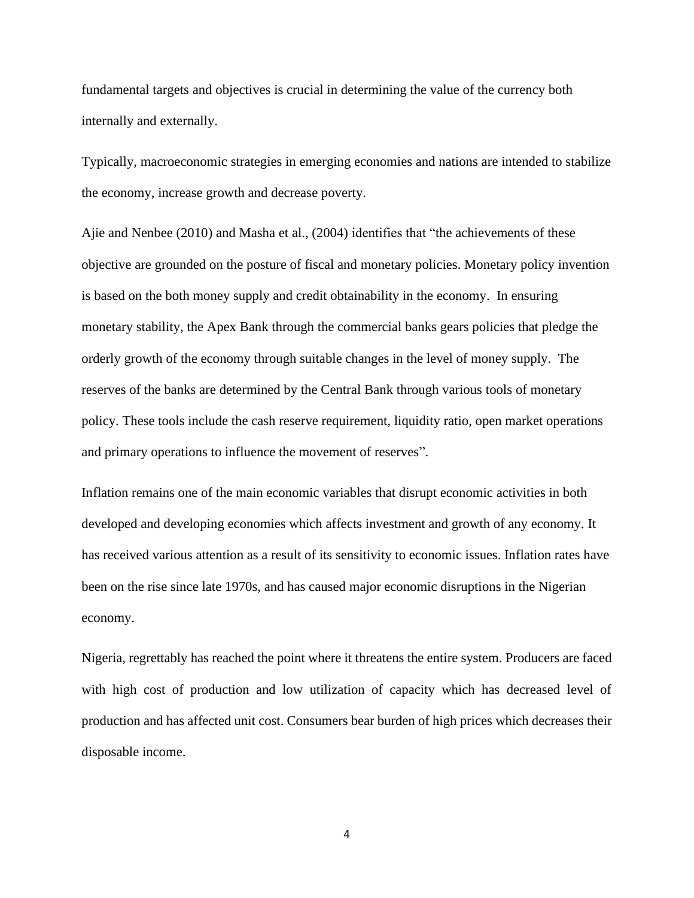fundamental targets and objectives is crucial in determining the value of the currency both internally and externally.

Typically, macroeconomic strategies in emerging economies and nations are intended to stabilize the economy, increase growth and decrease poverty.

Ajie and Nenbee (2010) and Masha et al., (2004) identifies that "the achievements of these objective are grounded on the posture of fiscal and monetary policies. Monetary policy invention is based on the both money supply and credit obtainability in the economy. In ensuring monetary stability, the Apex Bank through the commercial banks gears policies that pledge the orderly growth of the economy through suitable changes in the level of money supply. The reserves of the banks are determined by the Central Bank through various tools of monetary policy. These tools include the cash reserve requirement, liquidity ratio, open market operations and primary operations to influence the movement of reserves".

Inflation remains one of the main economic variables that disrupt economic activities in both developed and developing economies which affects investment and growth of any economy. It has received various attention as a result of its sensitivity to economic issues. Inflation rates have been on the rise since late 1970s, and has caused major economic disruptions in the Nigerian economy.

Nigeria, regrettably has reached the point where it threatens the entire system. Producers are faced with high cost of production and low utilization of capacity which has decreased level of production and has affected unit cost. Consumers bear burden of high prices which decreases their disposable income.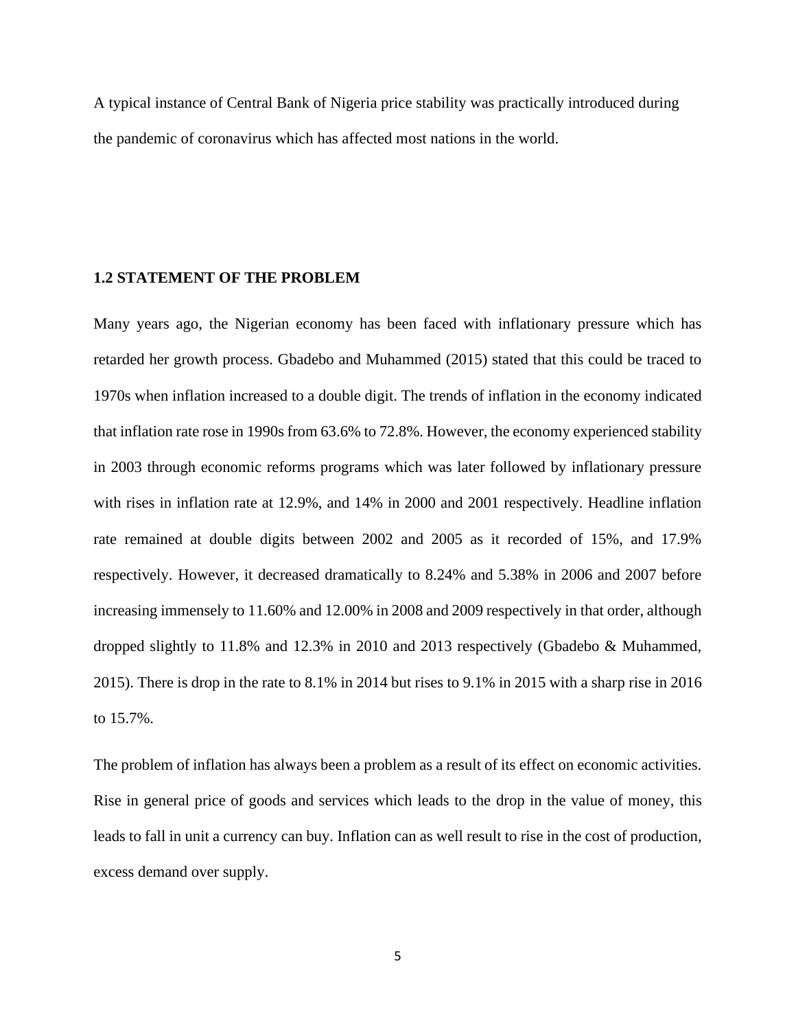A typical instance of Central Bank of Nigeria price stability was practically introduced during the pandemic of coronavirus which has affected most nations in the world.

## 1.2 STATEMENT OF THE PROBLEM

Many years ago, the Nigerian economy has been faced with inflationary pressure which has retarded her growth process. Gbadebo and Muhammed (2015) stated that this could be traced to 1970s when inflation increased to a double digit. The trends of inflation in the economy indicated that inflation rate rose in 1990s from 63.6% to 72.8%. However, the economy experienced stability in 2003 through economic reforms programs which was later followed by inflationary pressure with rises in inflation rate at 12.9%, and 14% in 2000 and 2001 respectively. Headline inflation rate remained at double digits between 2002 and 2005 as it recorded of 15%, and 17.9% respectively. However, it decreased dramatically to 8.24% and 5.38% in 2006 and 2007 before increasing immensely to 11.60% and 12.00% in 2008 and 2009 respectively in that order, although dropped slightly to 11.8% and 12.3% in 2010 and 2013 respectively (Gbadebo & Muhammed, 2015). There is drop in the rate to 8.1% in 2014 but rises to 9.1% in 2015 with a sharp rise in 2016 to 15.7%.

The problem of inflation has always been a problem as a result of its effect on economic activities. Rise in general price of goods and services which leads to the drop in the value of money, this leads to fall in unit a currency can buy. Inflation can as well result to rise in the cost of production, excess demand over supply.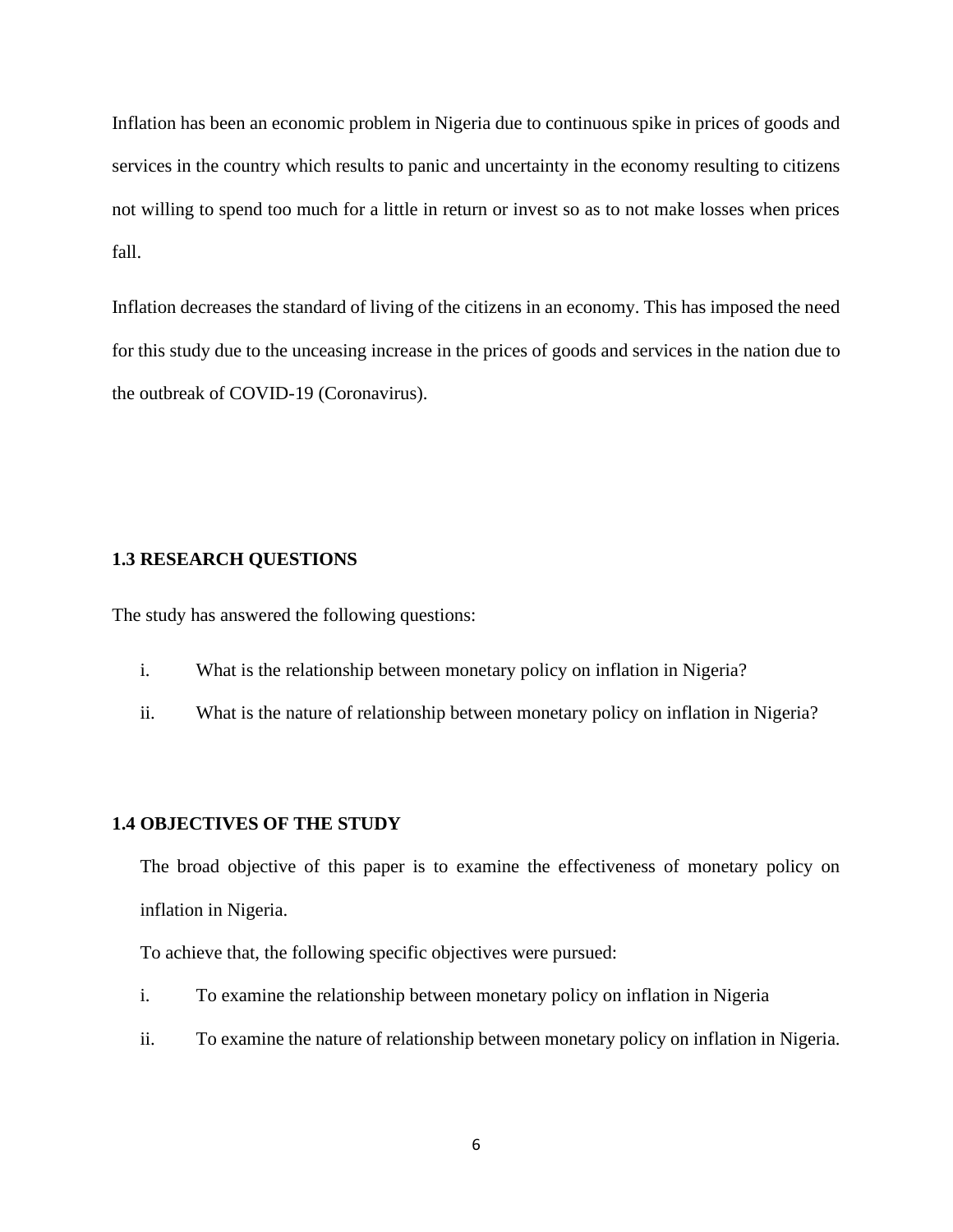Inflation has been an economic problem in Nigeria due to continuous spike in prices of goods and services in the country which results to panic and uncertainty in the economy resulting to citizens not willing to spend too much for a little in return or invest so as to not make losses when prices fall.

Inflation decreases the standard of living of the citizens in an economy. This has imposed the need for this study due to the unceasing increase in the prices of goods and services in the nation due to the outbreak of COVID-19 (Coronavirus).

### 1.3 RESEARCH QUESTIONS

The study has answered the following questions:

i. What is the relationship between monetary policy on inflation in Nigeria?

ii. What is the nature of relationship between monetary policy on inflation in Nigeria?

### 1.4 OBJECTIVES OF THE STUDY

The broad objective of this paper is to examine the effectiveness of monetary policy on inflation in Nigeria.

To achieve that, the following specific objectives were pursued:

i. To examine the relationship between monetary policy on inflation in Nigeria

ii. To examine the nature of relationship between monetary policy on inflation in Nigeria.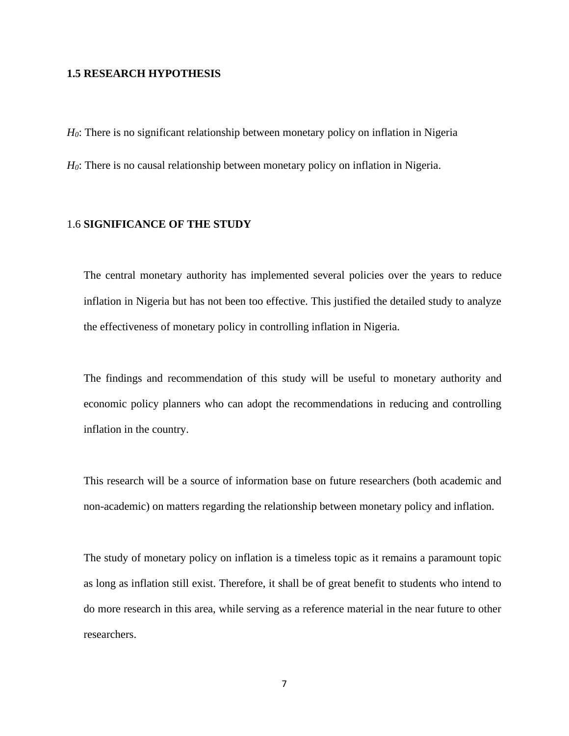## 1.5 RESEARCH HYPOTHESIS

$H_0$: There is no significant relationship between monetary policy on inflation in Nigeria

$H_0$: There is no causal relationship between monetary policy on inflation in Nigeria.

## 1.6 SIGNIFICANCE OF THE STUDY

The central monetary authority has implemented several policies over the years to reduce inflation in Nigeria but has not been too effective. This justified the detailed study to analyze the effectiveness of monetary policy in controlling inflation in Nigeria.

The findings and recommendation of this study will be useful to monetary authority and economic policy planners who can adopt the recommendations in reducing and controlling inflation in the country.

This research will be a source of information base on future researchers (both academic and non-academic) on matters regarding the relationship between monetary policy and inflation.

The study of monetary policy on inflation is a timeless topic as it remains a paramount topic as long as inflation still exist. Therefore, it shall be of great benefit to students who intend to do more research in this area, while serving as a reference material in the near future to other researchers.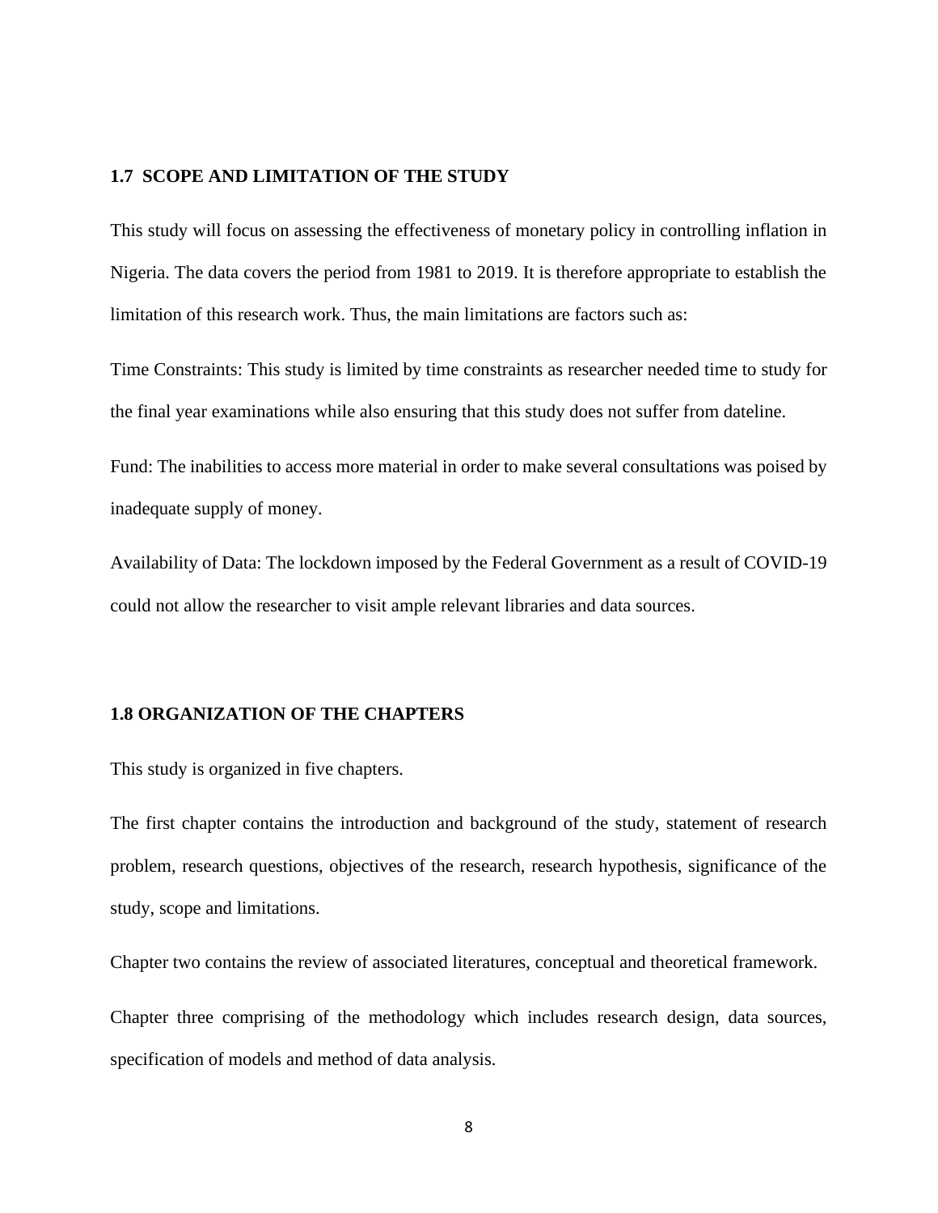### 1.7 SCOPE AND LIMITATION OF THE STUDY

This study will focus on assessing the effectiveness of monetary policy in controlling inflation in Nigeria. The data covers the period from 1981 to 2019. It is therefore appropriate to establish the limitation of this research work. Thus, the main limitations are factors such as:

Time Constraints: This study is limited by time constraints as researcher needed time to study for the final year examinations while also ensuring that this study does not suffer from dateline.

Fund: The inabilities to access more material in order to make several consultations was poised by inadequate supply of money.

Availability of Data: The lockdown imposed by the Federal Government as a result of COVID-19 could not allow the researcher to visit ample relevant libraries and data sources.

### 1.8 ORGANIZATION OF THE CHAPTERS

This study is organized in five chapters.

The first chapter contains the introduction and background of the study, statement of research problem, research questions, objectives of the research, research hypothesis, significance of the study, scope and limitations.

Chapter two contains the review of associated literatures, conceptual and theoretical framework.

Chapter three comprising of the methodology which includes research design, data sources, specification of models and method of data analysis.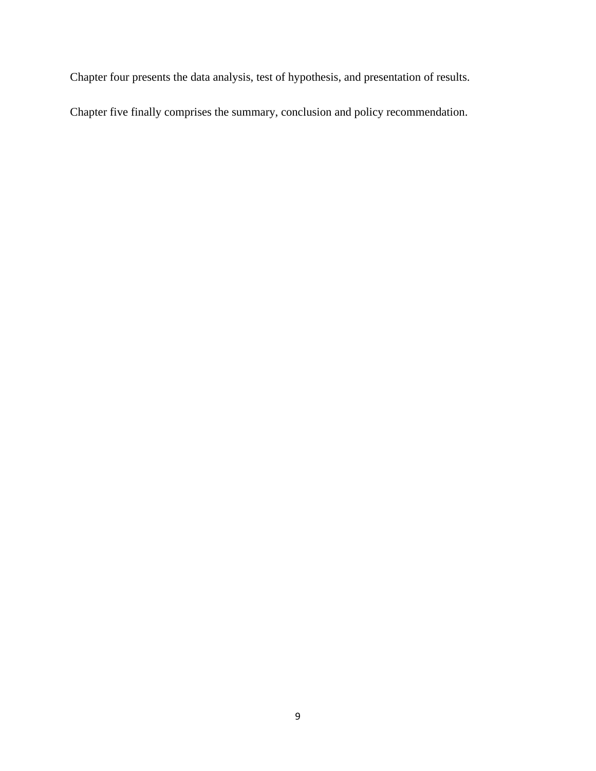Chapter four presents the data analysis, test of hypothesis, and presentation of results.

Chapter five finally comprises the summary, conclusion and policy recommendation.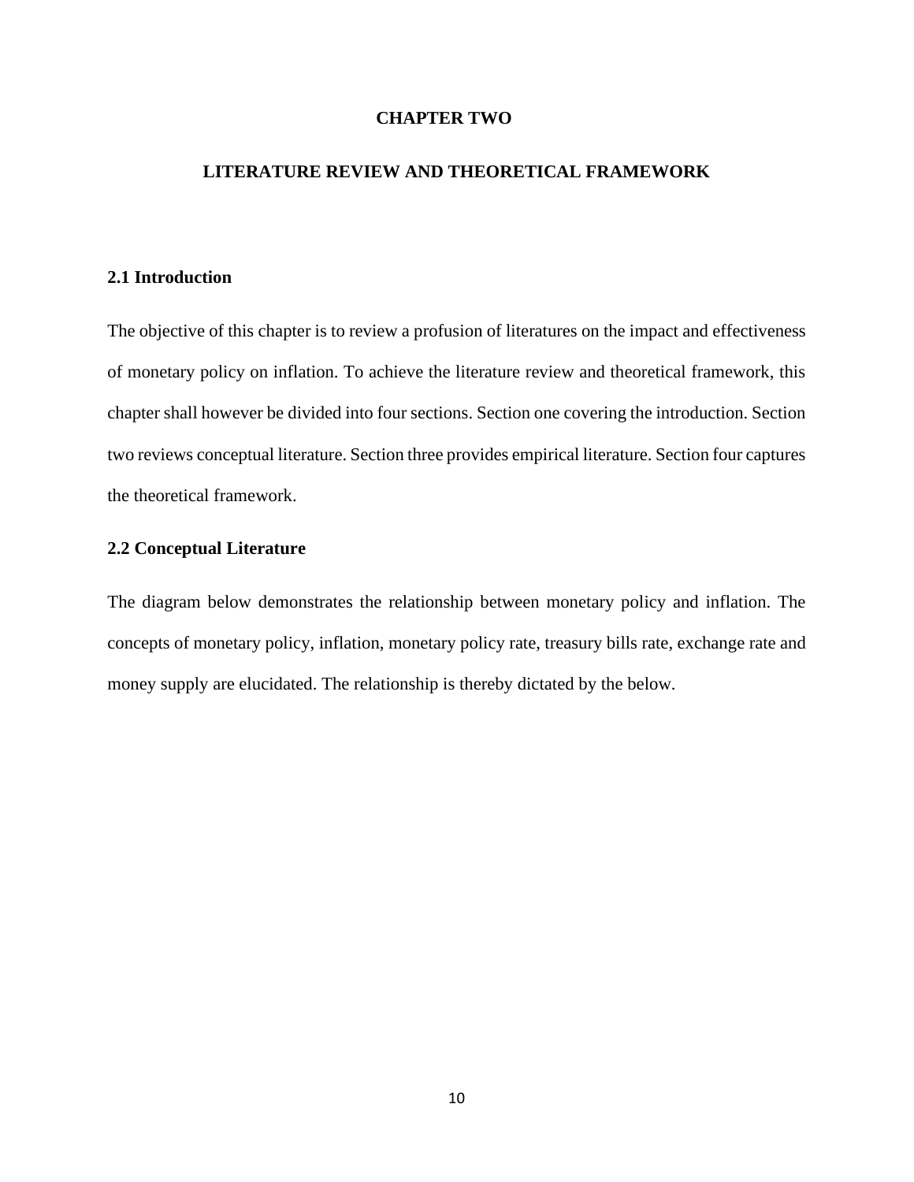# CHAPTER TWO

# LITERATURE REVIEW AND THEORETICAL FRAMEWORK

## 2.1 Introduction

The objective of this chapter is to review a profusion of literatures on the impact and effectiveness of monetary policy on inflation. To achieve the literature review and theoretical framework, this chapter shall however be divided into four sections. Section one covering the introduction. Section two reviews conceptual literature. Section three provides empirical literature. Section four captures the theoretical framework.

## 2.2 Conceptual Literature

The diagram below demonstrates the relationship between monetary policy and inflation. The concepts of monetary policy, inflation, monetary policy rate, treasury bills rate, exchange rate and money supply are elucidated. The relationship is thereby dictated by the below.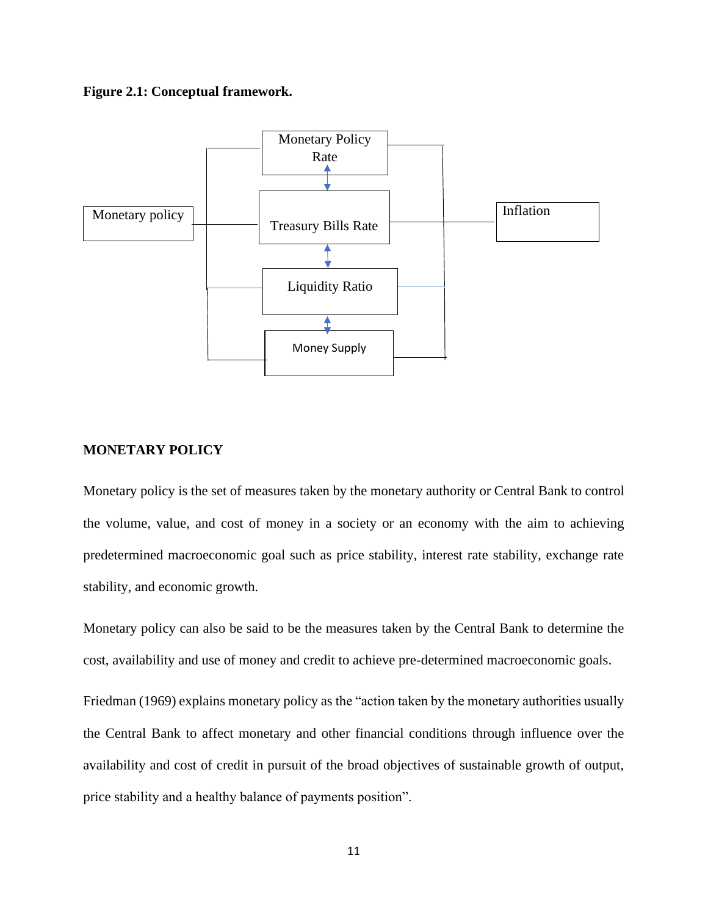**Figure 2.1: Conceptual framework.**

Monetary policy

Monetary Policy Rate

Treasury Bills Rate

Liquidity Ratio

Money Supply

Inflation

**MONETARY POLICY**

Monetary policy is the set of measures taken by the monetary authority or Central Bank to control the volume, value, and cost of money in a society or an economy with the aim to achieving predetermined macroeconomic goal such as price stability, interest rate stability, exchange rate stability, and economic growth.

Monetary policy can also be said to be the measures taken by the Central Bank to determine the cost, availability and use of money and credit to achieve pre-determined macroeconomic goals.

Friedman (1969) explains monetary policy as the "action taken by the monetary authorities usually the Central Bank to affect monetary and other financial conditions through influence over the availability and cost of credit in pursuit of the broad objectives of sustainable growth of output, price stability and a healthy balance of payments position".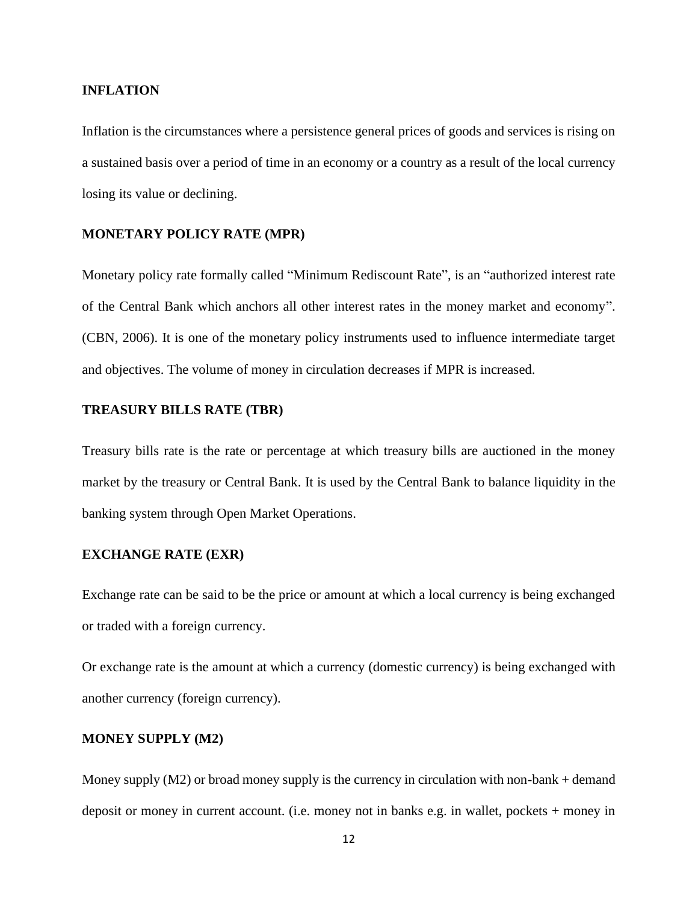**INFLATION**

Inflation is the circumstances where a persistence general prices of goods and services is rising on a sustained basis over a period of time in an economy or a country as a result of the local currency losing its value or declining.

**MONETARY POLICY RATE (MPR)**

Monetary policy rate formally called “Minimum Rediscount Rate”, is an “authorized interest rate of the Central Bank which anchors all other interest rates in the money market and economy”. (CBN, 2006). It is one of the monetary policy instruments used to influence intermediate target and objectives. The volume of money in circulation decreases if MPR is increased.

**TREASURY BILLS RATE (TBR)**

Treasury bills rate is the rate or percentage at which treasury bills are auctioned in the money market by the treasury or Central Bank. It is used by the Central Bank to balance liquidity in the banking system through Open Market Operations.

**EXCHANGE RATE (EXR)**

Exchange rate can be said to be the price or amount at which a local currency is being exchanged or traded with a foreign currency.

Or exchange rate is the amount at which a currency (domestic currency) is being exchanged with another currency (foreign currency).

**MONEY SUPPLY (M2)**

Money supply (M2) or broad money supply is the currency in circulation with non-bank + demand deposit or money in current account. (i.e. money not in banks e.g. in wallet, pockets + money in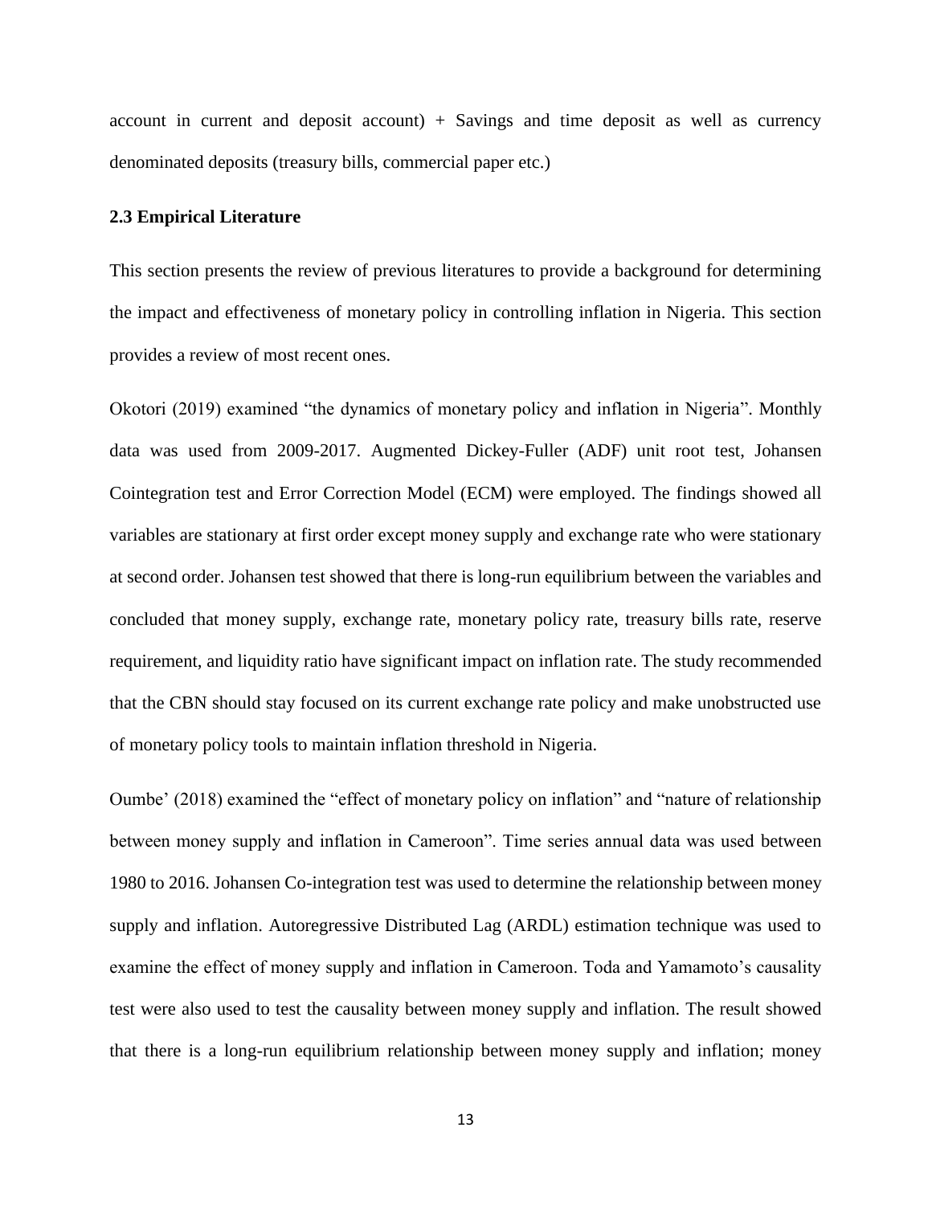account in current and deposit account) + Savings and time deposit as well as currency denominated deposits (treasury bills, commercial paper etc.)

### 2.3 Empirical Literature

This section presents the review of previous literatures to provide a background for determining the impact and effectiveness of monetary policy in controlling inflation in Nigeria. This section provides a review of most recent ones.

Okotori (2019) examined "the dynamics of monetary policy and inflation in Nigeria". Monthly data was used from 2009-2017. Augmented Dickey-Fuller (ADF) unit root test, Johansen Cointegration test and Error Correction Model (ECM) were employed. The findings showed all variables are stationary at first order except money supply and exchange rate who were stationary at second order. Johansen test showed that there is long-run equilibrium between the variables and concluded that money supply, exchange rate, monetary policy rate, treasury bills rate, reserve requirement, and liquidity ratio have significant impact on inflation rate. The study recommended that the CBN should stay focused on its current exchange rate policy and make unobstructed use of monetary policy tools to maintain inflation threshold in Nigeria.

Oumbe' (2018) examined the "effect of monetary policy on inflation" and "nature of relationship between money supply and inflation in Cameroon". Time series annual data was used between 1980 to 2016. Johansen Co-integration test was used to determine the relationship between money supply and inflation. Autoregressive Distributed Lag (ARDL) estimation technique was used to examine the effect of money supply and inflation in Cameroon. Toda and Yamamoto's causality test were also used to test the causality between money supply and inflation. The result showed that there is a long-run equilibrium relationship between money supply and inflation; money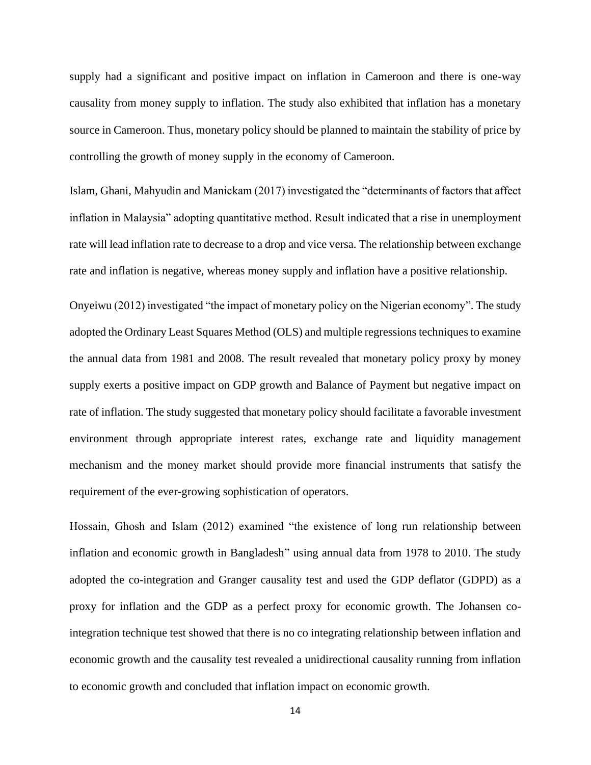supply had a significant and positive impact on inflation in Cameroon and there is one-way causality from money supply to inflation. The study also exhibited that inflation has a monetary source in Cameroon. Thus, monetary policy should be planned to maintain the stability of price by controlling the growth of money supply in the economy of Cameroon.

Islam, Ghani, Mahyudin and Manickam (2017) investigated the "determinants of factors that affect inflation in Malaysia" adopting quantitative method. Result indicated that a rise in unemployment rate will lead inflation rate to decrease to a drop and vice versa. The relationship between exchange rate and inflation is negative, whereas money supply and inflation have a positive relationship.

Onyeiwu (2012) investigated "the impact of monetary policy on the Nigerian economy". The study adopted the Ordinary Least Squares Method (OLS) and multiple regressions techniques to examine the annual data from 1981 and 2008. The result revealed that monetary policy proxy by money supply exerts a positive impact on GDP growth and Balance of Payment but negative impact on rate of inflation. The study suggested that monetary policy should facilitate a favorable investment environment through appropriate interest rates, exchange rate and liquidity management mechanism and the money market should provide more financial instruments that satisfy the requirement of the ever-growing sophistication of operators.

Hossain, Ghosh and Islam (2012) examined "the existence of long run relationship between inflation and economic growth in Bangladesh" using annual data from 1978 to 2010. The study adopted the co-integration and Granger causality test and used the GDP deflator (GDPD) as a proxy for inflation and the GDP as a perfect proxy for economic growth. The Johansen co-integration technique test showed that there is no co integrating relationship between inflation and economic growth and the causality test revealed a unidirectional causality running from inflation to economic growth and concluded that inflation impact on economic growth.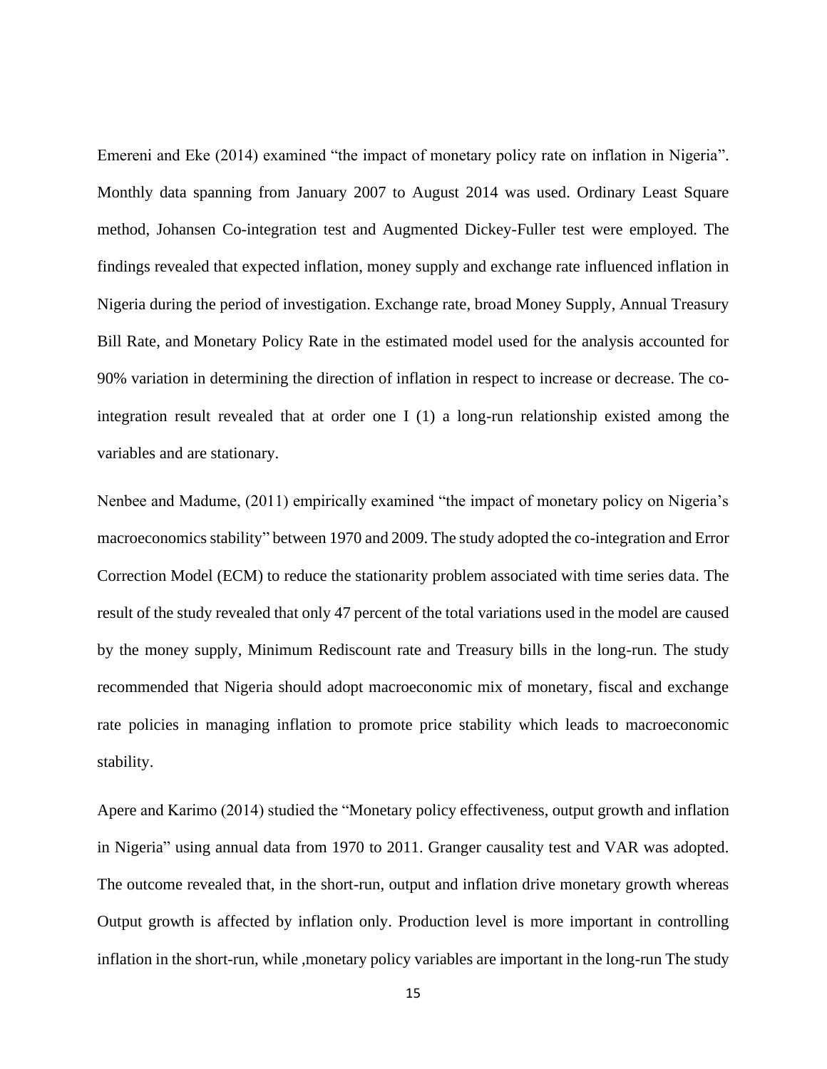Emereni and Eke (2014) examined “the impact of monetary policy rate on inflation in Nigeria”. Monthly data spanning from January 2007 to August 2014 was used. Ordinary Least Square method, Johansen Co-integration test and Augmented Dickey-Fuller test were employed. The findings revealed that expected inflation, money supply and exchange rate influenced inflation in Nigeria during the period of investigation. Exchange rate, broad Money Supply, Annual Treasury Bill Rate, and Monetary Policy Rate in the estimated model used for the analysis accounted for 90% variation in determining the direction of inflation in respect to increase or decrease. The co-integration result revealed that at order one I (1) a long-run relationship existed among the variables and are stationary.

Nenbee and Madume, (2011) empirically examined “the impact of monetary policy on Nigeria’s macroeconomics stability” between 1970 and 2009. The study adopted the co-integration and Error Correction Model (ECM) to reduce the stationarity problem associated with time series data. The result of the study revealed that only 47 percent of the total variations used in the model are caused by the money supply, Minimum Rediscount rate and Treasury bills in the long-run. The study recommended that Nigeria should adopt macroeconomic mix of monetary, fiscal and exchange rate policies in managing inflation to promote price stability which leads to macroeconomic stability.

Apere and Karimo (2014) studied the “Monetary policy effectiveness, output growth and inflation in Nigeria” using annual data from 1970 to 2011. Granger causality test and VAR was adopted. The outcome revealed that, in the short-run, output and inflation drive monetary growth whereas Output growth is affected by inflation only. Production level is more important in controlling inflation in the short-run, while ,monetary policy variables are important in the long-run The study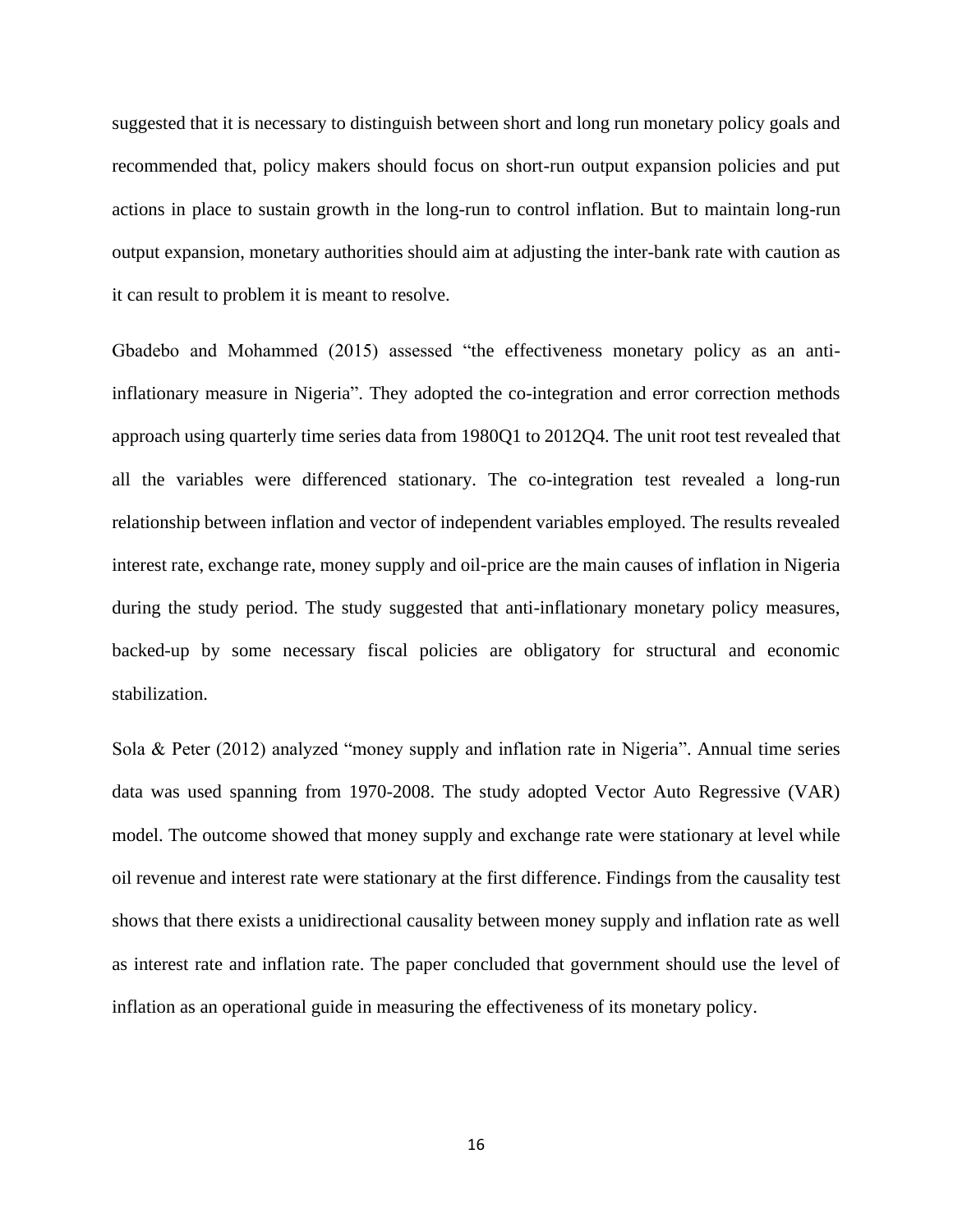suggested that it is necessary to distinguish between short and long run monetary policy goals and recommended that, policy makers should focus on short-run output expansion policies and put actions in place to sustain growth in the long-run to control inflation. But to maintain long-run output expansion, monetary authorities should aim at adjusting the inter-bank rate with caution as it can result to problem it is meant to resolve.

Gbadebo and Mohammed (2015) assessed "the effectiveness monetary policy as an anti-inflationary measure in Nigeria". They adopted the co-integration and error correction methods approach using quarterly time series data from 1980Q1 to 2012Q4. The unit root test revealed that all the variables were differenced stationary. The co-integration test revealed a long-run relationship between inflation and vector of independent variables employed. The results revealed interest rate, exchange rate, money supply and oil-price are the main causes of inflation in Nigeria during the study period. The study suggested that anti-inflationary monetary policy measures, backed-up by some necessary fiscal policies are obligatory for structural and economic stabilization.

Sola & Peter (2012) analyzed "money supply and inflation rate in Nigeria". Annual time series data was used spanning from 1970-2008. The study adopted Vector Auto Regressive (VAR) model. The outcome showed that money supply and exchange rate were stationary at level while oil revenue and interest rate were stationary at the first difference. Findings from the causality test shows that there exists a unidirectional causality between money supply and inflation rate as well as interest rate and inflation rate. The paper concluded that government should use the level of inflation as an operational guide in measuring the effectiveness of its monetary policy.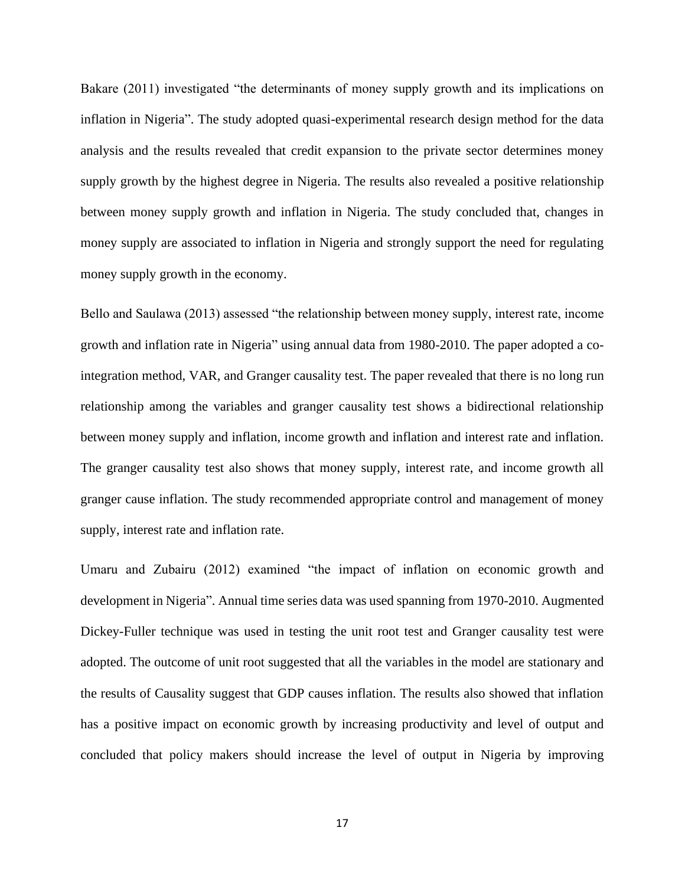Bakare (2011) investigated "the determinants of money supply growth and its implications on inflation in Nigeria". The study adopted quasi-experimental research design method for the data analysis and the results revealed that credit expansion to the private sector determines money supply growth by the highest degree in Nigeria. The results also revealed a positive relationship between money supply growth and inflation in Nigeria. The study concluded that, changes in money supply are associated to inflation in Nigeria and strongly support the need for regulating money supply growth in the economy.

Bello and Saulawa (2013) assessed "the relationship between money supply, interest rate, income growth and inflation rate in Nigeria" using annual data from 1980-2010. The paper adopted a co-integration method, VAR, and Granger causality test. The paper revealed that there is no long run relationship among the variables and granger causality test shows a bidirectional relationship between money supply and inflation, income growth and inflation and interest rate and inflation. The granger causality test also shows that money supply, interest rate, and income growth all granger cause inflation. The study recommended appropriate control and management of money supply, interest rate and inflation rate.

Umaru and Zubairu (2012) examined "the impact of inflation on economic growth and development in Nigeria". Annual time series data was used spanning from 1970-2010. Augmented Dickey-Fuller technique was used in testing the unit root test and Granger causality test were adopted. The outcome of unit root suggested that all the variables in the model are stationary and the results of Causality suggest that GDP causes inflation. The results also showed that inflation has a positive impact on economic growth by increasing productivity and level of output and concluded that policy makers should increase the level of output in Nigeria by improving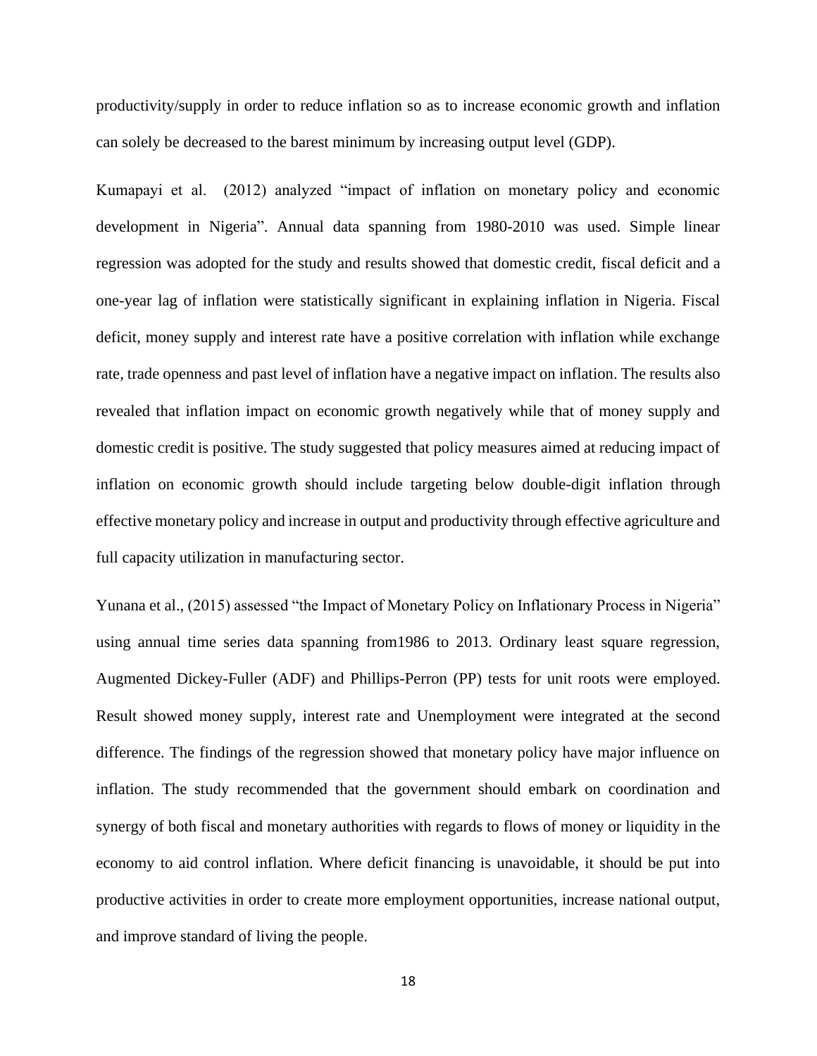productivity/supply in order to reduce inflation so as to increase economic growth and inflation can solely be decreased to the barest minimum by increasing output level (GDP).

Kumapayi et al. (2012) analyzed "impact of inflation on monetary policy and economic development in Nigeria". Annual data spanning from 1980-2010 was used. Simple linear regression was adopted for the study and results showed that domestic credit, fiscal deficit and a one-year lag of inflation were statistically significant in explaining inflation in Nigeria. Fiscal deficit, money supply and interest rate have a positive correlation with inflation while exchange rate, trade openness and past level of inflation have a negative impact on inflation. The results also revealed that inflation impact on economic growth negatively while that of money supply and domestic credit is positive. The study suggested that policy measures aimed at reducing impact of inflation on economic growth should include targeting below double-digit inflation through effective monetary policy and increase in output and productivity through effective agriculture and full capacity utilization in manufacturing sector.

Yunana et al., (2015) assessed "the Impact of Monetary Policy on Inflationary Process in Nigeria" using annual time series data spanning from1986 to 2013. Ordinary least square regression, Augmented Dickey-Fuller (ADF) and Phillips-Perron (PP) tests for unit roots were employed. Result showed money supply, interest rate and Unemployment were integrated at the second difference. The findings of the regression showed that monetary policy have major influence on inflation. The study recommended that the government should embark on coordination and synergy of both fiscal and monetary authorities with regards to flows of money or liquidity in the economy to aid control inflation. Where deficit financing is unavoidable, it should be put into productive activities in order to create more employment opportunities, increase national output, and improve standard of living the people.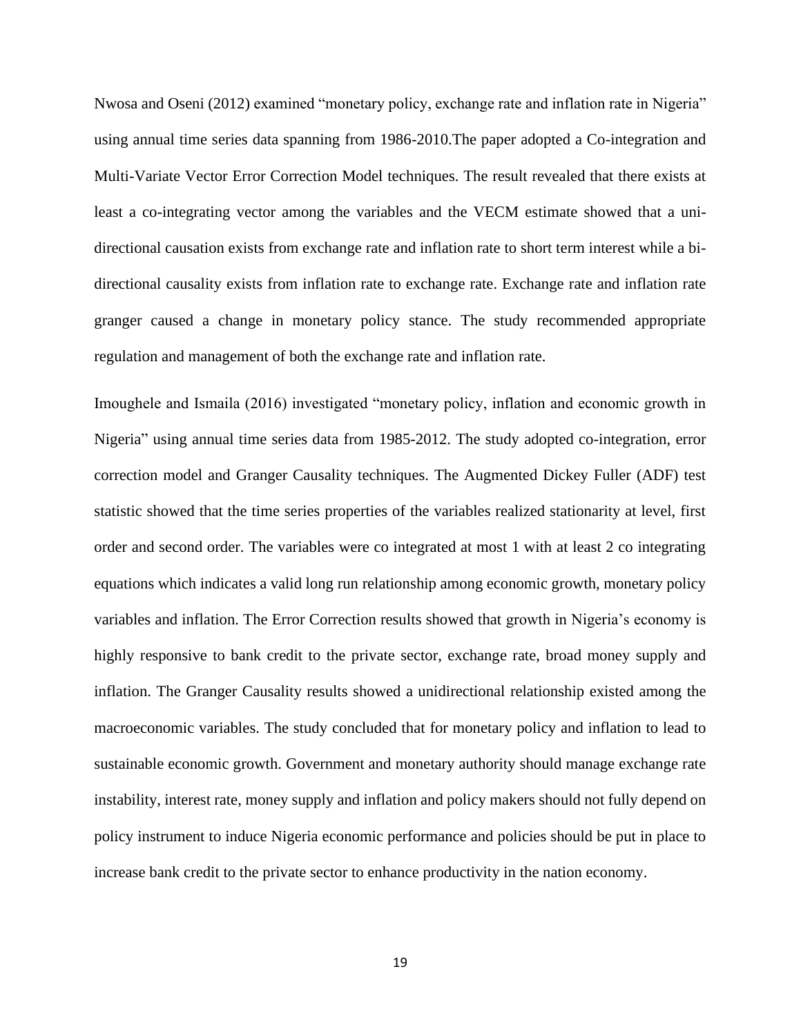Nwosa and Oseni (2012) examined "monetary policy, exchange rate and inflation rate in Nigeria" using annual time series data spanning from 1986-2010.The paper adopted a Co-integration and Multi-Variate Vector Error Correction Model techniques. The result revealed that there exists at least a co-integrating vector among the variables and the VECM estimate showed that a uni-directional causation exists from exchange rate and inflation rate to short term interest while a bi-directional causality exists from inflation rate to exchange rate. Exchange rate and inflation rate granger caused a change in monetary policy stance. The study recommended appropriate regulation and management of both the exchange rate and inflation rate.

Imoughele and Ismaila (2016) investigated "monetary policy, inflation and economic growth in Nigeria" using annual time series data from 1985-2012. The study adopted co-integration, error correction model and Granger Causality techniques. The Augmented Dickey Fuller (ADF) test statistic showed that the time series properties of the variables realized stationarity at level, first order and second order. The variables were co integrated at most 1 with at least 2 co integrating equations which indicates a valid long run relationship among economic growth, monetary policy variables and inflation. The Error Correction results showed that growth in Nigeria's economy is highly responsive to bank credit to the private sector, exchange rate, broad money supply and inflation. The Granger Causality results showed a unidirectional relationship existed among the macroeconomic variables. The study concluded that for monetary policy and inflation to lead to sustainable economic growth. Government and monetary authority should manage exchange rate instability, interest rate, money supply and inflation and policy makers should not fully depend on policy instrument to induce Nigeria economic performance and policies should be put in place to increase bank credit to the private sector to enhance productivity in the nation economy.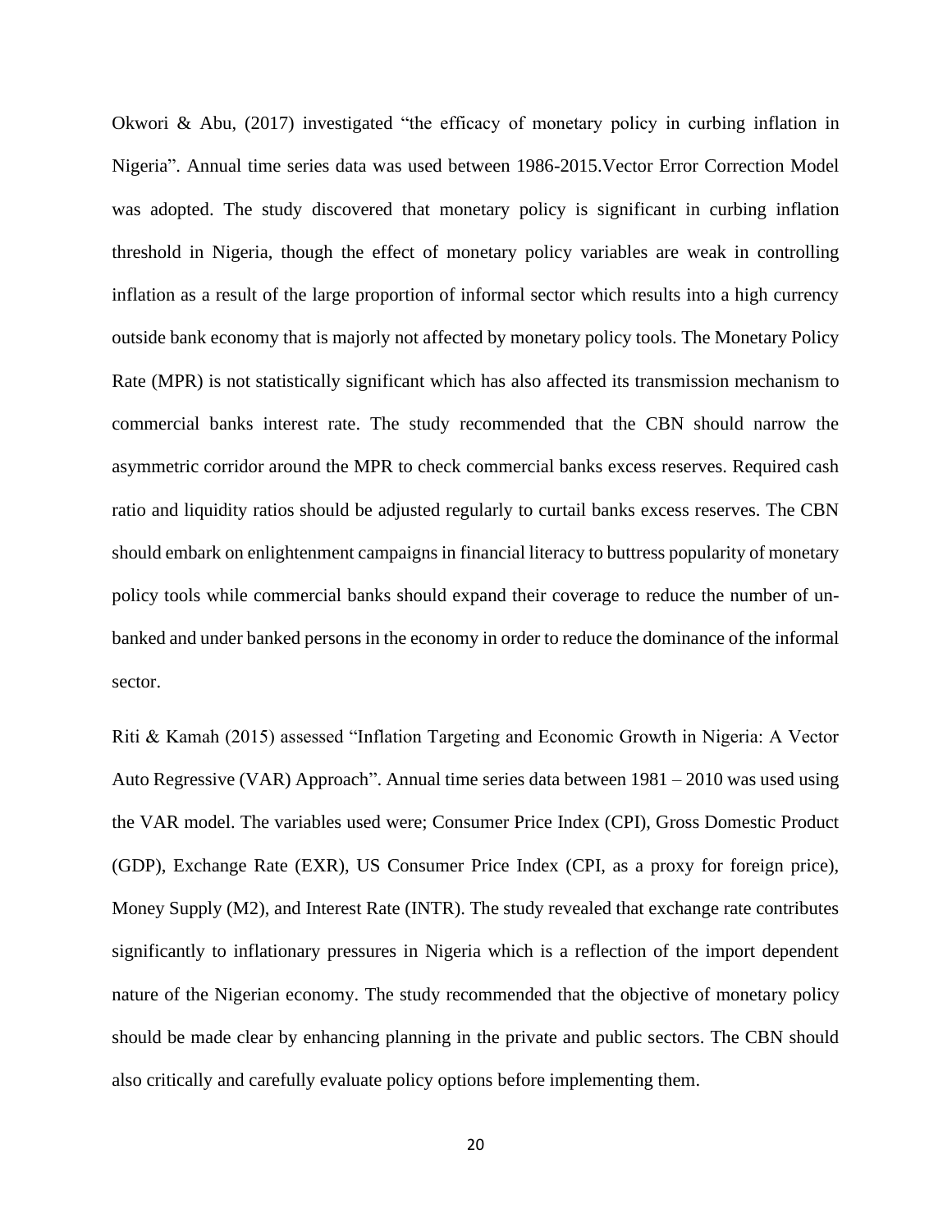Okwori & Abu, (2017) investigated "the efficacy of monetary policy in curbing inflation in Nigeria". Annual time series data was used between 1986-2015.Vector Error Correction Model was adopted. The study discovered that monetary policy is significant in curbing inflation threshold in Nigeria, though the effect of monetary policy variables are weak in controlling inflation as a result of the large proportion of informal sector which results into a high currency outside bank economy that is majorly not affected by monetary policy tools. The Monetary Policy Rate (MPR) is not statistically significant which has also affected its transmission mechanism to commercial banks interest rate. The study recommended that the CBN should narrow the asymmetric corridor around the MPR to check commercial banks excess reserves. Required cash ratio and liquidity ratios should be adjusted regularly to curtail banks excess reserves. The CBN should embark on enlightenment campaigns in financial literacy to buttress popularity of monetary policy tools while commercial banks should expand their coverage to reduce the number of un-banked and under banked persons in the economy in order to reduce the dominance of the informal sector.

Riti & Kamah (2015) assessed "Inflation Targeting and Economic Growth in Nigeria: A Vector Auto Regressive (VAR) Approach". Annual time series data between 1981 – 2010 was used using the VAR model. The variables used were; Consumer Price Index (CPI), Gross Domestic Product (GDP), Exchange Rate (EXR), US Consumer Price Index (CPI, as a proxy for foreign price), Money Supply (M2), and Interest Rate (INTR). The study revealed that exchange rate contributes significantly to inflationary pressures in Nigeria which is a reflection of the import dependent nature of the Nigerian economy. The study recommended that the objective of monetary policy should be made clear by enhancing planning in the private and public sectors. The CBN should also critically and carefully evaluate policy options before implementing them.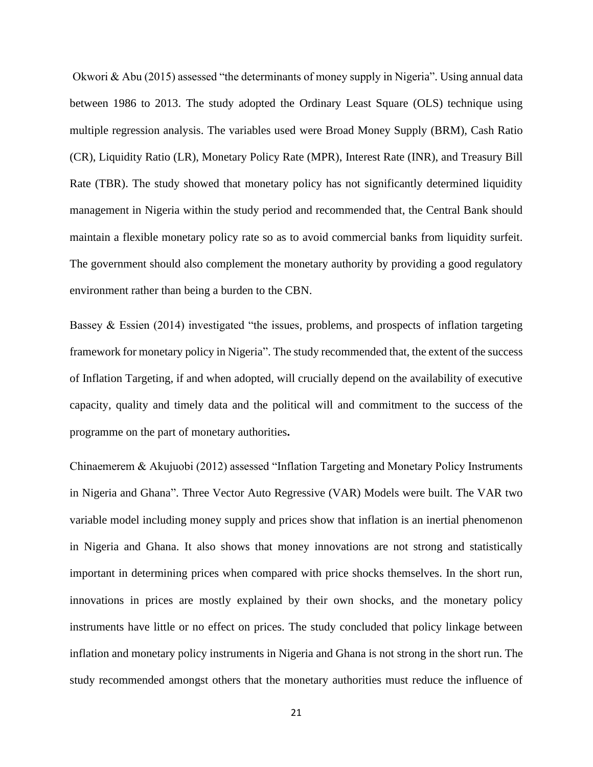Okwori & Abu (2015) assessed “the determinants of money supply in Nigeria”. Using annual data between 1986 to 2013. The study adopted the Ordinary Least Square (OLS) technique using multiple regression analysis. The variables used were Broad Money Supply (BRM), Cash Ratio (CR), Liquidity Ratio (LR), Monetary Policy Rate (MPR), Interest Rate (INR), and Treasury Bill Rate (TBR). The study showed that monetary policy has not significantly determined liquidity management in Nigeria within the study period and recommended that, the Central Bank should maintain a flexible monetary policy rate so as to avoid commercial banks from liquidity surfeit. The government should also complement the monetary authority by providing a good regulatory environment rather than being a burden to the CBN.

Bassey & Essien (2014) investigated “the issues, problems, and prospects of inflation targeting framework for monetary policy in Nigeria”. The study recommended that, the extent of the success of Inflation Targeting, if and when adopted, will crucially depend on the availability of executive capacity, quality and timely data and the political will and commitment to the success of the programme on the part of monetary authorities**.**

Chinaemerem & Akujuobi (2012) assessed “Inflation Targeting and Monetary Policy Instruments in Nigeria and Ghana”. Three Vector Auto Regressive (VAR) Models were built. The VAR two variable model including money supply and prices show that inflation is an inertial phenomenon in Nigeria and Ghana. It also shows that money innovations are not strong and statistically important in determining prices when compared with price shocks themselves. In the short run, innovations in prices are mostly explained by their own shocks, and the monetary policy instruments have little or no effect on prices. The study concluded that policy linkage between inflation and monetary policy instruments in Nigeria and Ghana is not strong in the short run. The study recommended amongst others that the monetary authorities must reduce the influence of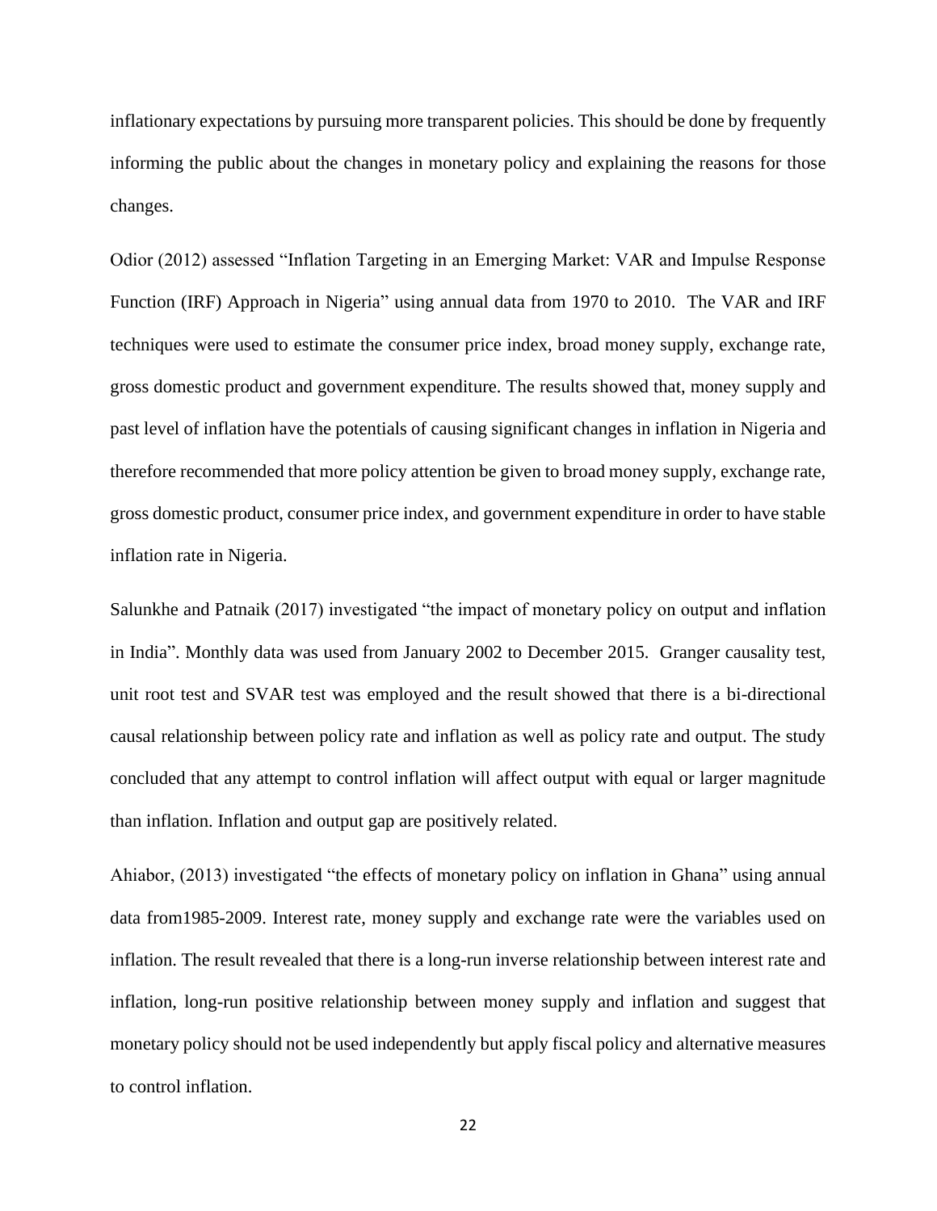inflationary expectations by pursuing more transparent policies. This should be done by frequently informing the public about the changes in monetary policy and explaining the reasons for those changes.

Odior (2012) assessed "Inflation Targeting in an Emerging Market: VAR and Impulse Response Function (IRF) Approach in Nigeria" using annual data from 1970 to 2010. The VAR and IRF techniques were used to estimate the consumer price index, broad money supply, exchange rate, gross domestic product and government expenditure. The results showed that, money supply and past level of inflation have the potentials of causing significant changes in inflation in Nigeria and therefore recommended that more policy attention be given to broad money supply, exchange rate, gross domestic product, consumer price index, and government expenditure in order to have stable inflation rate in Nigeria.

Salunkhe and Patnaik (2017) investigated "the impact of monetary policy on output and inflation in India". Monthly data was used from January 2002 to December 2015. Granger causality test, unit root test and SVAR test was employed and the result showed that there is a bi-directional causal relationship between policy rate and inflation as well as policy rate and output. The study concluded that any attempt to control inflation will affect output with equal or larger magnitude than inflation. Inflation and output gap are positively related.

Ahiabor, (2013) investigated "the effects of monetary policy on inflation in Ghana" using annual data from1985-2009. Interest rate, money supply and exchange rate were the variables used on inflation. The result revealed that there is a long-run inverse relationship between interest rate and inflation, long-run positive relationship between money supply and inflation and suggest that monetary policy should not be used independently but apply fiscal policy and alternative measures to control inflation.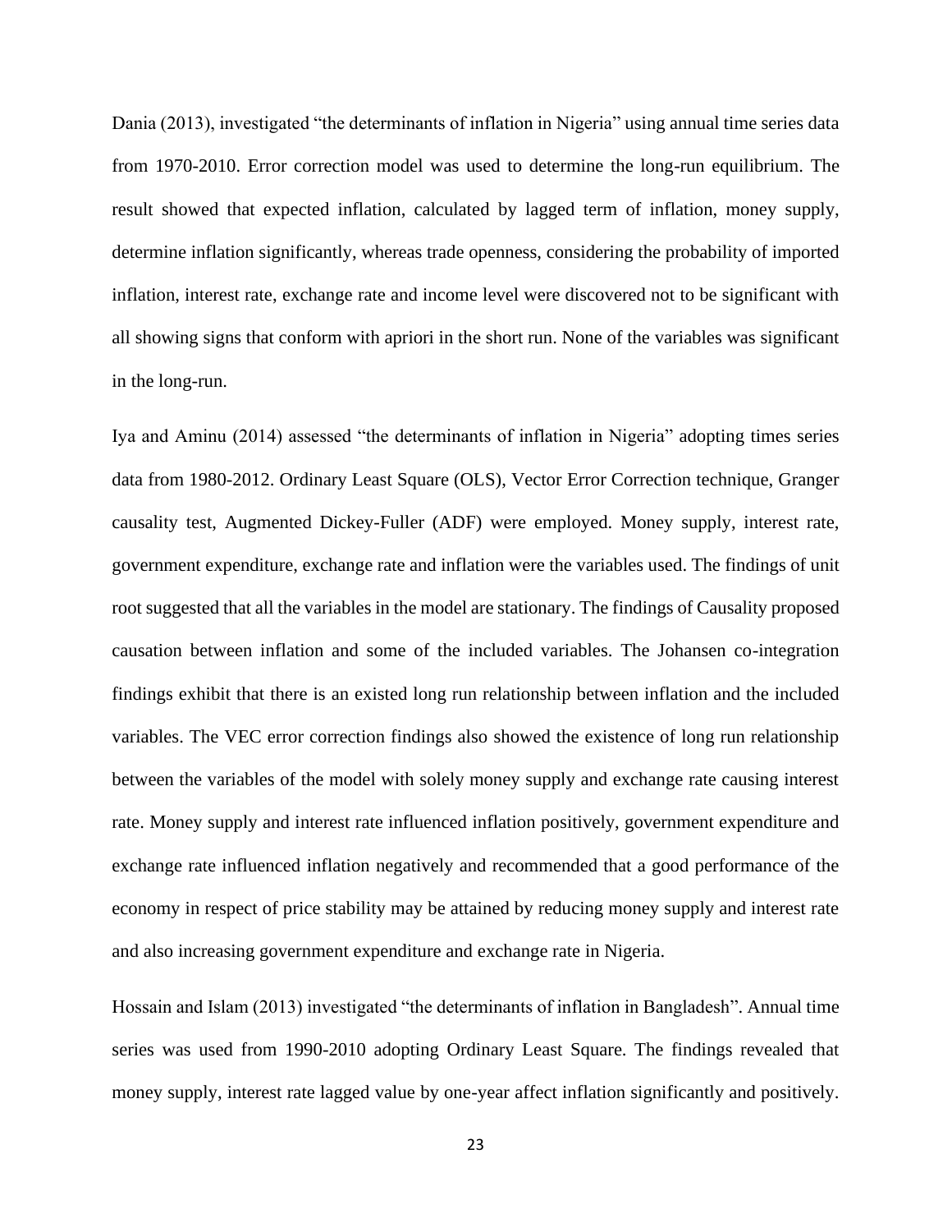Dania (2013), investigated “the determinants of inflation in Nigeria” using annual time series data from 1970-2010. Error correction model was used to determine the long-run equilibrium. The result showed that expected inflation, calculated by lagged term of inflation, money supply, determine inflation significantly, whereas trade openness, considering the probability of imported inflation, interest rate, exchange rate and income level were discovered not to be significant with all showing signs that conform with apriori in the short run. None of the variables was significant in the long-run.

Iya and Aminu (2014) assessed “the determinants of inflation in Nigeria” adopting times series data from 1980-2012. Ordinary Least Square (OLS), Vector Error Correction technique, Granger causality test, Augmented Dickey-Fuller (ADF) were employed. Money supply, interest rate, government expenditure, exchange rate and inflation were the variables used. The findings of unit root suggested that all the variables in the model are stationary. The findings of Causality proposed causation between inflation and some of the included variables. The Johansen co-integration findings exhibit that there is an existed long run relationship between inflation and the included variables. The VEC error correction findings also showed the existence of long run relationship between the variables of the model with solely money supply and exchange rate causing interest rate. Money supply and interest rate influenced inflation positively, government expenditure and exchange rate influenced inflation negatively and recommended that a good performance of the economy in respect of price stability may be attained by reducing money supply and interest rate and also increasing government expenditure and exchange rate in Nigeria.

Hossain and Islam (2013) investigated “the determinants of inflation in Bangladesh”. Annual time series was used from 1990-2010 adopting Ordinary Least Square. The findings revealed that money supply, interest rate lagged value by one-year affect inflation significantly and positively.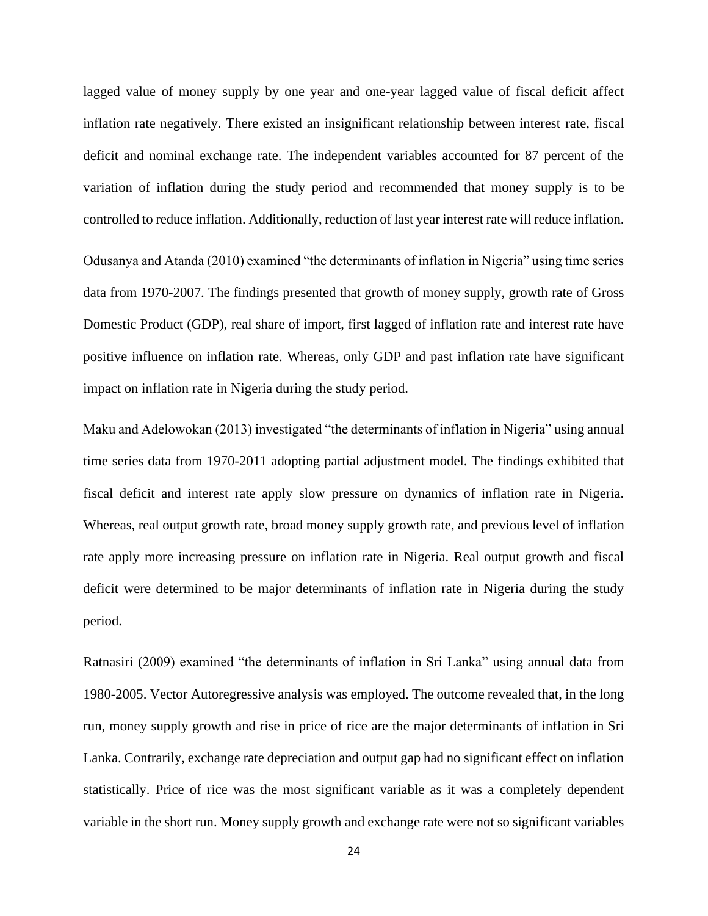lagged value of money supply by one year and one-year lagged value of fiscal deficit affect inflation rate negatively. There existed an insignificant relationship between interest rate, fiscal deficit and nominal exchange rate. The independent variables accounted for 87 percent of the variation of inflation during the study period and recommended that money supply is to be controlled to reduce inflation. Additionally, reduction of last year interest rate will reduce inflation.

Odusanya and Atanda (2010) examined "the determinants of inflation in Nigeria" using time series data from 1970-2007. The findings presented that growth of money supply, growth rate of Gross Domestic Product (GDP), real share of import, first lagged of inflation rate and interest rate have positive influence on inflation rate. Whereas, only GDP and past inflation rate have significant impact on inflation rate in Nigeria during the study period.

Maku and Adelowokan (2013) investigated "the determinants of inflation in Nigeria" using annual time series data from 1970-2011 adopting partial adjustment model. The findings exhibited that fiscal deficit and interest rate apply slow pressure on dynamics of inflation rate in Nigeria. Whereas, real output growth rate, broad money supply growth rate, and previous level of inflation rate apply more increasing pressure on inflation rate in Nigeria. Real output growth and fiscal deficit were determined to be major determinants of inflation rate in Nigeria during the study period.

Ratnasiri (2009) examined "the determinants of inflation in Sri Lanka" using annual data from 1980-2005. Vector Autoregressive analysis was employed. The outcome revealed that, in the long run, money supply growth and rise in price of rice are the major determinants of inflation in Sri Lanka. Contrarily, exchange rate depreciation and output gap had no significant effect on inflation statistically. Price of rice was the most significant variable as it was a completely dependent variable in the short run. Money supply growth and exchange rate were not so significant variables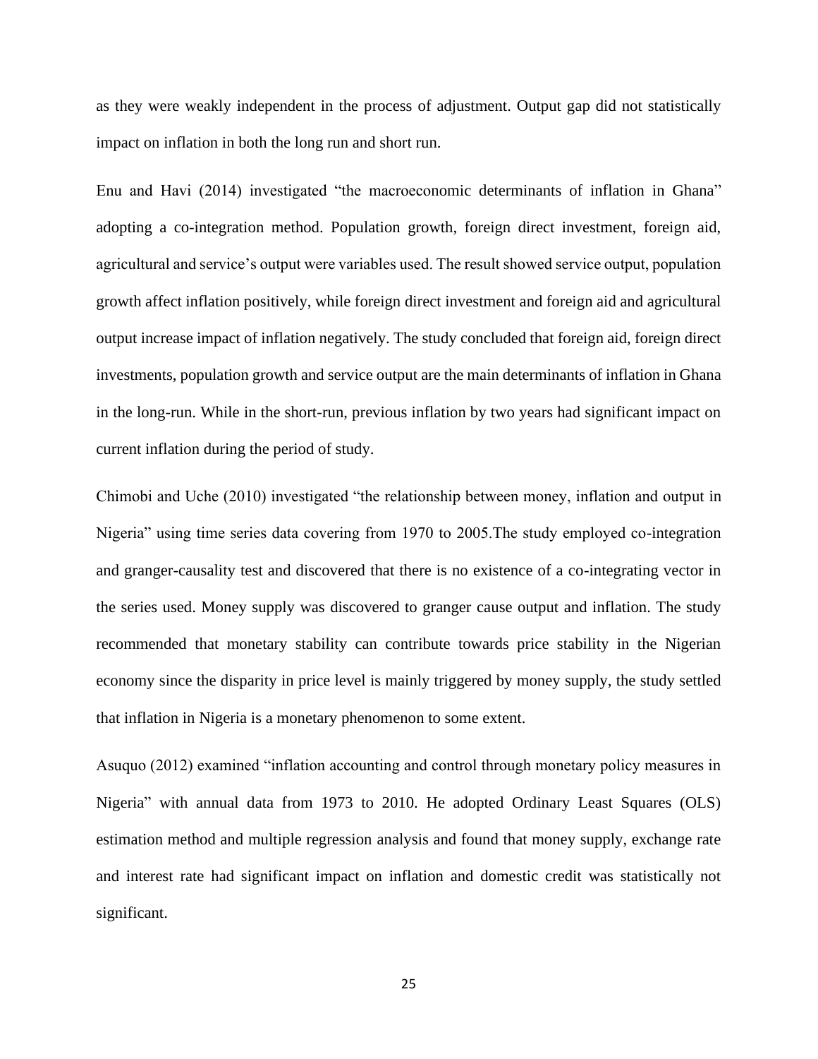as they were weakly independent in the process of adjustment. Output gap did not statistically impact on inflation in both the long run and short run.

Enu and Havi (2014) investigated "the macroeconomic determinants of inflation in Ghana" adopting a co-integration method. Population growth, foreign direct investment, foreign aid, agricultural and service's output were variables used. The result showed service output, population growth affect inflation positively, while foreign direct investment and foreign aid and agricultural output increase impact of inflation negatively. The study concluded that foreign aid, foreign direct investments, population growth and service output are the main determinants of inflation in Ghana in the long-run. While in the short-run, previous inflation by two years had significant impact on current inflation during the period of study.

Chimobi and Uche (2010) investigated "the relationship between money, inflation and output in Nigeria" using time series data covering from 1970 to 2005.The study employed co-integration and granger-causality test and discovered that there is no existence of a co-integrating vector in the series used. Money supply was discovered to granger cause output and inflation. The study recommended that monetary stability can contribute towards price stability in the Nigerian economy since the disparity in price level is mainly triggered by money supply, the study settled that inflation in Nigeria is a monetary phenomenon to some extent.

Asuquo (2012) examined "inflation accounting and control through monetary policy measures in Nigeria" with annual data from 1973 to 2010. He adopted Ordinary Least Squares (OLS) estimation method and multiple regression analysis and found that money supply, exchange rate and interest rate had significant impact on inflation and domestic credit was statistically not significant.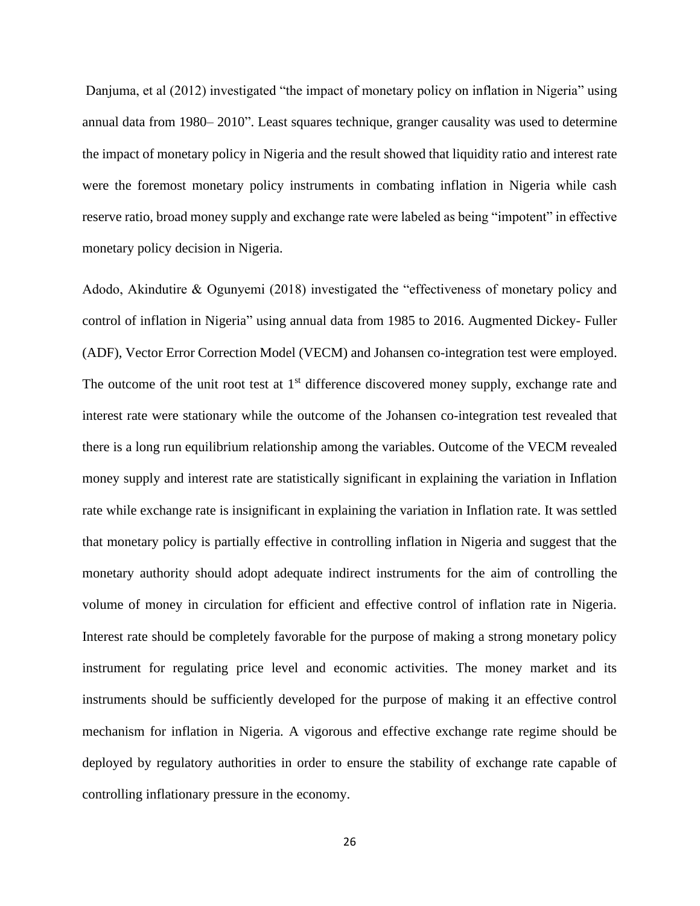Danjuma, et al (2012) investigated "the impact of monetary policy on inflation in Nigeria" using annual data from 1980– 2010". Least squares technique, granger causality was used to determine the impact of monetary policy in Nigeria and the result showed that liquidity ratio and interest rate were the foremost monetary policy instruments in combating inflation in Nigeria while cash reserve ratio, broad money supply and exchange rate were labeled as being "impotent" in effective monetary policy decision in Nigeria.

Adodo, Akindutire & Ogunyemi (2018) investigated the "effectiveness of monetary policy and control of inflation in Nigeria" using annual data from 1985 to 2016. Augmented Dickey- Fuller (ADF), Vector Error Correction Model (VECM) and Johansen co-integration test were employed. The outcome of the unit root test at 1st difference discovered money supply, exchange rate and interest rate were stationary while the outcome of the Johansen co-integration test revealed that there is a long run equilibrium relationship among the variables. Outcome of the VECM revealed money supply and interest rate are statistically significant in explaining the variation in Inflation rate while exchange rate is insignificant in explaining the variation in Inflation rate. It was settled that monetary policy is partially effective in controlling inflation in Nigeria and suggest that the monetary authority should adopt adequate indirect instruments for the aim of controlling the volume of money in circulation for efficient and effective control of inflation rate in Nigeria. Interest rate should be completely favorable for the purpose of making a strong monetary policy instrument for regulating price level and economic activities. The money market and its instruments should be sufficiently developed for the purpose of making it an effective control mechanism for inflation in Nigeria. A vigorous and effective exchange rate regime should be deployed by regulatory authorities in order to ensure the stability of exchange rate capable of controlling inflationary pressure in the economy.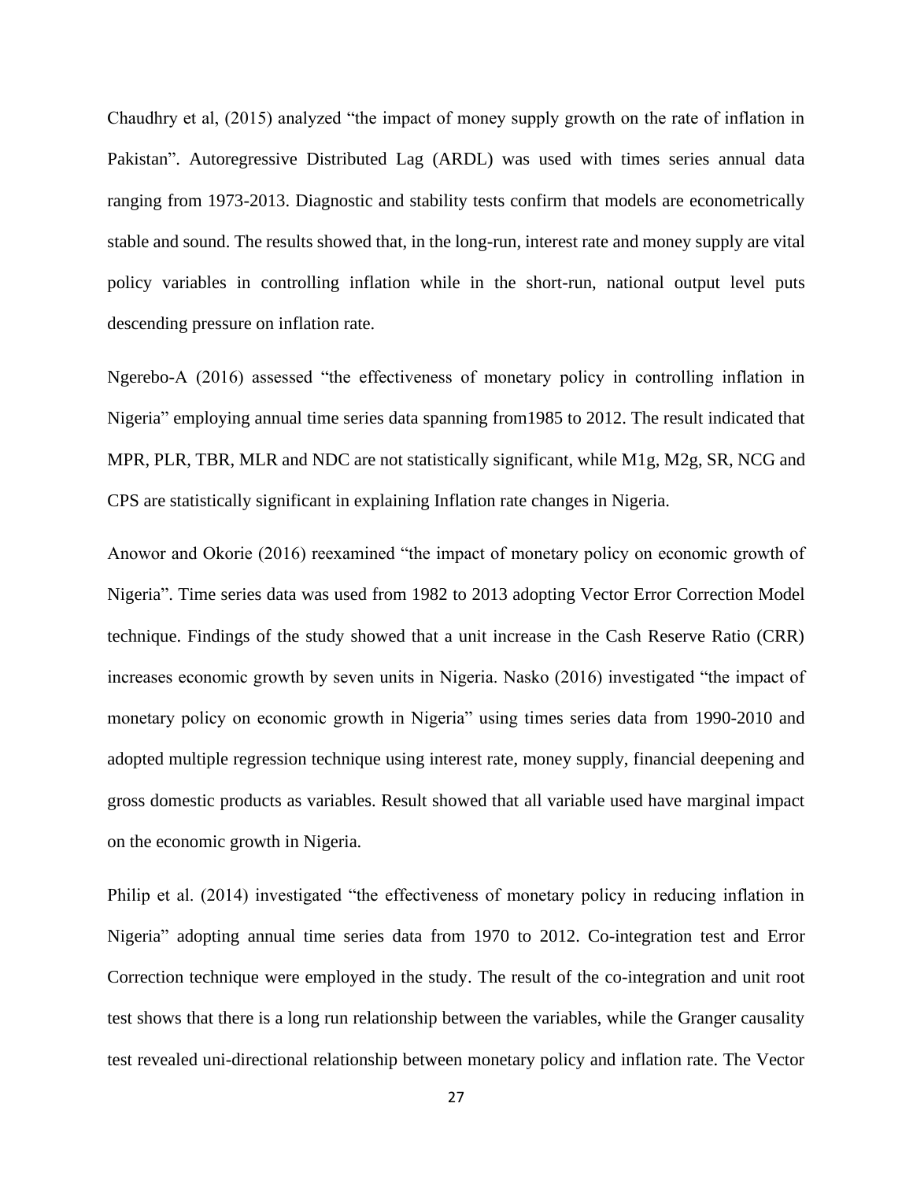Chaudhry et al, (2015) analyzed “the impact of money supply growth on the rate of inflation in Pakistan”. Autoregressive Distributed Lag (ARDL) was used with times series annual data ranging from 1973-2013. Diagnostic and stability tests confirm that models are econometrically stable and sound. The results showed that, in the long-run, interest rate and money supply are vital policy variables in controlling inflation while in the short-run, national output level puts descending pressure on inflation rate.

Ngerebo-A (2016) assessed “the effectiveness of monetary policy in controlling inflation in Nigeria” employing annual time series data spanning from1985 to 2012. The result indicated that MPR, PLR, TBR, MLR and NDC are not statistically significant, while M1g, M2g, SR, NCG and CPS are statistically significant in explaining Inflation rate changes in Nigeria.

Anowor and Okorie (2016) reexamined “the impact of monetary policy on economic growth of Nigeria”. Time series data was used from 1982 to 2013 adopting Vector Error Correction Model technique. Findings of the study showed that a unit increase in the Cash Reserve Ratio (CRR) increases economic growth by seven units in Nigeria. Nasko (2016) investigated “the impact of monetary policy on economic growth in Nigeria” using times series data from 1990-2010 and adopted multiple regression technique using interest rate, money supply, financial deepening and gross domestic products as variables. Result showed that all variable used have marginal impact on the economic growth in Nigeria.

Philip et al. (2014) investigated “the effectiveness of monetary policy in reducing inflation in Nigeria” adopting annual time series data from 1970 to 2012. Co-integration test and Error Correction technique were employed in the study. The result of the co-integration and unit root test shows that there is a long run relationship between the variables, while the Granger causality test revealed uni-directional relationship between monetary policy and inflation rate. The Vector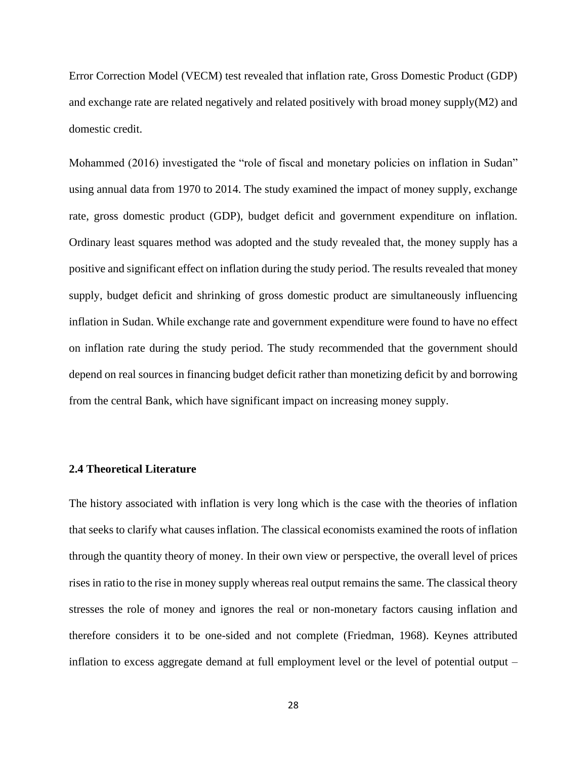Error Correction Model (VECM) test revealed that inflation rate, Gross Domestic Product (GDP) and exchange rate are related negatively and related positively with broad money supply(M2) and domestic credit.

Mohammed (2016) investigated the "role of fiscal and monetary policies on inflation in Sudan" using annual data from 1970 to 2014. The study examined the impact of money supply, exchange rate, gross domestic product (GDP), budget deficit and government expenditure on inflation. Ordinary least squares method was adopted and the study revealed that, the money supply has a positive and significant effect on inflation during the study period. The results revealed that money supply, budget deficit and shrinking of gross domestic product are simultaneously influencing inflation in Sudan. While exchange rate and government expenditure were found to have no effect on inflation rate during the study period. The study recommended that the government should depend on real sources in financing budget deficit rather than monetizing deficit by and borrowing from the central Bank, which have significant impact on increasing money supply.

### 2.4 Theoretical Literature

The history associated with inflation is very long which is the case with the theories of inflation that seeks to clarify what causes inflation. The classical economists examined the roots of inflation through the quantity theory of money. In their own view or perspective, the overall level of prices rises in ratio to the rise in money supply whereas real output remains the same. The classical theory stresses the role of money and ignores the real or non-monetary factors causing inflation and therefore considers it to be one-sided and not complete (Friedman, 1968). Keynes attributed inflation to excess aggregate demand at full employment level or the level of potential output –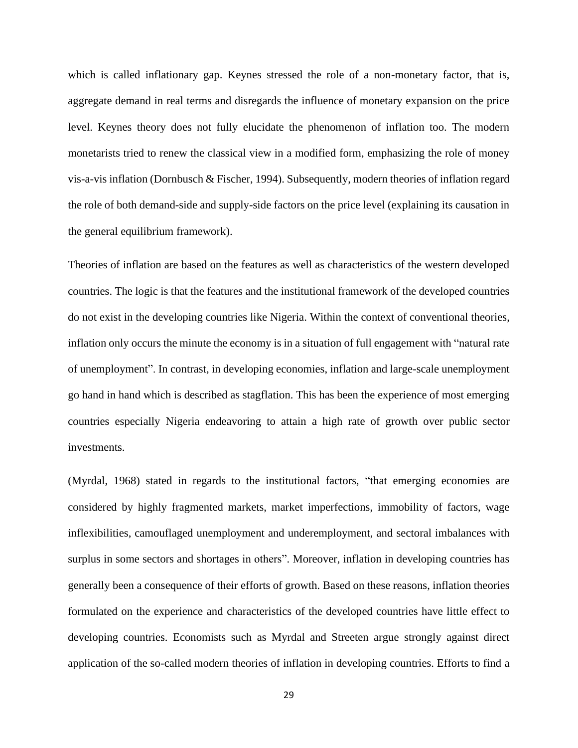which is called inflationary gap. Keynes stressed the role of a non-monetary factor, that is, aggregate demand in real terms and disregards the influence of monetary expansion on the price level. Keynes theory does not fully elucidate the phenomenon of inflation too. The modern monetarists tried to renew the classical view in a modified form, emphasizing the role of money vis-a-vis inflation (Dornbusch & Fischer, 1994). Subsequently, modern theories of inflation regard the role of both demand-side and supply-side factors on the price level (explaining its causation in the general equilibrium framework).

Theories of inflation are based on the features as well as characteristics of the western developed countries. The logic is that the features and the institutional framework of the developed countries do not exist in the developing countries like Nigeria. Within the context of conventional theories, inflation only occurs the minute the economy is in a situation of full engagement with "natural rate of unemployment". In contrast, in developing economies, inflation and large-scale unemployment go hand in hand which is described as stagflation. This has been the experience of most emerging countries especially Nigeria endeavoring to attain a high rate of growth over public sector investments.

(Myrdal, 1968) stated in regards to the institutional factors, "that emerging economies are considered by highly fragmented markets, market imperfections, immobility of factors, wage inflexibilities, camouflaged unemployment and underemployment, and sectoral imbalances with surplus in some sectors and shortages in others". Moreover, inflation in developing countries has generally been a consequence of their efforts of growth. Based on these reasons, inflation theories formulated on the experience and characteristics of the developed countries have little effect to developing countries. Economists such as Myrdal and Streeten argue strongly against direct application of the so-called modern theories of inflation in developing countries. Efforts to find a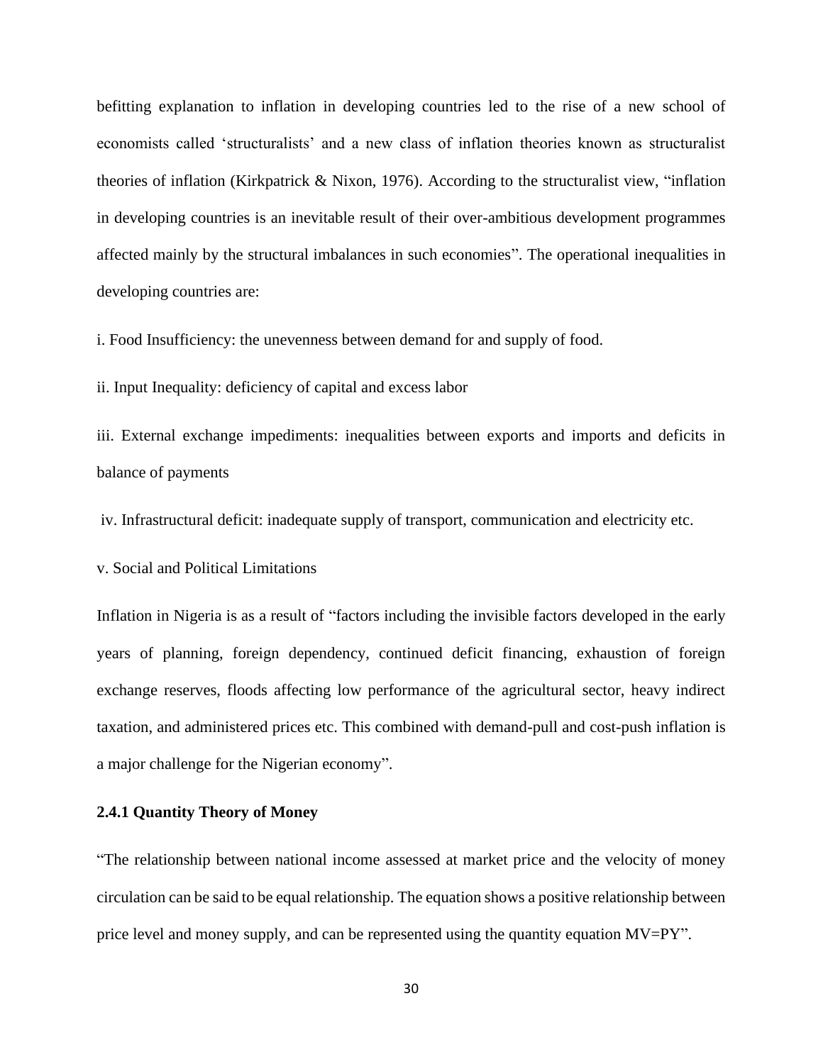befitting explanation to inflation in developing countries led to the rise of a new school of economists called 'structuralists' and a new class of inflation theories known as structuralist theories of inflation (Kirkpatrick & Nixon, 1976). According to the structuralist view, "inflation in developing countries is an inevitable result of their over-ambitious development programmes affected mainly by the structural imbalances in such economies". The operational inequalities in developing countries are:

i. Food Insufficiency: the unevenness between demand for and supply of food.

ii. Input Inequality: deficiency of capital and excess labor

iii. External exchange impediments: inequalities between exports and imports and deficits in balance of payments

iv. Infrastructural deficit: inadequate supply of transport, communication and electricity etc.

v. Social and Political Limitations

Inflation in Nigeria is as a result of "factors including the invisible factors developed in the early years of planning, foreign dependency, continued deficit financing, exhaustion of foreign exchange reserves, floods affecting low performance of the agricultural sector, heavy indirect taxation, and administered prices etc. This combined with demand-pull and cost-push inflation is a major challenge for the Nigerian economy".

### 2.4.1 Quantity Theory of Money

"The relationship between national income assessed at market price and the velocity of money circulation can be said to be equal relationship. The equation shows a positive relationship between price level and money supply, and can be represented using the quantity equation $MV=PY$".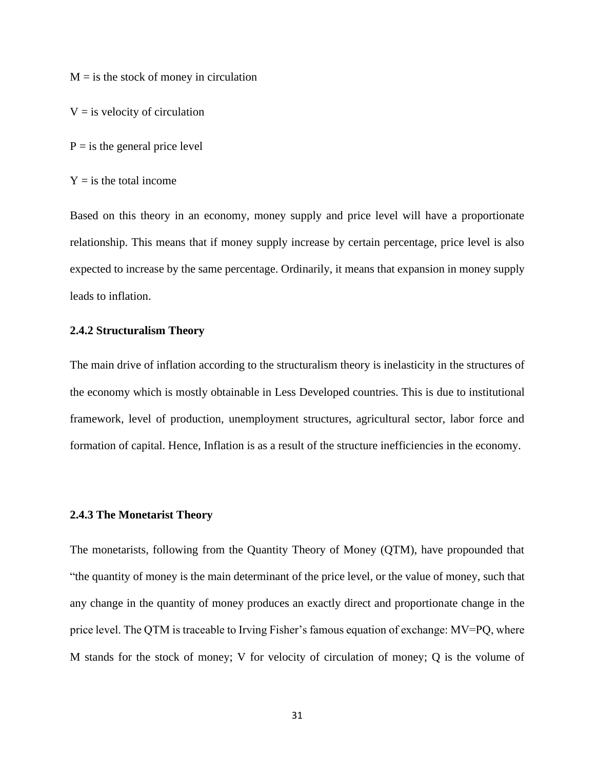$M$ = is the stock of money in circulation

$V$ = is velocity of circulation

$P$ = is the general price level

$Y$ = is the total income

Based on this theory in an economy, money supply and price level will have a proportionate relationship. This means that if money supply increase by certain percentage, price level is also expected to increase by the same percentage. Ordinarily, it means that expansion in money supply leads to inflation.

### 2.4.2 Structuralism Theory

The main drive of inflation according to the structuralism theory is inelasticity in the structures of the economy which is mostly obtainable in Less Developed countries. This is due to institutional framework, level of production, unemployment structures, agricultural sector, labor force and formation of capital. Hence, Inflation is as a result of the structure inefficiencies in the economy.

### 2.4.3 The Monetarist Theory

The monetarists, following from the Quantity Theory of Money (QTM), have propounded that "the quantity of money is the main determinant of the price level, or the value of money, such that any change in the quantity of money produces an exactly direct and proportionate change in the price level. The QTM is traceable to Irving Fisher's famous equation of exchange: $MV=PQ$, where $M$ stands for the stock of money; $V$ for velocity of circulation of money; $Q$ is the volume of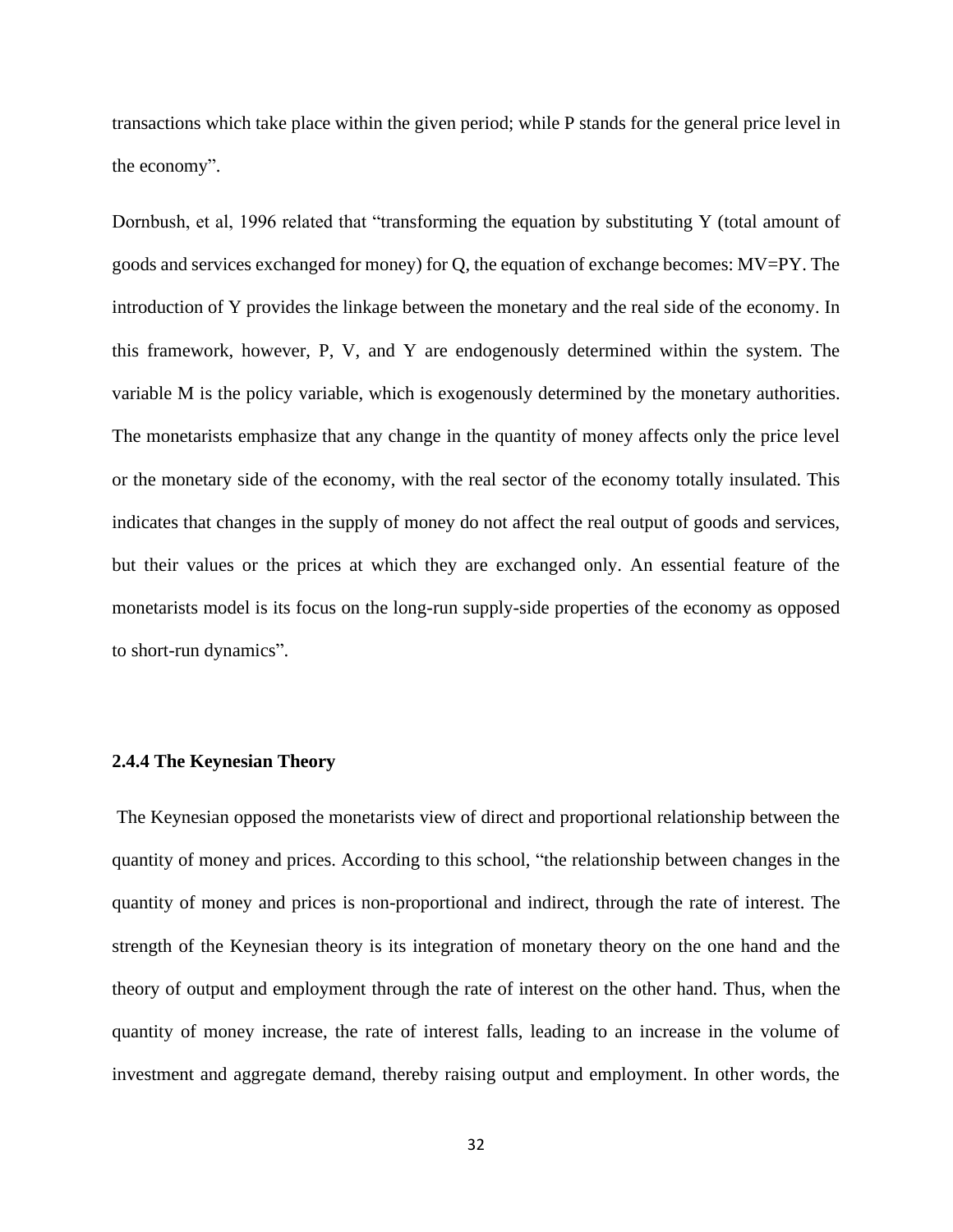transactions which take place within the given period; while P stands for the general price level in the economy".

Dornbush, et al, 1996 related that "transforming the equation by substituting Y (total amount of goods and services exchanged for money) for Q, the equation of exchange becomes: $MV=PY$. The introduction of Y provides the linkage between the monetary and the real side of the economy. In this framework, however, P, V, and Y are endogenously determined within the system. The variable M is the policy variable, which is exogenously determined by the monetary authorities. The monetarists emphasize that any change in the quantity of money affects only the price level or the monetary side of the economy, with the real sector of the economy totally insulated. This indicates that changes in the supply of money do not affect the real output of goods and services, but their values or the prices at which they are exchanged only. An essential feature of the monetarists model is its focus on the long-run supply-side properties of the economy as opposed to short-run dynamics".

#### 2.4.4 The Keynesian Theory

The Keynesian opposed the monetarists view of direct and proportional relationship between the quantity of money and prices. According to this school, "the relationship between changes in the quantity of money and prices is non-proportional and indirect, through the rate of interest. The strength of the Keynesian theory is its integration of monetary theory on the one hand and the theory of output and employment through the rate of interest on the other hand. Thus, when the quantity of money increase, the rate of interest falls, leading to an increase in the volume of investment and aggregate demand, thereby raising output and employment. In other words, the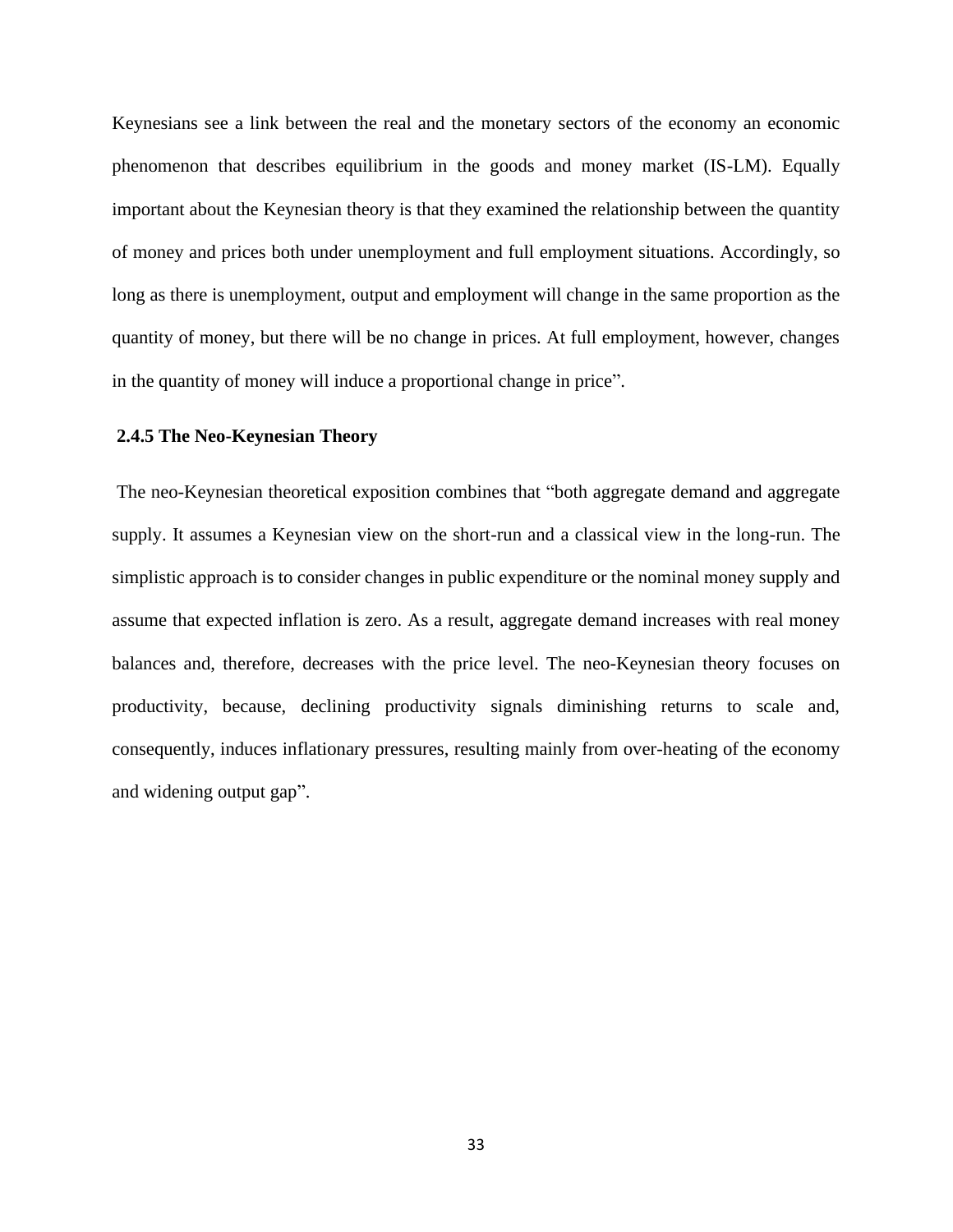Keynesians see a link between the real and the monetary sectors of the economy an economic phenomenon that describes equilibrium in the goods and money market (IS-LM). Equally important about the Keynesian theory is that they examined the relationship between the quantity of money and prices both under unemployment and full employment situations. Accordingly, so long as there is unemployment, output and employment will change in the same proportion as the quantity of money, but there will be no change in prices. At full employment, however, changes in the quantity of money will induce a proportional change in price".

### 2.4.5 The Neo-Keynesian Theory

The neo-Keynesian theoretical exposition combines that "both aggregate demand and aggregate supply. It assumes a Keynesian view on the short-run and a classical view in the long-run. The simplistic approach is to consider changes in public expenditure or the nominal money supply and assume that expected inflation is zero. As a result, aggregate demand increases with real money balances and, therefore, decreases with the price level. The neo-Keynesian theory focuses on productivity, because, declining productivity signals diminishing returns to scale and, consequently, induces inflationary pressures, resulting mainly from over-heating of the economy and widening output gap".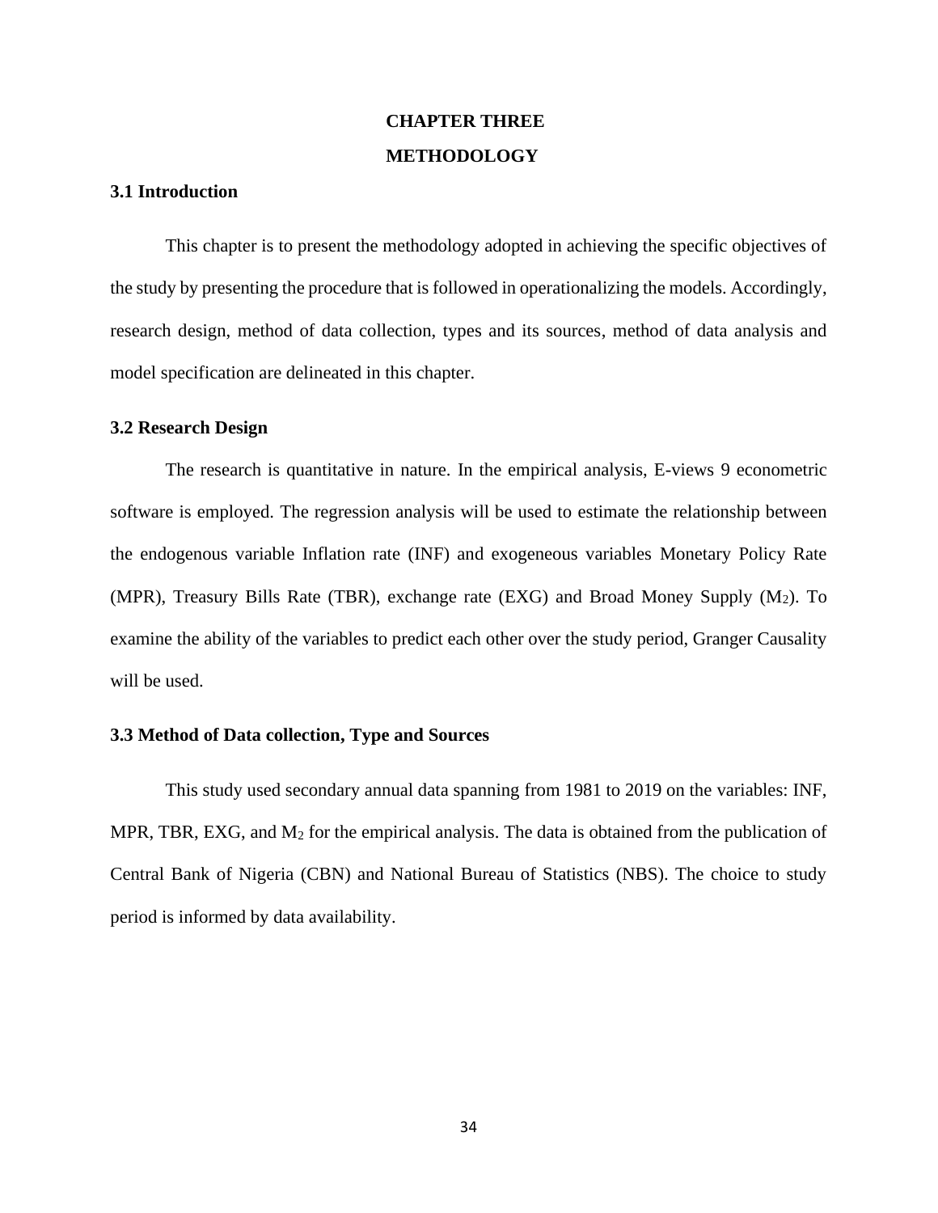# CHAPTER THREE

# METHODOLOGY

## 3.1 Introduction

This chapter is to present the methodology adopted in achieving the specific objectives of the study by presenting the procedure that is followed in operationalizing the models. Accordingly, research design, method of data collection, types and its sources, method of data analysis and model specification are delineated in this chapter.

## 3.2 Research Design

The research is quantitative in nature. In the empirical analysis, E-views 9 econometric software is employed. The regression analysis will be used to estimate the relationship between the endogenous variable Inflation rate (INF) and exogeneous variables Monetary Policy Rate (MPR), Treasury Bills Rate (TBR), exchange rate (EXG) and Broad Money Supply ($M_2$). To examine the ability of the variables to predict each other over the study period, Granger Causality will be used.

## 3.3 Method of Data collection, Type and Sources

This study used secondary annual data spanning from 1981 to 2019 on the variables: INF, MPR, TBR, EXG, and $M_2$ for the empirical analysis. The data is obtained from the publication of Central Bank of Nigeria (CBN) and National Bureau of Statistics (NBS). The choice to study period is informed by data availability.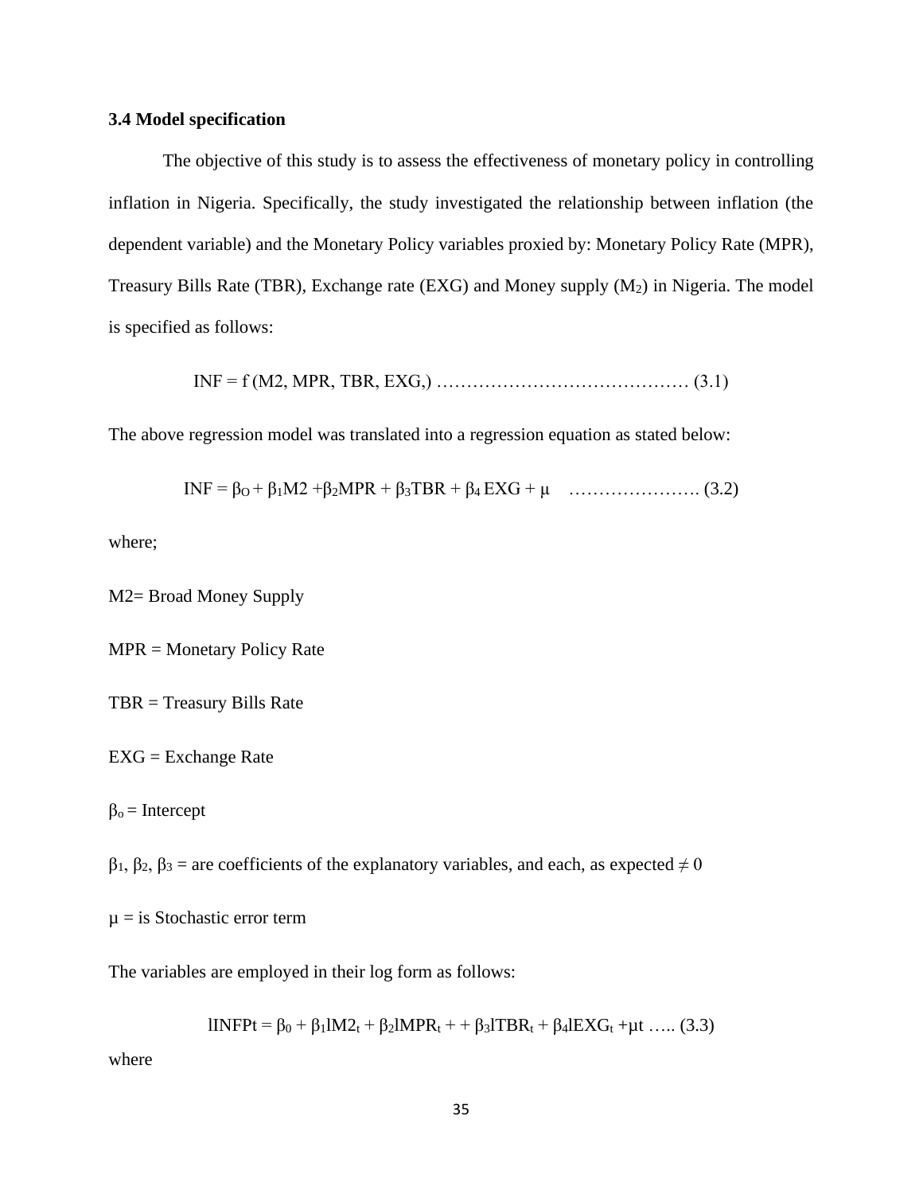### 3.4 Model specification

The objective of this study is to assess the effectiveness of monetary policy in controlling inflation in Nigeria. Specifically, the study investigated the relationship between inflation (the dependent variable) and the Monetary Policy variables proxied by: Monetary Policy Rate (MPR), Treasury Bills Rate (TBR), Exchange rate (EXG) and Money supply ($M_2$) in Nigeria. The model is specified as follows:

$$INF = f\,(M2, MPR, TBR, EXG,) \text{ ……………………………………… (3.1)}$$

The above regression model was translated into a regression equation as stated below:

$$INF = \beta_O + \beta_1 M2 + \beta_2 MPR + \beta_3 TBR + \beta_4 EXG + \mu \quad \text{…………………. (3.2)}$$

where;

M2= Broad Money Supply

MPR = Monetary Policy Rate

TBR = Treasury Bills Rate

EXG = Exchange Rate

$\beta_o$ = Intercept

$\beta_1$, $\beta_2$, $\beta_3$ = are coefficients of the explanatory variables, and each, as expected $\neq 0$

$\mu$ = is Stochastic error term

The variables are employed in their log form as follows:

$$lINFPt = \beta_0 + \beta_1 lM2_t + \beta_2 lMPR_t + + \beta_3 lTBR_t + \beta_4 lEXG_t + \mu t \text{ ….. (3.3)}$$

where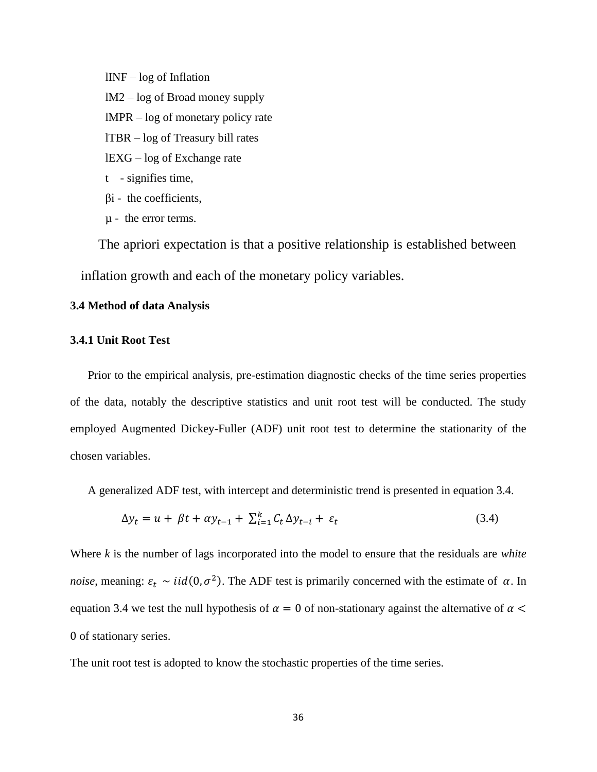lINF – log of Inflation

lM2 – log of Broad money supply

lMPR – log of monetary policy rate

lTBR – log of Treasury bill rates

lEXG – log of Exchange rate

t - signifies time,

βi - the coefficients,

µ - the error terms.

The apriori expectation is that a positive relationship is established between inflation growth and each of the monetary policy variables.

### 3.4 Method of data Analysis

#### 3.4.1 Unit Root Test

Prior to the empirical analysis, pre-estimation diagnostic checks of the time series properties of the data, notably the descriptive statistics and unit root test will be conducted. The study employed Augmented Dickey-Fuller (ADF) unit root test to determine the stationarity of the chosen variables.

A generalized ADF test, with intercept and deterministic trend is presented in equation 3.4.

$$\Delta y_t = u + \beta t + \alpha y_{t-1} + \sum_{i=1}^{k} C_t \, \Delta y_{t-i} + \varepsilon_t \qquad (3.4)$$

Where *k* is the number of lags incorporated into the model to ensure that the residuals are *white noise*, meaning: $\varepsilon_t \sim iid(0, \sigma^2)$. The ADF test is primarily concerned with the estimate of $\alpha$. In equation 3.4 we test the null hypothesis of $\alpha = 0$ of non-stationary against the alternative of $\alpha < 0$ of stationary series.

The unit root test is adopted to know the stochastic properties of the time series.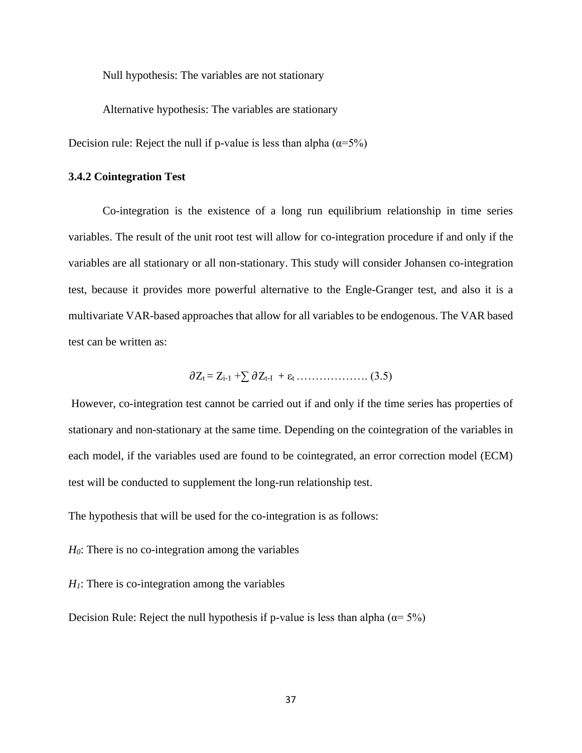Null hypothesis: The variables are not stationary

Alternative hypothesis: The variables are stationary

Decision rule: Reject the null if p-value is less than alpha (α=5%)

### 3.4.2 Cointegration Test

Co-integration is the existence of a long run equilibrium relationship in time series variables. The result of the unit root test will allow for co-integration procedure if and only if the variables are all stationary or all non-stationary. This study will consider Johansen co-integration test, because it provides more powerful alternative to the Engle-Granger test, and also it is a multivariate VAR-based approaches that allow for all variables to be endogenous. The VAR based test can be written as:

$$\partial Z_t = Z_{i-1} + \sum \partial Z_{t-I} + \varepsilon_t \ldots\ldots\ldots\ldots\ldots\ldots (3.5)$$

However, co-integration test cannot be carried out if and only if the time series has properties of stationary and non-stationary at the same time. Depending on the cointegration of the variables in each model, if the variables used are found to be cointegrated, an error correction model (ECM) test will be conducted to supplement the long-run relationship test.

The hypothesis that will be used for the co-integration is as follows:

$H_0$: There is no co-integration among the variables

$H_1$: There is co-integration among the variables

Decision Rule: Reject the null hypothesis if p-value is less than alpha (α= 5%)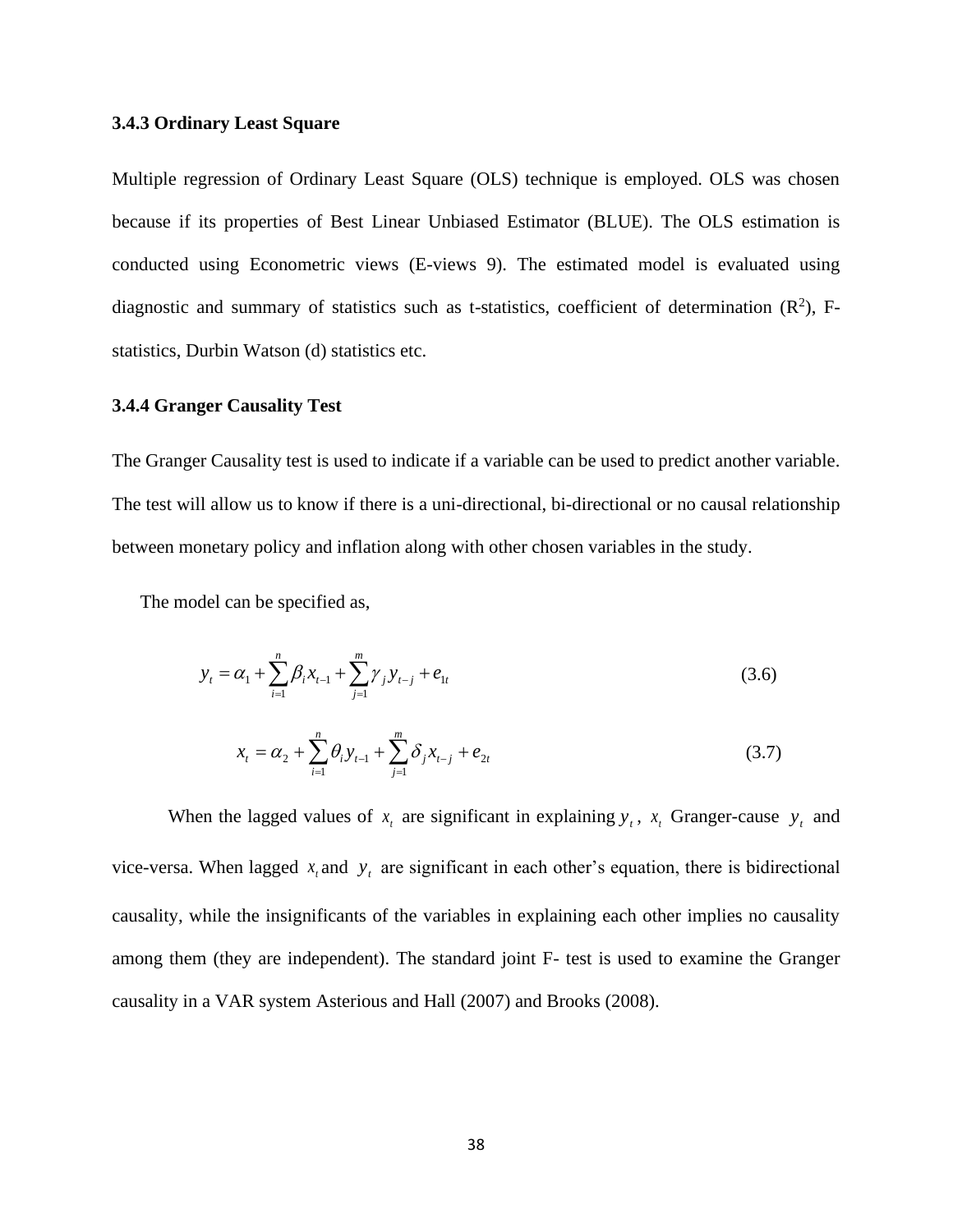### 3.4.3 Ordinary Least Square

Multiple regression of Ordinary Least Square (OLS) technique is employed. OLS was chosen because if its properties of Best Linear Unbiased Estimator (BLUE). The OLS estimation is conducted using Econometric views (E-views 9). The estimated model is evaluated using diagnostic and summary of statistics such as t-statistics, coefficient of determination ($R^2$), F-statistics, Durbin Watson (d) statistics etc.

### 3.4.4 Granger Causality Test

The Granger Causality test is used to indicate if a variable can be used to predict another variable. The test will allow us to know if there is a uni-directional, bi-directional or no causal relationship between monetary policy and inflation along with other chosen variables in the study.

The model can be specified as,

$$y_t = \alpha_1 + \sum_{i=1}^{n} \beta_i x_{t-1} + \sum_{j=1}^{m} \gamma_j y_{t-j} + e_{1t} \tag{3.6}$$

$$x_t = \alpha_2 + \sum_{i=1}^{n} \theta_i y_{t-1} + \sum_{j=1}^{m} \delta_j x_{t-j} + e_{2t} \tag{3.7}$$

When the lagged values of $x_t$ are significant in explaining $y_t$, $x_t$ Granger-cause $y_t$ and vice-versa. When lagged $x_t$ and $y_t$ are significant in each other's equation, there is bidirectional causality, while the insignificants of the variables in explaining each other implies no causality among them (they are independent). The standard joint F- test is used to examine the Granger causality in a VAR system Asterious and Hall (2007) and Brooks (2008).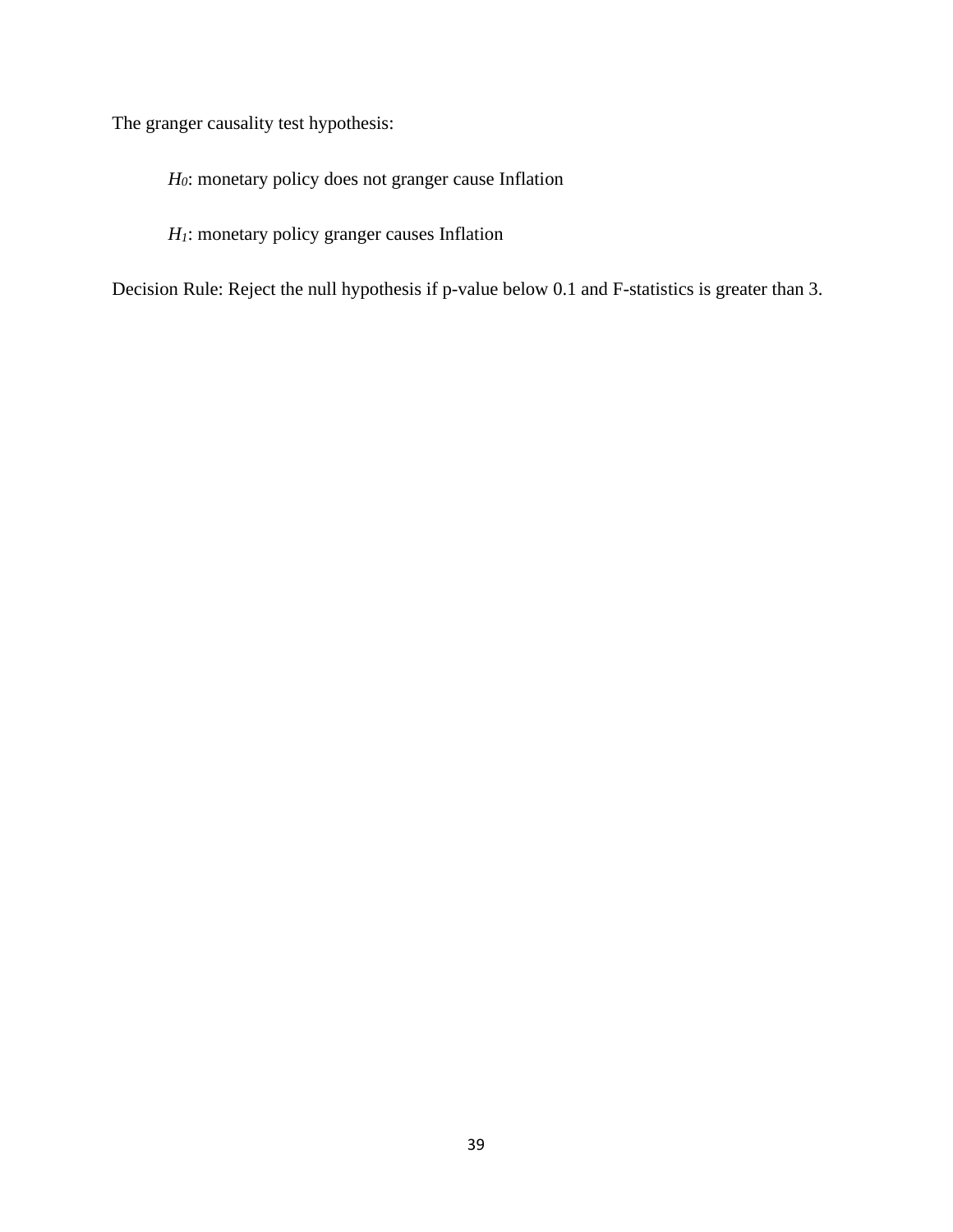The granger causality test hypothesis:

> *$H_0$*: monetary policy does not granger cause Inflation
>
> *$H_1$*: monetary policy granger causes Inflation

Decision Rule: Reject the null hypothesis if p-value below 0.1 and F-statistics is greater than 3.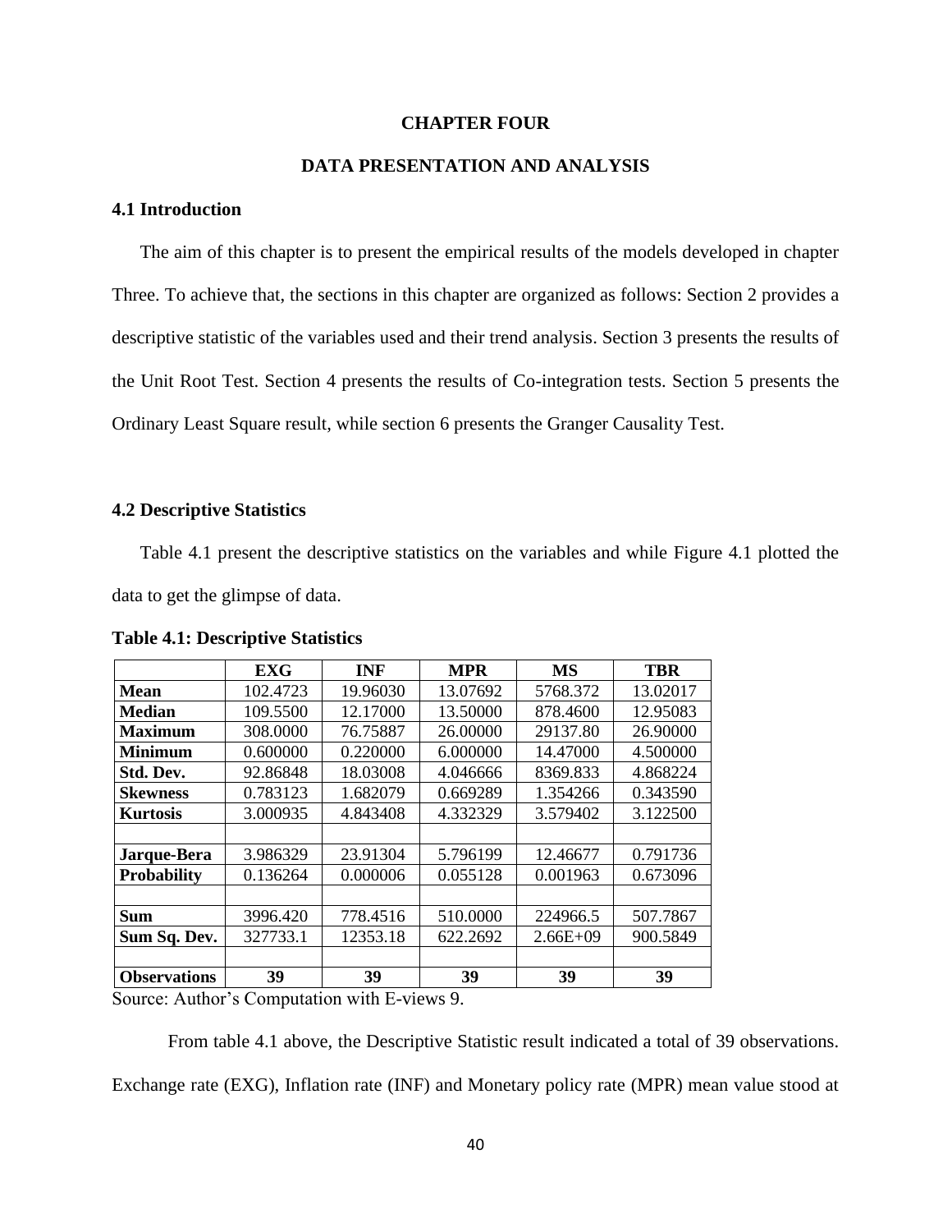# CHAPTER FOUR

## DATA PRESENTATION AND ANALYSIS

### 4.1 Introduction

The aim of this chapter is to present the empirical results of the models developed in chapter Three. To achieve that, the sections in this chapter are organized as follows: Section 2 provides a descriptive statistic of the variables used and their trend analysis. Section 3 presents the results of the Unit Root Test. Section 4 presents the results of Co-integration tests. Section 5 presents the Ordinary Least Square result, while section 6 presents the Granger Causality Test.

### 4.2 Descriptive Statistics

Table 4.1 present the descriptive statistics on the variables and while Figure 4.1 plotted the data to get the glimpse of data.

**Table 4.1: Descriptive Statistics**

| | EXG | INF | MPR | MS | TBR |
|---|---|---|---|---|---|
| **Mean** | 102.4723 | 19.96030 | 13.07692 | 5768.372 | 13.02017 |
| **Median** | 109.5500 | 12.17000 | 13.50000 | 878.4600 | 12.95083 |
| **Maximum** | 308.0000 | 76.75887 | 26.00000 | 29137.80 | 26.90000 |
| **Minimum** | 0.600000 | 0.220000 | 6.000000 | 14.47000 | 4.500000 |
| **Std. Dev.** | 92.86848 | 18.03008 | 4.046666 | 8369.833 | 4.868224 |
| **Skewness** | 0.783123 | 1.682079 | 0.669289 | 1.354266 | 0.343590 |
| **Kurtosis** | 3.000935 | 4.843408 | 4.332329 | 3.579402 | 3.122500 |
| | | | | | |
| **Jarque-Bera** | 3.986329 | 23.91304 | 5.796199 | 12.46677 | 0.791736 |
| **Probability** | 0.136264 | 0.000006 | 0.055128 | 0.001963 | 0.673096 |
| | | | | | |
| **Sum** | 3996.420 | 778.4516 | 510.0000 | 224966.5 | 507.7867 |
| **Sum Sq. Dev.** | 327733.1 | 12353.18 | 622.2692 | 2.66E+09 | 900.5849 |
| | | | | | |
| **Observations** | **39** | **39** | **39** | **39** | **39** |

Source: Author's Computation with E-views 9.

From table 4.1 above, the Descriptive Statistic result indicated a total of 39 observations. Exchange rate (EXG), Inflation rate (INF) and Monetary policy rate (MPR) mean value stood at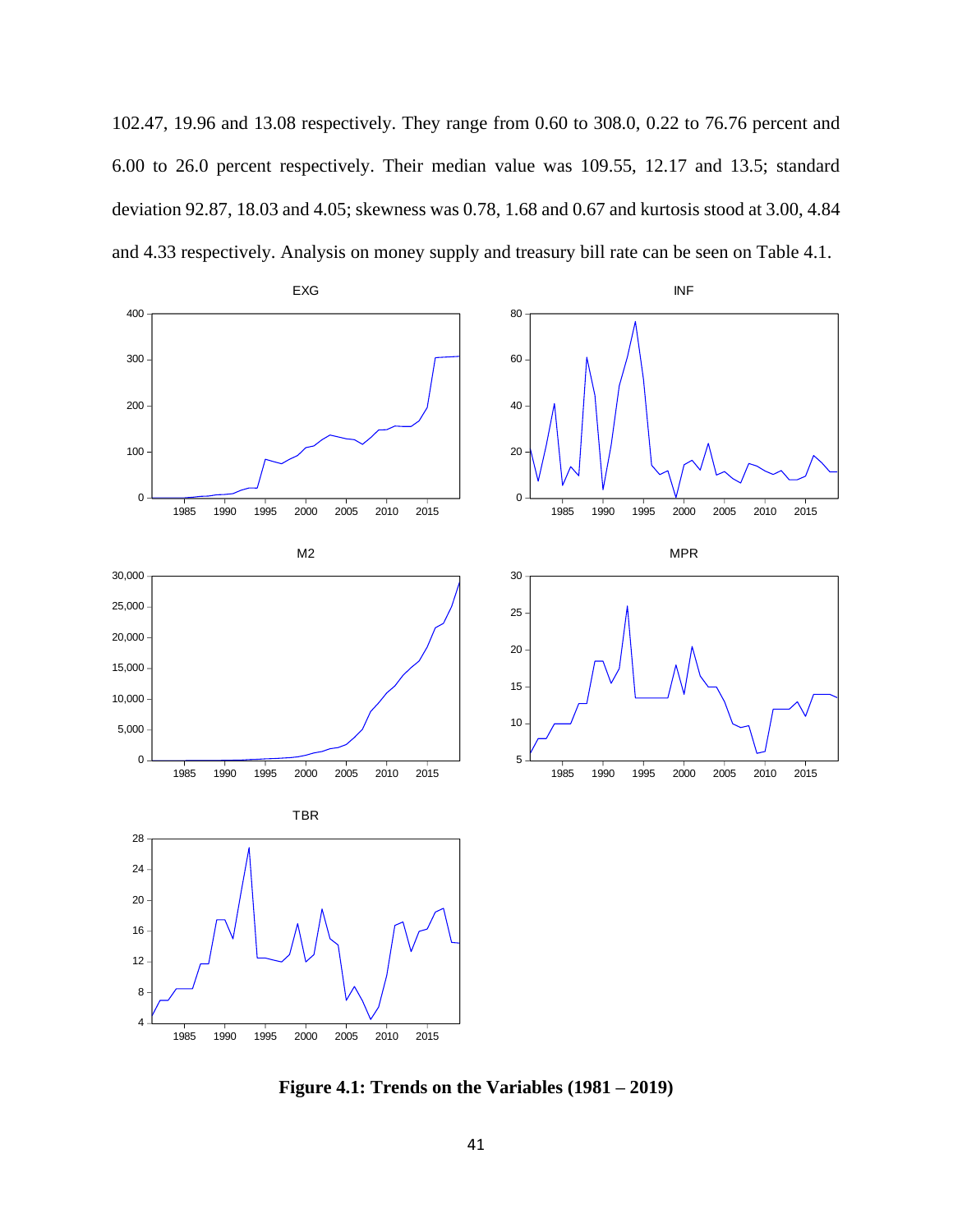102.47, 19.96 and 13.08 respectively. They range from 0.60 to 308.0, 0.22 to 76.76 percent and 6.00 to 26.0 percent respectively. Their median value was 109.55, 12.17 and 13.5; standard deviation 92.87, 18.03 and 4.05; skewness was 0.78, 1.68 and 0.67 and kurtosis stood at 3.00, 4.84 and 4.33 respectively. Analysis on money supply and treasury bill rate can be seen on Table 4.1.

**Figure 4.1: Trends on the Variables (1981 – 2019)**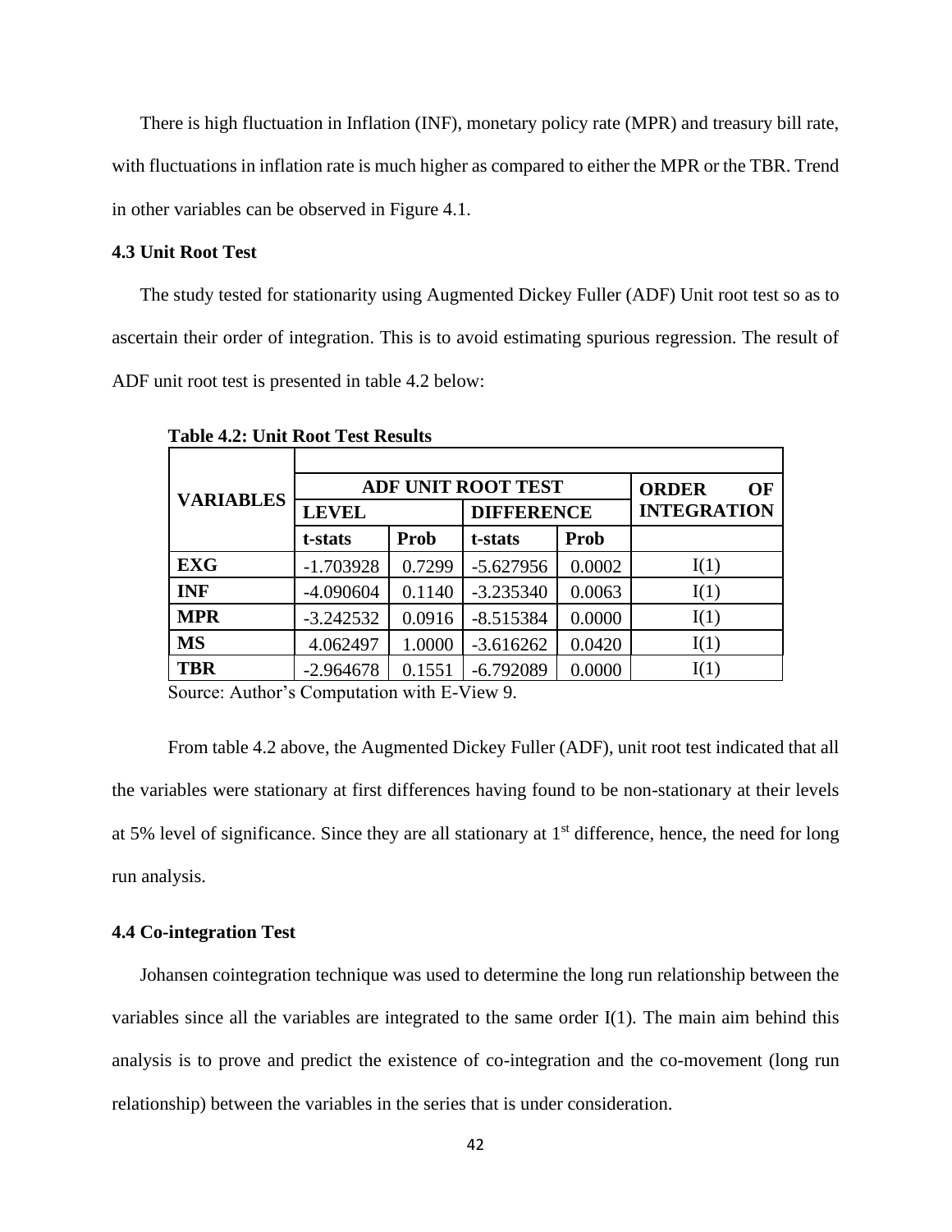There is high fluctuation in Inflation (INF), monetary policy rate (MPR) and treasury bill rate, with fluctuations in inflation rate is much higher as compared to either the MPR or the TBR. Trend in other variables can be observed in Figure 4.1.

### 4.3 Unit Root Test

The study tested for stationarity using Augmented Dickey Fuller (ADF) Unit root test so as to ascertain their order of integration. This is to avoid estimating spurious regression. The result of ADF unit root test is presented in table 4.2 below:

**Table 4.2: Unit Root Test Results**

| VARIABLES | ADF UNIT ROOT TEST | | | | ORDER OF INTEGRATION |
|---|---|---|---|---|---|
| | LEVEL | | DIFFERENCE | | |
| | t-stats | Prob | t-stats | Prob | |
| **EXG** | -1.703928 | 0.7299 | -5.627956 | 0.0002 | I(1) |
| **INF** | -4.090604 | 0.1140 | -3.235340 | 0.0063 | I(1) |
| **MPR** | -3.242532 | 0.0916 | -8.515384 | 0.0000 | I(1) |
| **MS** | 4.062497 | 1.0000 | -3.616262 | 0.0420 | I(1) |
| **TBR** | -2.964678 | 0.1551 | -6.792089 | 0.0000 | I(1) |

Source: Author's Computation with E-View 9.

From table 4.2 above, the Augmented Dickey Fuller (ADF), unit root test indicated that all the variables were stationary at first differences having found to be non-stationary at their levels at 5% level of significance. Since they are all stationary at 1st difference, hence, the need for long run analysis.

### 4.4 Co-integration Test

Johansen cointegration technique was used to determine the long run relationship between the variables since all the variables are integrated to the same order I(1). The main aim behind this analysis is to prove and predict the existence of co-integration and the co-movement (long run relationship) between the variables in the series that is under consideration.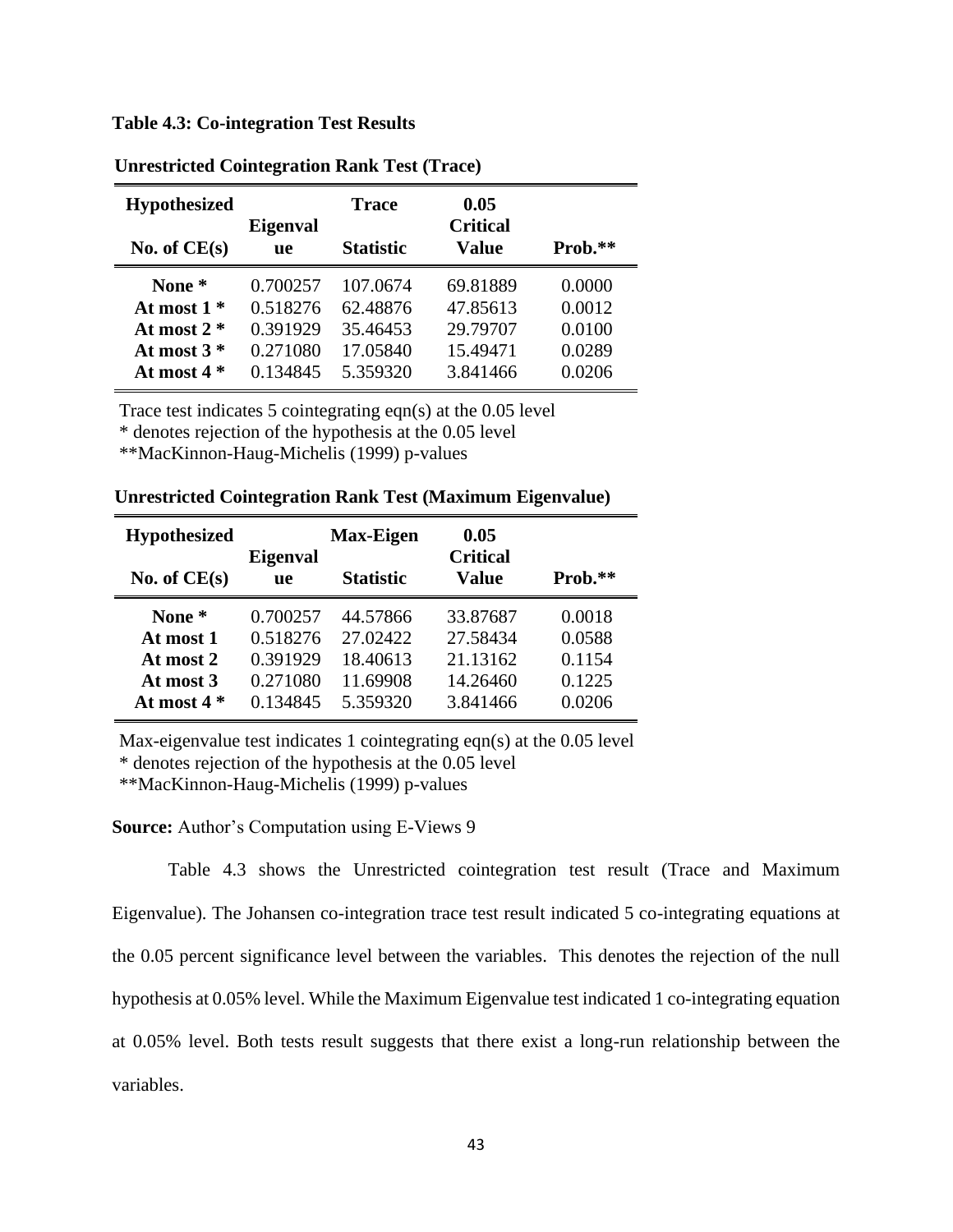**Table 4.3: Co-integration Test Results**

**Unrestricted Cointegration Rank Test (Trace)**

| Hypothesized No. of CE(s) | Eigenvalue | Trace Statistic | 0.05 Critical Value | Prob.** |
|---|---|---|---|---|
| None * | 0.700257 | 107.0674 | 69.81889 | 0.0000 |
| At most 1 * | 0.518276 | 62.48876 | 47.85613 | 0.0012 |
| At most 2 * | 0.391929 | 35.46453 | 29.79707 | 0.0100 |
| At most 3 * | 0.271080 | 17.05840 | 15.49471 | 0.0289 |
| At most 4 * | 0.134845 | 5.359320 | 3.841466 | 0.0206 |

Trace test indicates 5 cointegrating eqn(s) at the 0.05 level
* denotes rejection of the hypothesis at the 0.05 level
**MacKinnon-Haug-Michelis (1999) p-values

**Unrestricted Cointegration Rank Test (Maximum Eigenvalue)**

| Hypothesized No. of CE(s) | Eigenvalue | Max-Eigen Statistic | 0.05 Critical Value | Prob.** |
|---|---|---|---|---|
| None * | 0.700257 | 44.57866 | 33.87687 | 0.0018 |
| At most 1 | 0.518276 | 27.02422 | 27.58434 | 0.0588 |
| At most 2 | 0.391929 | 18.40613 | 21.13162 | 0.1154 |
| At most 3 | 0.271080 | 11.69908 | 14.26460 | 0.1225 |
| At most 4 * | 0.134845 | 5.359320 | 3.841466 | 0.0206 |

Max-eigenvalue test indicates 1 cointegrating eqn(s) at the 0.05 level
* denotes rejection of the hypothesis at the 0.05 level
**MacKinnon-Haug-Michelis (1999) p-values

**Source:** Author's Computation using E-Views 9

Table 4.3 shows the Unrestricted cointegration test result (Trace and Maximum Eigenvalue). The Johansen co-integration trace test result indicated 5 co-integrating equations at the 0.05 percent significance level between the variables. This denotes the rejection of the null hypothesis at 0.05% level. While the Maximum Eigenvalue test indicated 1 co-integrating equation at 0.05% level. Both tests result suggests that there exist a long-run relationship between the variables.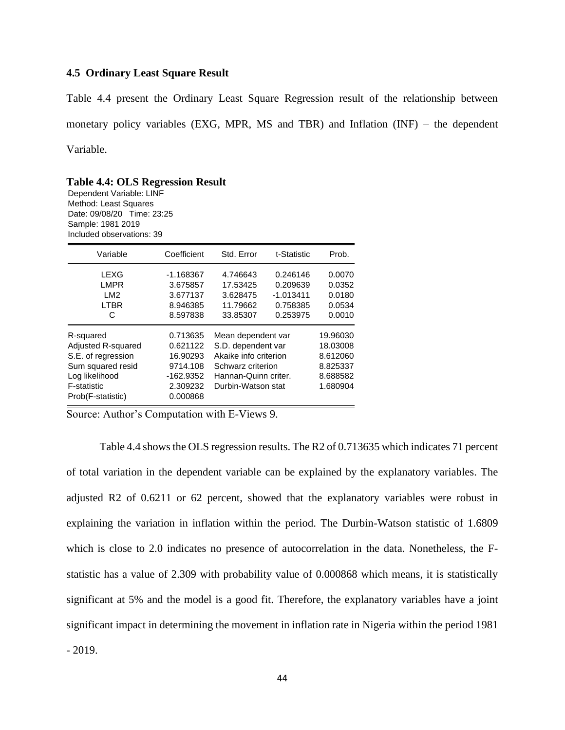### 4.5 Ordinary Least Square Result

Table 4.4 present the Ordinary Least Square Regression result of the relationship between monetary policy variables (EXG, MPR, MS and TBR) and Inflation (INF) – the dependent Variable.

**Table 4.4: OLS Regression Result**

Dependent Variable: LINF
Method: Least Squares
Date: 09/08/20 Time: 23:25
Sample: 1981 2019
Included observations: 39

| Variable | Coefficient | Std. Error | t-Statistic | Prob. |
|---|---|---|---|---|
| LEXG | -1.168367 | 4.746643 | 0.246146 | 0.0070 |
| LMPR | 3.675857 | 17.53425 | 0.209639 | 0.0352 |
| LM2 | 3.677137 | 3.628475 | -1.013411 | 0.0180 |
| LTBR | 8.946385 | 11.79662 | 0.758385 | 0.0534 |
| C | 8.597838 | 33.85307 | 0.253975 | 0.0010 |

| | | | |
|---|---|---|---|
| R-squared | 0.713635 | Mean dependent var | 19.96030 |
| Adjusted R-squared | 0.621122 | S.D. dependent var | 18.03008 |
| S.E. of regression | 16.90293 | Akaike info criterion | 8.612060 |
| Sum squared resid | 9714.108 | Schwarz criterion | 8.825337 |
| Log likelihood | -162.9352 | Hannan-Quinn criter. | 8.688582 |
| F-statistic | 2.309232 | Durbin-Watson stat | 1.680904 |
| Prob(F-statistic) | 0.000868 | | |

Source: Author's Computation with E-Views 9.

Table 4.4 shows the OLS regression results. The R2 of 0.713635 which indicates 71 percent of total variation in the dependent variable can be explained by the explanatory variables. The adjusted R2 of 0.6211 or 62 percent, showed that the explanatory variables were robust in explaining the variation in inflation within the period. The Durbin-Watson statistic of 1.6809 which is close to 2.0 indicates no presence of autocorrelation in the data. Nonetheless, the F-statistic has a value of 2.309 with probability value of 0.000868 which means, it is statistically significant at 5% and the model is a good fit. Therefore, the explanatory variables have a joint significant impact in determining the movement in inflation rate in Nigeria within the period 1981 - 2019.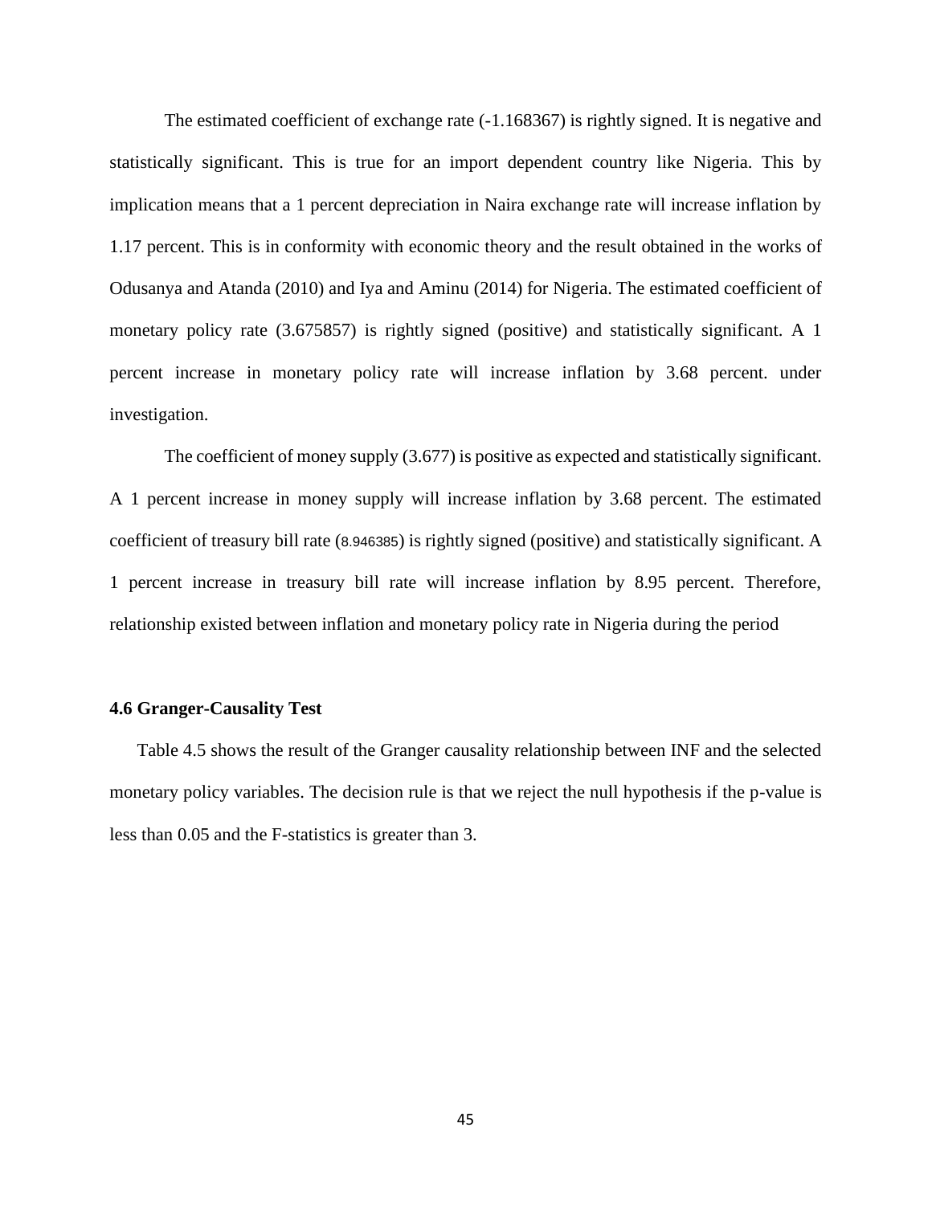The estimated coefficient of exchange rate (-1.168367) is rightly signed. It is negative and statistically significant. This is true for an import dependent country like Nigeria. This by implication means that a 1 percent depreciation in Naira exchange rate will increase inflation by 1.17 percent. This is in conformity with economic theory and the result obtained in the works of Odusanya and Atanda (2010) and Iya and Aminu (2014) for Nigeria. The estimated coefficient of monetary policy rate (3.675857) is rightly signed (positive) and statistically significant. A 1 percent increase in monetary policy rate will increase inflation by 3.68 percent. under investigation.

The coefficient of money supply (3.677) is positive as expected and statistically significant. A 1 percent increase in money supply will increase inflation by 3.68 percent. The estimated coefficient of treasury bill rate (8.946385) is rightly signed (positive) and statistically significant. A 1 percent increase in treasury bill rate will increase inflation by 8.95 percent. Therefore, relationship existed between inflation and monetary policy rate in Nigeria during the period

### 4.6 Granger-Causality Test

Table 4.5 shows the result of the Granger causality relationship between INF and the selected monetary policy variables. The decision rule is that we reject the null hypothesis if the p-value is less than 0.05 and the F-statistics is greater than 3.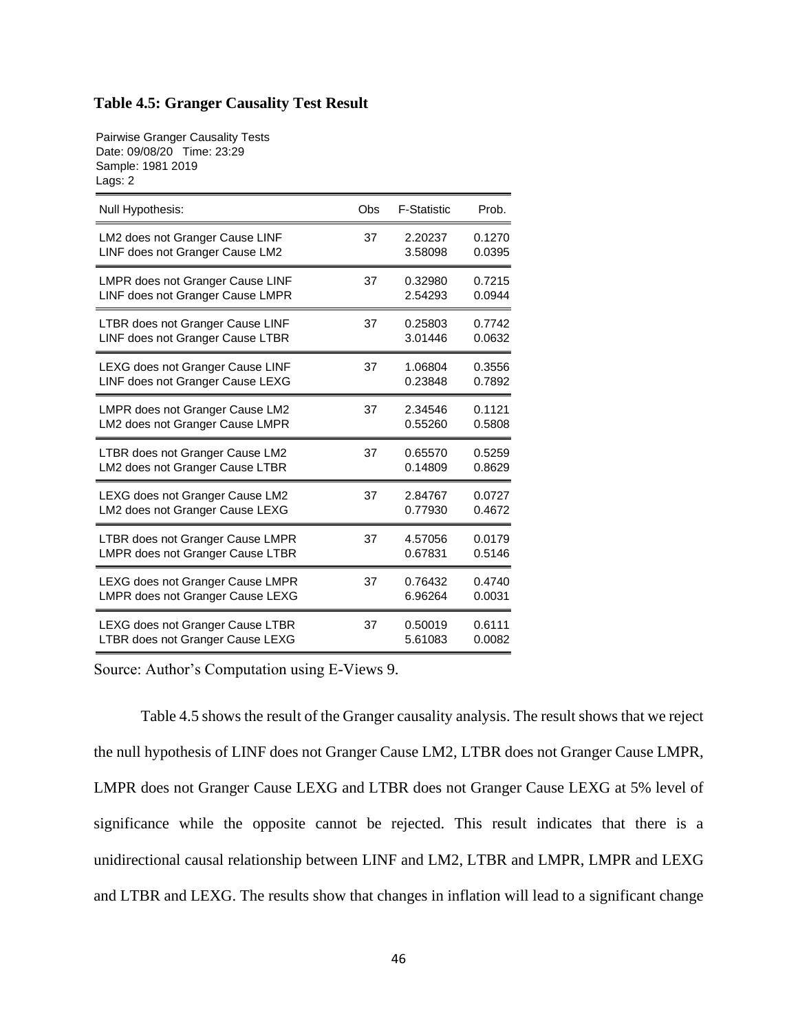**Table 4.5: Granger Causality Test Result**

Pairwise Granger Causality Tests
Date: 09/08/20 Time: 23:29
Sample: 1981 2019
Lags: 2

| Null Hypothesis: | Obs | F-Statistic | Prob. |
|---|---|---|---|
| LM2 does not Granger Cause LINF | 37 | 2.20237 | 0.1270 |
| LINF does not Granger Cause LM2 | | 3.58098 | 0.0395 |
| LMPR does not Granger Cause LINF | 37 | 0.32980 | 0.7215 |
| LINF does not Granger Cause LMPR | | 2.54293 | 0.0944 |
| LTBR does not Granger Cause LINF | 37 | 0.25803 | 0.7742 |
| LINF does not Granger Cause LTBR | | 3.01446 | 0.0632 |
| LEXG does not Granger Cause LINF | 37 | 1.06804 | 0.3556 |
| LINF does not Granger Cause LEXG | | 0.23848 | 0.7892 |
| LMPR does not Granger Cause LM2 | 37 | 2.34546 | 0.1121 |
| LM2 does not Granger Cause LMPR | | 0.55260 | 0.5808 |
| LTBR does not Granger Cause LM2 | 37 | 0.65570 | 0.5259 |
| LM2 does not Granger Cause LTBR | | 0.14809 | 0.8629 |
| LEXG does not Granger Cause LM2 | 37 | 2.84767 | 0.0727 |
| LM2 does not Granger Cause LEXG | | 0.77930 | 0.4672 |
| LTBR does not Granger Cause LMPR | 37 | 4.57056 | 0.0179 |
| LMPR does not Granger Cause LTBR | | 0.67831 | 0.5146 |
| LEXG does not Granger Cause LMPR | 37 | 0.76432 | 0.4740 |
| LMPR does not Granger Cause LEXG | | 6.96264 | 0.0031 |
| LEXG does not Granger Cause LTBR | 37 | 0.50019 | 0.6111 |
| LTBR does not Granger Cause LEXG | | 5.61083 | 0.0082 |

Source: Author's Computation using E-Views 9.

Table 4.5 shows the result of the Granger causality analysis. The result shows that we reject the null hypothesis of LINF does not Granger Cause LM2, LTBR does not Granger Cause LMPR, LMPR does not Granger Cause LEXG and LTBR does not Granger Cause LEXG at 5% level of significance while the opposite cannot be rejected. This result indicates that there is a unidirectional causal relationship between LINF and LM2, LTBR and LMPR, LMPR and LEXG and LTBR and LEXG. The results show that changes in inflation will lead to a significant change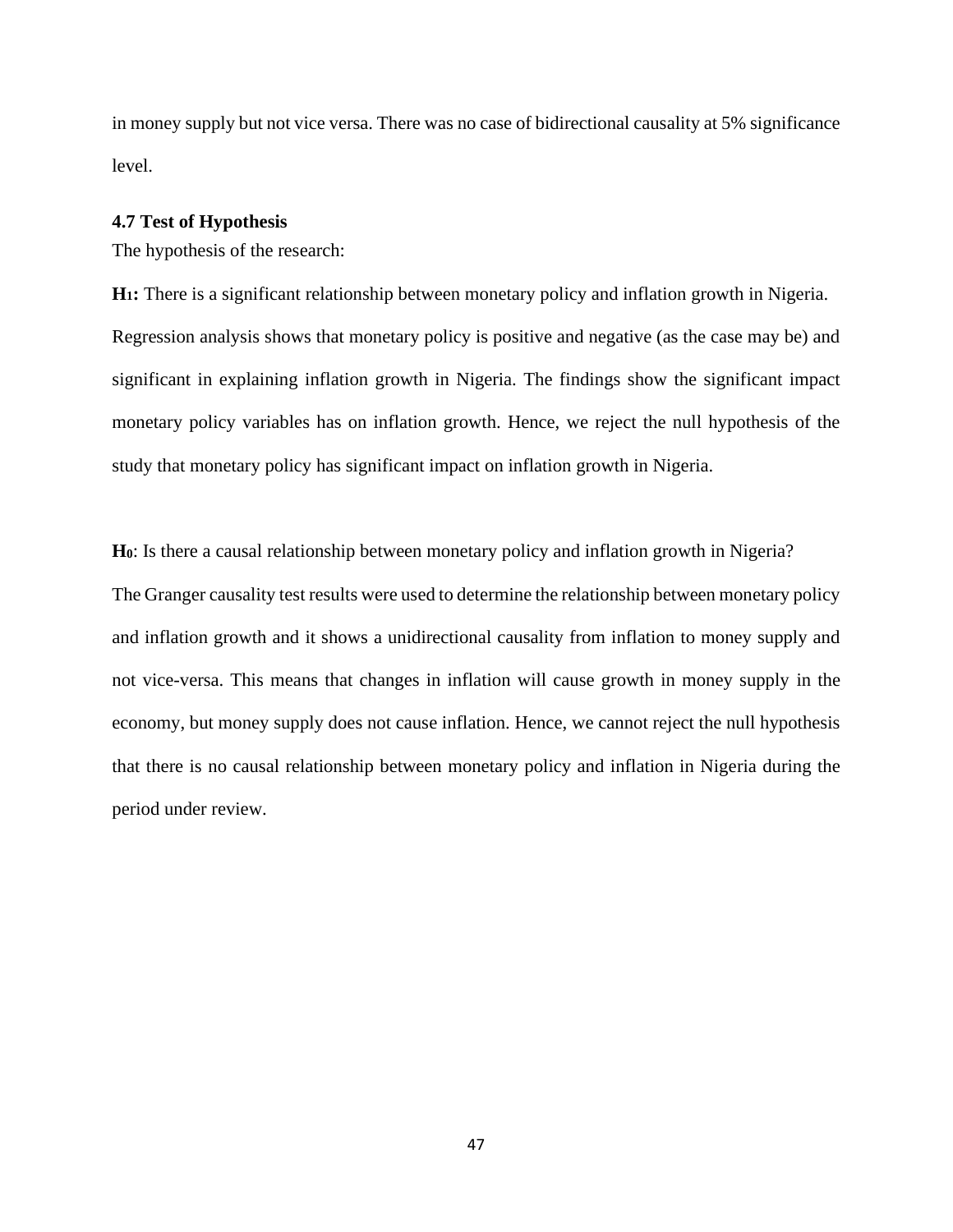in money supply but not vice versa. There was no case of bidirectional causality at 5% significance level.

### 4.7 Test of Hypothesis

The hypothesis of the research:

**$H_1$:** There is a significant relationship between monetary policy and inflation growth in Nigeria. Regression analysis shows that monetary policy is positive and negative (as the case may be) and significant in explaining inflation growth in Nigeria. The findings show the significant impact monetary policy variables has on inflation growth. Hence, we reject the null hypothesis of the study that monetary policy has significant impact on inflation growth in Nigeria.

**$H_0$**: Is there a causal relationship between monetary policy and inflation growth in Nigeria? The Granger causality test results were used to determine the relationship between monetary policy and inflation growth and it shows a unidirectional causality from inflation to money supply and not vice-versa. This means that changes in inflation will cause growth in money supply in the economy, but money supply does not cause inflation. Hence, we cannot reject the null hypothesis that there is no causal relationship between monetary policy and inflation in Nigeria during the period under review.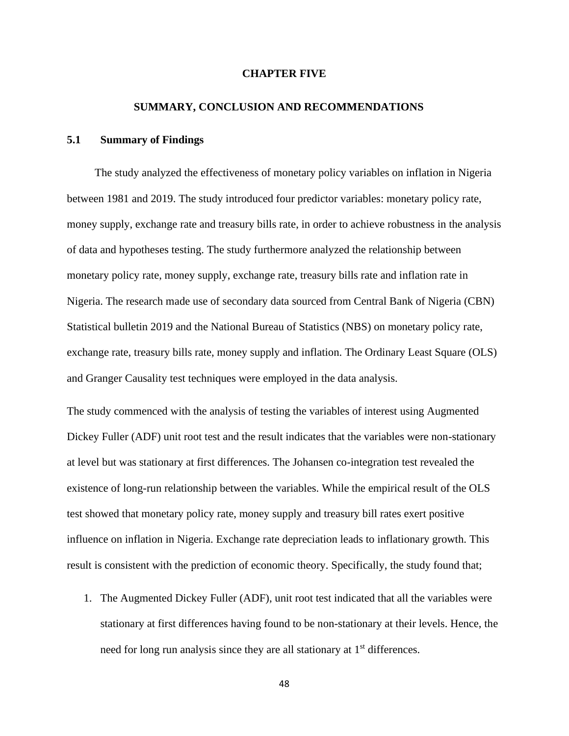# CHAPTER FIVE

# SUMMARY, CONCLUSION AND RECOMMENDATIONS

## 5.1 Summary of Findings

The study analyzed the effectiveness of monetary policy variables on inflation in Nigeria between 1981 and 2019. The study introduced four predictor variables: monetary policy rate, money supply, exchange rate and treasury bills rate, in order to achieve robustness in the analysis of data and hypotheses testing. The study furthermore analyzed the relationship between monetary policy rate, money supply, exchange rate, treasury bills rate and inflation rate in Nigeria. The research made use of secondary data sourced from Central Bank of Nigeria (CBN) Statistical bulletin 2019 and the National Bureau of Statistics (NBS) on monetary policy rate, exchange rate, treasury bills rate, money supply and inflation. The Ordinary Least Square (OLS) and Granger Causality test techniques were employed in the data analysis.

The study commenced with the analysis of testing the variables of interest using Augmented Dickey Fuller (ADF) unit root test and the result indicates that the variables were non-stationary at level but was stationary at first differences. The Johansen co-integration test revealed the existence of long-run relationship between the variables. While the empirical result of the OLS test showed that monetary policy rate, money supply and treasury bill rates exert positive influence on inflation in Nigeria. Exchange rate depreciation leads to inflationary growth. This result is consistent with the prediction of economic theory. Specifically, the study found that;

1. The Augmented Dickey Fuller (ADF), unit root test indicated that all the variables were stationary at first differences having found to be non-stationary at their levels. Hence, the need for long run analysis since they are all stationary at 1$^{st}$ differences.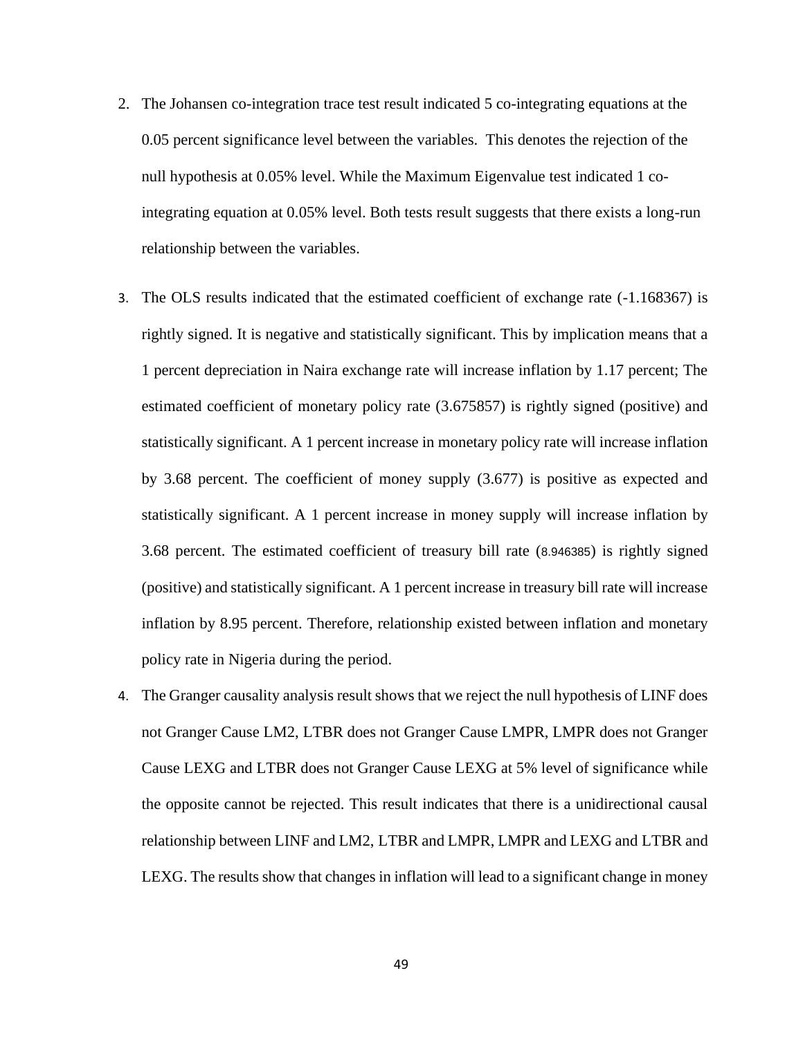2. The Johansen co-integration trace test result indicated 5 co-integrating equations at the 0.05 percent significance level between the variables. This denotes the rejection of the null hypothesis at 0.05% level. While the Maximum Eigenvalue test indicated 1 co-integrating equation at 0.05% level. Both tests result suggests that there exists a long-run relationship between the variables.

3. The OLS results indicated that the estimated coefficient of exchange rate (-1.168367) is rightly signed. It is negative and statistically significant. This by implication means that a 1 percent depreciation in Naira exchange rate will increase inflation by 1.17 percent; The estimated coefficient of monetary policy rate (3.675857) is rightly signed (positive) and statistically significant. A 1 percent increase in monetary policy rate will increase inflation by 3.68 percent. The coefficient of money supply (3.677) is positive as expected and statistically significant. A 1 percent increase in money supply will increase inflation by 3.68 percent. The estimated coefficient of treasury bill rate (8.946385) is rightly signed (positive) and statistically significant. A 1 percent increase in treasury bill rate will increase inflation by 8.95 percent. Therefore, relationship existed between inflation and monetary policy rate in Nigeria during the period.

4. The Granger causality analysis result shows that we reject the null hypothesis of LINF does not Granger Cause LM2, LTBR does not Granger Cause LMPR, LMPR does not Granger Cause LEXG and LTBR does not Granger Cause LEXG at 5% level of significance while the opposite cannot be rejected. This result indicates that there is a unidirectional causal relationship between LINF and LM2, LTBR and LMPR, LMPR and LEXG and LTBR and LEXG. The results show that changes in inflation will lead to a significant change in money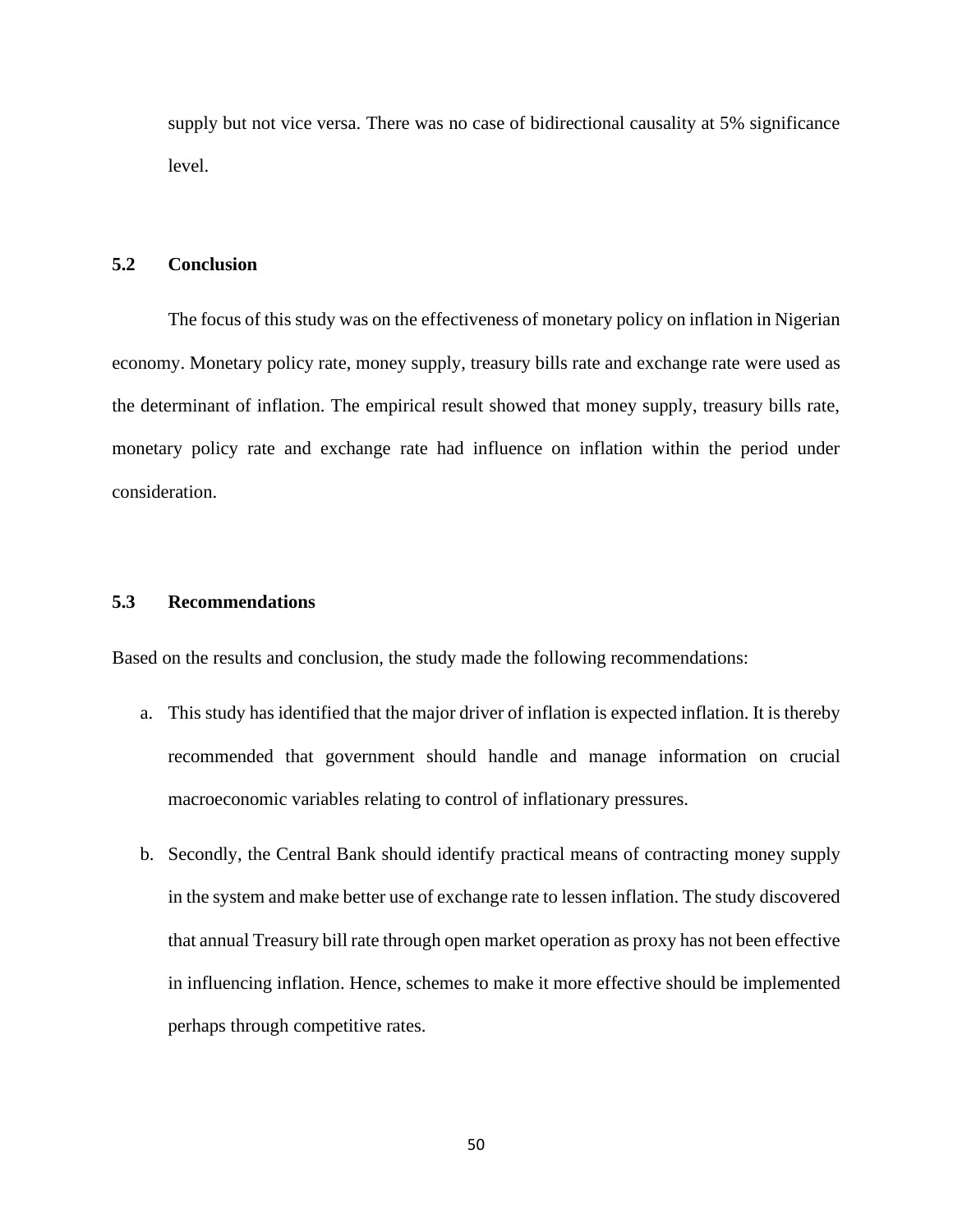supply but not vice versa. There was no case of bidirectional causality at 5% significance level.

## 5.2 Conclusion

The focus of this study was on the effectiveness of monetary policy on inflation in Nigerian economy. Monetary policy rate, money supply, treasury bills rate and exchange rate were used as the determinant of inflation. The empirical result showed that money supply, treasury bills rate, monetary policy rate and exchange rate had influence on inflation within the period under consideration.

## 5.3 Recommendations

Based on the results and conclusion, the study made the following recommendations:

a. This study has identified that the major driver of inflation is expected inflation. It is thereby recommended that government should handle and manage information on crucial macroeconomic variables relating to control of inflationary pressures.

b. Secondly, the Central Bank should identify practical means of contracting money supply in the system and make better use of exchange rate to lessen inflation. The study discovered that annual Treasury bill rate through open market operation as proxy has not been effective in influencing inflation. Hence, schemes to make it more effective should be implemented perhaps through competitive rates.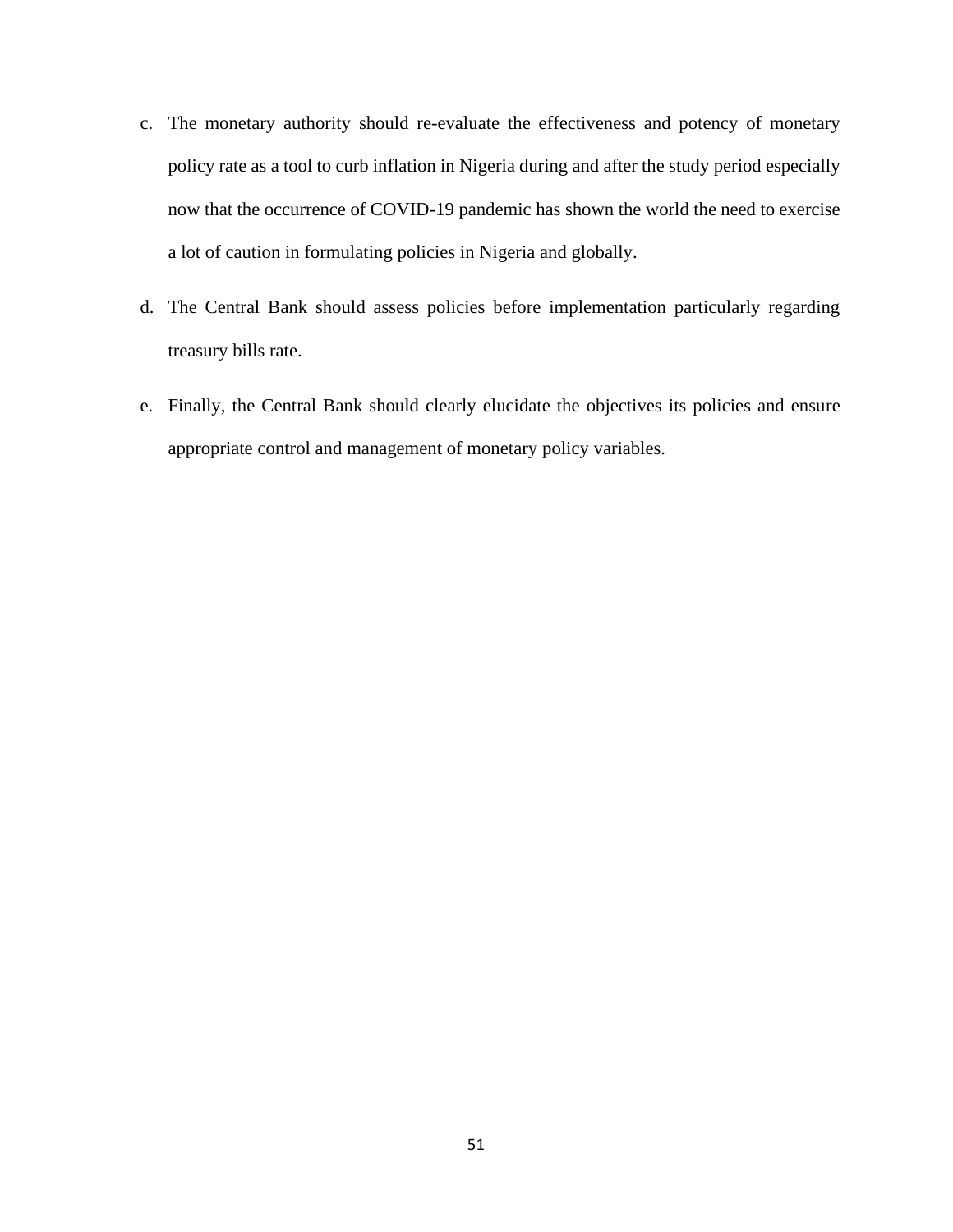c. The monetary authority should re-evaluate the effectiveness and potency of monetary policy rate as a tool to curb inflation in Nigeria during and after the study period especially now that the occurrence of COVID-19 pandemic has shown the world the need to exercise a lot of caution in formulating policies in Nigeria and globally.

d. The Central Bank should assess policies before implementation particularly regarding treasury bills rate.

e. Finally, the Central Bank should clearly elucidate the objectives its policies and ensure appropriate control and management of monetary policy variables.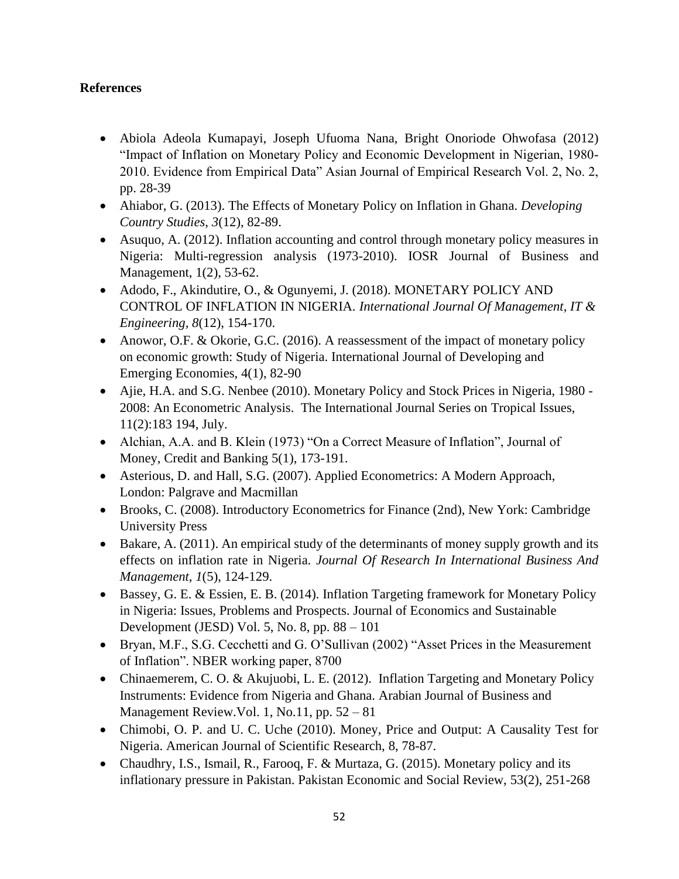**References**

- Abiola Adeola Kumapayi, Joseph Ufuoma Nana, Bright Onoriode Ohwofasa (2012) "Impact of Inflation on Monetary Policy and Economic Development in Nigerian, 1980-2010. Evidence from Empirical Data" Asian Journal of Empirical Research Vol. 2, No. 2, pp. 28-39
- Ahiabor, G. (2013). The Effects of Monetary Policy on Inflation in Ghana. *Developing Country Studies*, *3*(12), 82-89.
- Asuquo, A. (2012). Inflation accounting and control through monetary policy measures in Nigeria: Multi-regression analysis (1973-2010). IOSR Journal of Business and Management, 1(2), 53-62.
- Adodo, F., Akindutire, O., & Ogunyemi, J. (2018). MONETARY POLICY AND CONTROL OF INFLATION IN NIGERIA. *International Journal Of Management, IT & Engineering*, *8*(12), 154-170.
- Anowor, O.F. & Okorie, G.C. (2016). A reassessment of the impact of monetary policy on economic growth: Study of Nigeria. International Journal of Developing and Emerging Economies, 4(1), 82-90
- Ajie, H.A. and S.G. Nenbee (2010). Monetary Policy and Stock Prices in Nigeria, 1980 - 2008: An Econometric Analysis. The International Journal Series on Tropical Issues, 11(2):183 194, July.
- Alchian, A.A. and B. Klein (1973) "On a Correct Measure of Inflation", Journal of Money, Credit and Banking 5(1), 173-191.
- Asterious, D. and Hall, S.G. (2007). Applied Econometrics: A Modern Approach, London: Palgrave and Macmillan
- Brooks, C. (2008). Introductory Econometrics for Finance (2nd), New York: Cambridge University Press
- Bakare, A. (2011). An empirical study of the determinants of money supply growth and its effects on inflation rate in Nigeria. *Journal Of Research In International Business And Management*, *1*(5), 124-129.
- Bassey, G. E. & Essien, E. B. (2014). Inflation Targeting framework for Monetary Policy in Nigeria: Issues, Problems and Prospects. Journal of Economics and Sustainable Development (JESD) Vol. 5, No. 8, pp. 88 – 101
- Bryan, M.F., S.G. Cecchetti and G. O'Sullivan (2002) "Asset Prices in the Measurement of Inflation". NBER working paper, 8700
- Chinaemerem, C. O. & Akujuobi, L. E. (2012). Inflation Targeting and Monetary Policy Instruments: Evidence from Nigeria and Ghana. Arabian Journal of Business and Management Review.Vol. 1, No.11, pp. 52 – 81
- Chimobi, O. P. and U. C. Uche (2010). Money, Price and Output: A Causality Test for Nigeria. American Journal of Scientific Research, 8, 78-87.
- Chaudhry, I.S., Ismail, R., Farooq, F. & Murtaza, G. (2015). Monetary policy and its inflationary pressure in Pakistan. Pakistan Economic and Social Review, 53(2), 251-268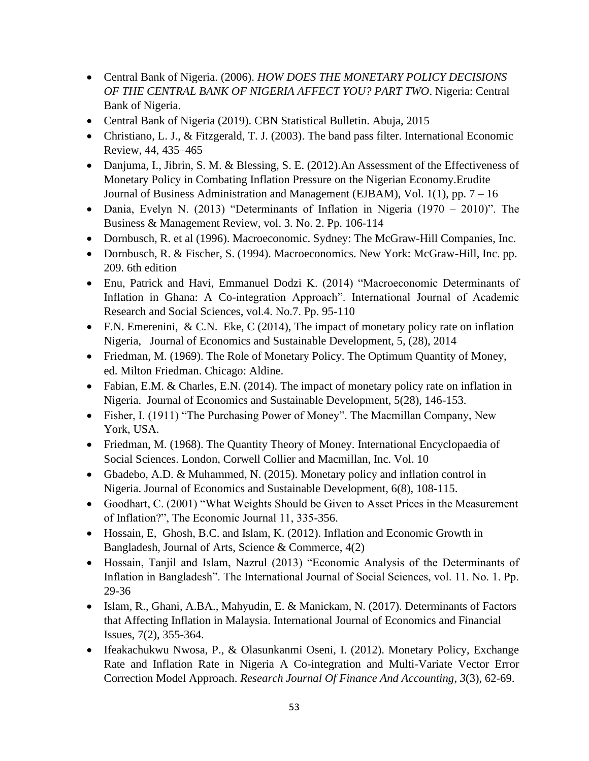- Central Bank of Nigeria. (2006). *HOW DOES THE MONETARY POLICY DECISIONS OF THE CENTRAL BANK OF NIGERIA AFFECT YOU? PART TWO*. Nigeria: Central Bank of Nigeria.
- Central Bank of Nigeria (2019). CBN Statistical Bulletin. Abuja, 2015
- Christiano, L. J., & Fitzgerald, T. J. (2003). The band pass filter. International Economic Review, 44, 435–465
- Danjuma, I., Jibrin, S. M. & Blessing, S. E. (2012).An Assessment of the Effectiveness of Monetary Policy in Combating Inflation Pressure on the Nigerian Economy.Erudite Journal of Business Administration and Management (EJBAM), Vol. 1(1), pp. 7 – 16
- Dania, Evelyn N. (2013) "Determinants of Inflation in Nigeria (1970 – 2010)". The Business & Management Review, vol. 3. No. 2. Pp. 106-114
- Dornbusch, R. et al (1996). Macroeconomic. Sydney: The McGraw-Hill Companies, Inc.
- Dornbusch, R. & Fischer, S. (1994). Macroeconomics. New York: McGraw-Hill, Inc. pp. 209. 6th edition
- Enu, Patrick and Havi, Emmanuel Dodzi K. (2014) "Macroeconomic Determinants of Inflation in Ghana: A Co-integration Approach". International Journal of Academic Research and Social Sciences, vol.4. No.7. Pp. 95-110
- F.N. Emerenini, & C.N. Eke, C (2014), The impact of monetary policy rate on inflation Nigeria, Journal of Economics and Sustainable Development, 5, (28), 2014
- Friedman, M. (1969). The Role of Monetary Policy. The Optimum Quantity of Money, ed. Milton Friedman. Chicago: Aldine.
- Fabian, E.M. & Charles, E.N. (2014). The impact of monetary policy rate on inflation in Nigeria. Journal of Economics and Sustainable Development, 5(28), 146-153.
- Fisher, I. (1911) "The Purchasing Power of Money". The Macmillan Company, New York, USA.
- Friedman, M. (1968). The Quantity Theory of Money. International Encyclopaedia of Social Sciences. London, Corwell Collier and Macmillan, Inc. Vol. 10
- Gbadebo, A.D. & Muhammed, N. (2015). Monetary policy and inflation control in Nigeria. Journal of Economics and Sustainable Development, 6(8), 108-115.
- Goodhart, C. (2001) "What Weights Should be Given to Asset Prices in the Measurement of Inflation?", The Economic Journal 11, 335-356.
- Hossain, E, Ghosh, B.C. and Islam, K. (2012). Inflation and Economic Growth in Bangladesh, Journal of Arts, Science & Commerce, 4(2)
- Hossain, Tanjil and Islam, Nazrul (2013) "Economic Analysis of the Determinants of Inflation in Bangladesh". The International Journal of Social Sciences, vol. 11. No. 1. Pp. 29-36
- Islam, R., Ghani, A.BA., Mahyudin, E. & Manickam, N. (2017). Determinants of Factors that Affecting Inflation in Malaysia. International Journal of Economics and Financial Issues, 7(2), 355-364.
- Ifeakachukwu Nwosa, P., & Olasunkanmi Oseni, I. (2012). Monetary Policy, Exchange Rate and Inflation Rate in Nigeria A Co-integration and Multi-Variate Vector Error Correction Model Approach. *Research Journal Of Finance And Accounting*, *3*(3), 62-69.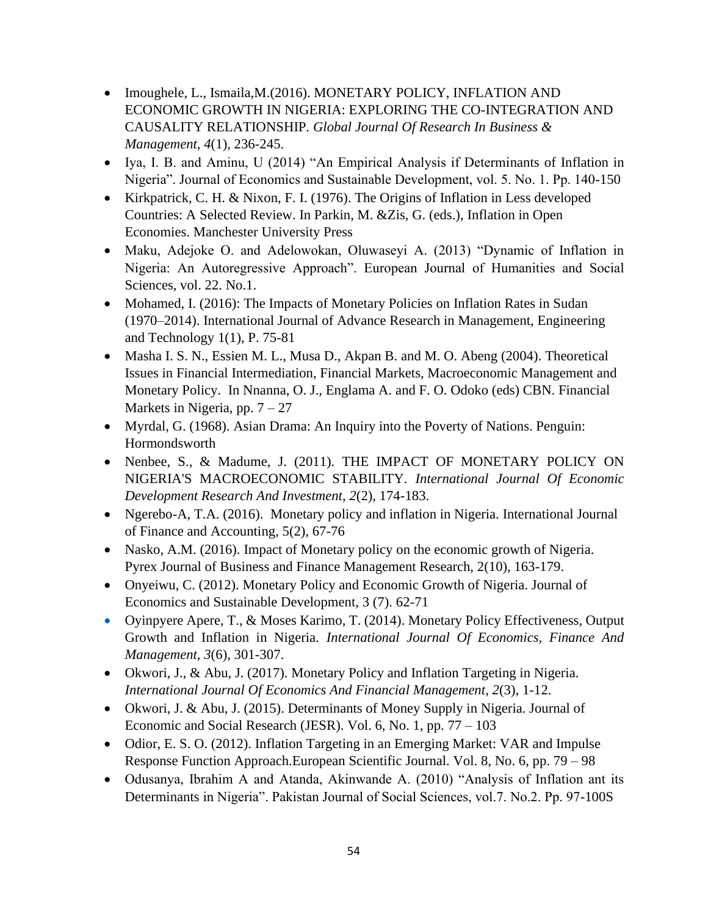- Imoughele, L., Ismaila,M.(2016). MONETARY POLICY, INFLATION AND ECONOMIC GROWTH IN NIGERIA: EXPLORING THE CO-INTEGRATION AND CAUSALITY RELATIONSHIP. *Global Journal Of Research In Business & Management*, *4*(1), 236-245.
- Iya, I. B. and Aminu, U (2014) "An Empirical Analysis if Determinants of Inflation in Nigeria". Journal of Economics and Sustainable Development, vol. 5. No. 1. Pp. 140-150
- Kirkpatrick, C. H. & Nixon, F. I. (1976). The Origins of Inflation in Less developed Countries: A Selected Review. In Parkin, M. &Zis, G. (eds.), Inflation in Open Economies. Manchester University Press
- Maku, Adejoke O. and Adelowokan, Oluwaseyi A. (2013) "Dynamic of Inflation in Nigeria: An Autoregressive Approach". European Journal of Humanities and Social Sciences, vol. 22. No.1.
- Mohamed, I. (2016): The Impacts of Monetary Policies on Inflation Rates in Sudan (1970–2014). International Journal of Advance Research in Management, Engineering and Technology 1(1), P. 75-81
- Masha I. S. N., Essien M. L., Musa D., Akpan B. and M. O. Abeng (2004). Theoretical Issues in Financial Intermediation, Financial Markets, Macroeconomic Management and Monetary Policy. In Nnanna, O. J., Englama A. and F. O. Odoko (eds) CBN. Financial Markets in Nigeria, pp. 7 – 27
- Myrdal, G. (1968). Asian Drama: An Inquiry into the Poverty of Nations. Penguin: Hormondsworth
- Nenbee, S., & Madume, J. (2011). THE IMPACT OF MONETARY POLICY ON NIGERIA'S MACROECONOMIC STABILITY. *International Journal Of Economic Development Research And Investment*, *2*(2), 174-183.
- Ngerebo-A, T.A. (2016). Monetary policy and inflation in Nigeria. International Journal of Finance and Accounting, 5(2), 67-76
- Nasko, A.M. (2016). Impact of Monetary policy on the economic growth of Nigeria. Pyrex Journal of Business and Finance Management Research, 2(10), 163-179.
- Onyeiwu, C. (2012). Monetary Policy and Economic Growth of Nigeria. Journal of Economics and Sustainable Development, 3 (7). 62-71
- Oyinpyere Apere, T., & Moses Karimo, T. (2014). Monetary Policy Effectiveness, Output Growth and Inflation in Nigeria. *International Journal Of Economics, Finance And Management*, *3*(6), 301-307.
- Okwori, J., & Abu, J. (2017). Monetary Policy and Inflation Targeting in Nigeria. *International Journal Of Economics And Financial Management*, *2*(3), 1-12.
- Okwori, J. & Abu, J. (2015). Determinants of Money Supply in Nigeria. Journal of Economic and Social Research (JESR). Vol. 6, No. 1, pp. 77 – 103
- Odior, E. S. O. (2012). Inflation Targeting in an Emerging Market: VAR and Impulse Response Function Approach.European Scientific Journal. Vol. 8, No. 6, pp. 79 – 98
- Odusanya, Ibrahim A and Atanda, Akinwande A. (2010) "Analysis of Inflation ant its Determinants in Nigeria". Pakistan Journal of Social Sciences, vol.7. No.2. Pp. 97-100S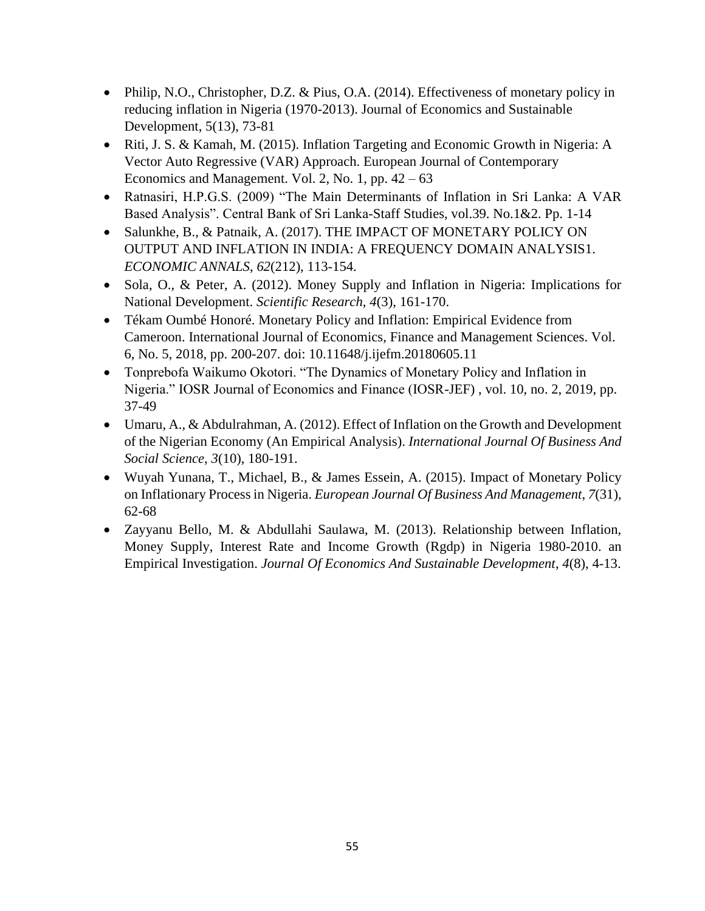- Philip, N.O., Christopher, D.Z. & Pius, O.A. (2014). Effectiveness of monetary policy in reducing inflation in Nigeria (1970-2013). Journal of Economics and Sustainable Development, 5(13), 73-81
- Riti, J. S. & Kamah, M. (2015). Inflation Targeting and Economic Growth in Nigeria: A Vector Auto Regressive (VAR) Approach. European Journal of Contemporary Economics and Management. Vol. 2, No. 1, pp. 42 – 63
- Ratnasiri, H.P.G.S. (2009) "The Main Determinants of Inflation in Sri Lanka: A VAR Based Analysis". Central Bank of Sri Lanka-Staff Studies, vol.39. No.1&2. Pp. 1-14
- Salunkhe, B., & Patnaik, A. (2017). THE IMPACT OF MONETARY POLICY ON OUTPUT AND INFLATION IN INDIA: A FREQUENCY DOMAIN ANALYSIS1. *ECONOMIC ANNALS*, *62*(212), 113-154.
- Sola, O., & Peter, A. (2012). Money Supply and Inflation in Nigeria: Implications for National Development. *Scientific Research*, *4*(3), 161-170.
- Tékam Oumbé Honoré. Monetary Policy and Inflation: Empirical Evidence from Cameroon. International Journal of Economics, Finance and Management Sciences. Vol. 6, No. 5, 2018, pp. 200-207. doi: 10.11648/j.ijefm.20180605.11
- Tonprebofa Waikumo Okotori. "The Dynamics of Monetary Policy and Inflation in Nigeria." IOSR Journal of Economics and Finance (IOSR-JEF) , vol. 10, no. 2, 2019, pp. 37-49
- Umaru, A., & Abdulrahman, A. (2012). Effect of Inflation on the Growth and Development of the Nigerian Economy (An Empirical Analysis). *International Journal Of Business And Social Science*, *3*(10), 180-191.
- Wuyah Yunana, T., Michael, B., & James Essein, A. (2015). Impact of Monetary Policy on Inflationary Process in Nigeria. *European Journal Of Business And Management*, *7*(31), 62-68
- Zayyanu Bello, M. & Abdullahi Saulawa, M. (2013). Relationship between Inflation, Money Supply, Interest Rate and Income Growth (Rgdp) in Nigeria 1980-2010. an Empirical Investigation. *Journal Of Economics And Sustainable Development*, *4*(8), 4-13.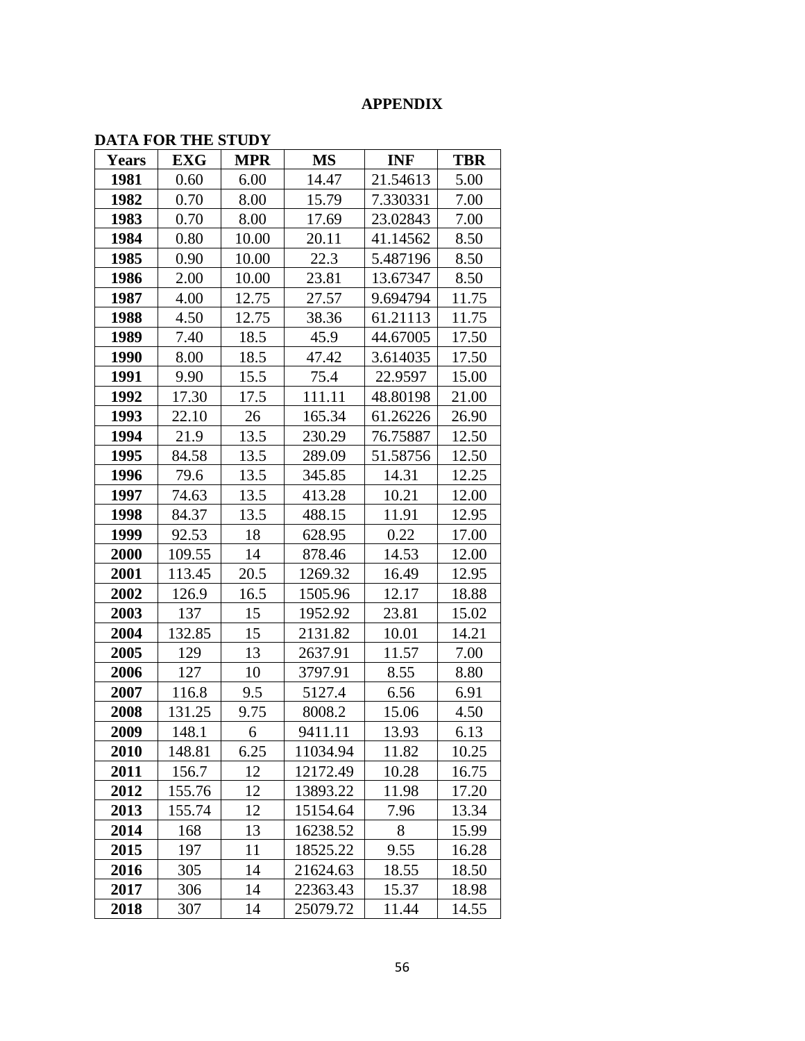# APPENDIX

**DATA FOR THE STUDY**

| Years | EXG | MPR | MS | INF | TBR |
|---|---|---|---|---|---|
| **1981** | 0.60 | 6.00 | 14.47 | 21.54613 | 5.00 |
| **1982** | 0.70 | 8.00 | 15.79 | 7.330331 | 7.00 |
| **1983** | 0.70 | 8.00 | 17.69 | 23.02843 | 7.00 |
| **1984** | 0.80 | 10.00 | 20.11 | 41.14562 | 8.50 |
| **1985** | 0.90 | 10.00 | 22.3 | 5.487196 | 8.50 |
| **1986** | 2.00 | 10.00 | 23.81 | 13.67347 | 8.50 |
| **1987** | 4.00 | 12.75 | 27.57 | 9.694794 | 11.75 |
| **1988** | 4.50 | 12.75 | 38.36 | 61.21113 | 11.75 |
| **1989** | 7.40 | 18.5 | 45.9 | 44.67005 | 17.50 |
| **1990** | 8.00 | 18.5 | 47.42 | 3.614035 | 17.50 |
| **1991** | 9.90 | 15.5 | 75.4 | 22.9597 | 15.00 |
| **1992** | 17.30 | 17.5 | 111.11 | 48.80198 | 21.00 |
| **1993** | 22.10 | 26 | 165.34 | 61.26226 | 26.90 |
| **1994** | 21.9 | 13.5 | 230.29 | 76.75887 | 12.50 |
| **1995** | 84.58 | 13.5 | 289.09 | 51.58756 | 12.50 |
| **1996** | 79.6 | 13.5 | 345.85 | 14.31 | 12.25 |
| **1997** | 74.63 | 13.5 | 413.28 | 10.21 | 12.00 |
| **1998** | 84.37 | 13.5 | 488.15 | 11.91 | 12.95 |
| **1999** | 92.53 | 18 | 628.95 | 0.22 | 17.00 |
| **2000** | 109.55 | 14 | 878.46 | 14.53 | 12.00 |
| **2001** | 113.45 | 20.5 | 1269.32 | 16.49 | 12.95 |
| **2002** | 126.9 | 16.5 | 1505.96 | 12.17 | 18.88 |
| **2003** | 137 | 15 | 1952.92 | 23.81 | 15.02 |
| **2004** | 132.85 | 15 | 2131.82 | 10.01 | 14.21 |
| **2005** | 129 | 13 | 2637.91 | 11.57 | 7.00 |
| **2006** | 127 | 10 | 3797.91 | 8.55 | 8.80 |
| **2007** | 116.8 | 9.5 | 5127.4 | 6.56 | 6.91 |
| **2008** | 131.25 | 9.75 | 8008.2 | 15.06 | 4.50 |
| **2009** | 148.1 | 6 | 9411.11 | 13.93 | 6.13 |
| **2010** | 148.81 | 6.25 | 11034.94 | 11.82 | 10.25 |
| **2011** | 156.7 | 12 | 12172.49 | 10.28 | 16.75 |
| **2012** | 155.76 | 12 | 13893.22 | 11.98 | 17.20 |
| **2013** | 155.74 | 12 | 15154.64 | 7.96 | 13.34 |
| **2014** | 168 | 13 | 16238.52 | 8 | 15.99 |
| **2015** | 197 | 11 | 18525.22 | 9.55 | 16.28 |
| **2016** | 305 | 14 | 21624.63 | 18.55 | 18.50 |
| **2017** | 306 | 14 | 22363.43 | 15.37 | 18.98 |
| **2018** | 307 | 14 | 25079.72 | 11.44 | 14.55 |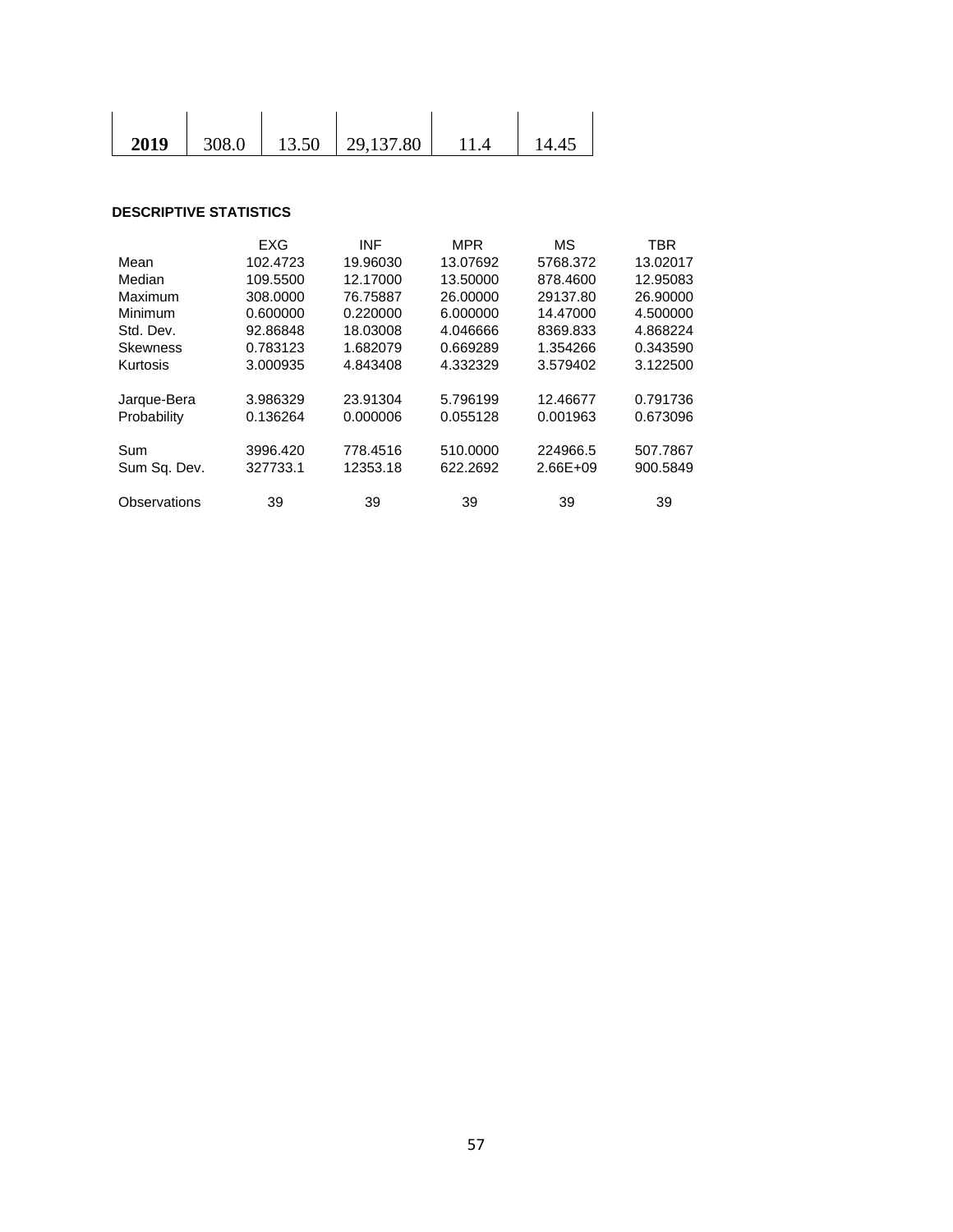| 2019 | 308.0 | 13.50 | 29,137.80 | 11.4 | 14.45 |
|---|---|---|---|---|---|

**DESCRIPTIVE STATISTICS**

| | EXG | INF | MPR | MS | TBR |
|---|---|---|---|---|---|
| Mean | 102.4723 | 19.96030 | 13.07692 | 5768.372 | 13.02017 |
| Median | 109.5500 | 12.17000 | 13.50000 | 878.4600 | 12.95083 |
| Maximum | 308.0000 | 76.75887 | 26.00000 | 29137.80 | 26.90000 |
| Minimum | 0.600000 | 0.220000 | 6.000000 | 14.47000 | 4.500000 |
| Std. Dev. | 92.86848 | 18.03008 | 4.046666 | 8369.833 | 4.868224 |
| Skewness | 0.783123 | 1.682079 | 0.669289 | 1.354266 | 0.343590 |
| Kurtosis | 3.000935 | 4.843408 | 4.332329 | 3.579402 | 3.122500 |
| Jarque-Bera | 3.986329 | 23.91304 | 5.796199 | 12.46677 | 0.791736 |
| Probability | 0.136264 | 0.000006 | 0.055128 | 0.001963 | 0.673096 |
| Sum | 3996.420 | 778.4516 | 510.0000 | 224966.5 | 507.7867 |
| Sum Sq. Dev. | 327733.1 | 12353.18 | 622.2692 | 2.66E+09 | 900.5849 |
| Observations | 39 | 39 | 39 | 39 | 39 |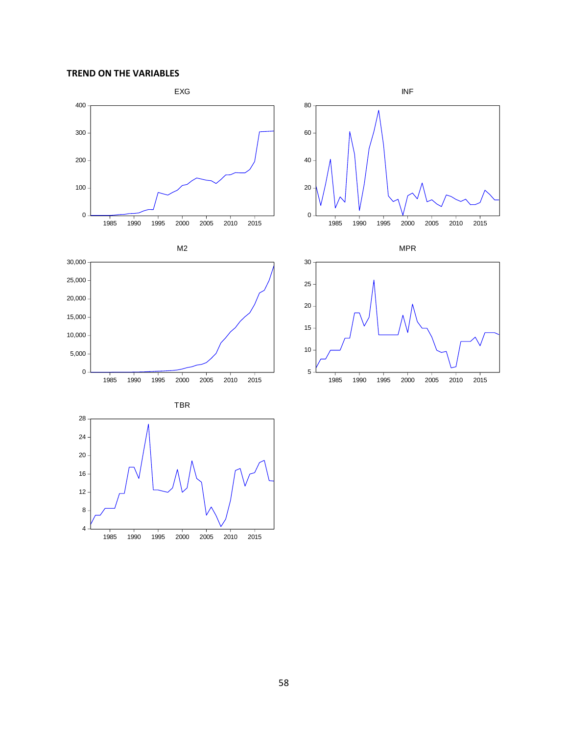**TREND ON THE VARIABLES**

EXG

INF

M2

MPR

TBR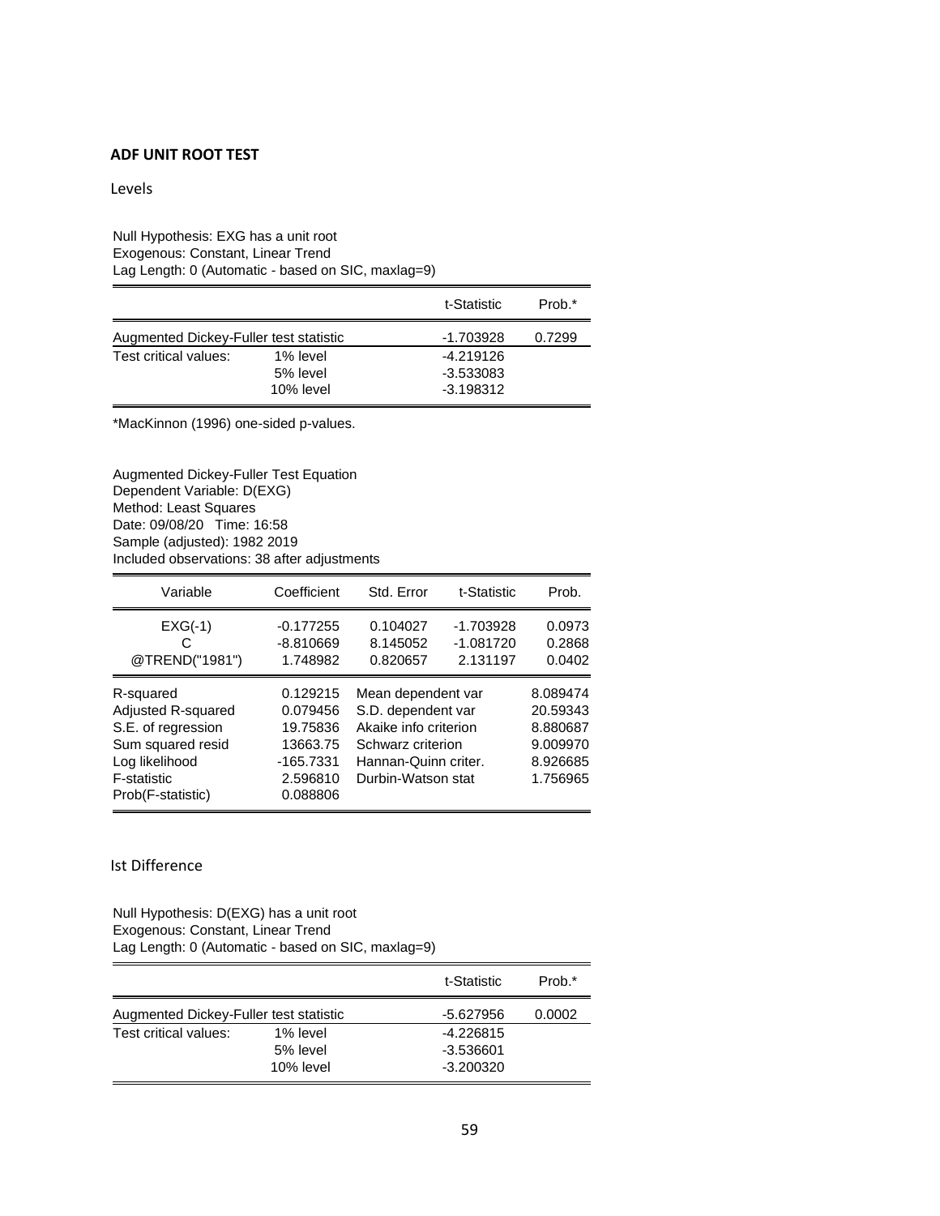**ADF UNIT ROOT TEST**

Levels

Null Hypothesis: EXG has a unit root
Exogenous: Constant, Linear Trend
Lag Length: 0 (Automatic - based on SIC, maxlag=9)

| | | t-Statistic | Prob.* |
|---|---|---|---|
| Augmented Dickey-Fuller test statistic | | -1.703928 | 0.7299 |
| Test critical values: | 1% level | -4.219126 | |
| | 5% level | -3.533083 | |
| | 10% level | -3.198312 | |

*MacKinnon (1996) one-sided p-values.

Augmented Dickey-Fuller Test Equation
Dependent Variable: D(EXG)
Method: Least Squares
Date: 09/08/20 Time: 16:58
Sample (adjusted): 1982 2019
Included observations: 38 after adjustments

| Variable | Coefficient | Std. Error | t-Statistic | Prob. |
|---|---|---|---|---|
| EXG(-1) | -0.177255 | 0.104027 | -1.703928 | 0.0973 |
| C | -8.810669 | 8.145052 | -1.081720 | 0.2868 |
| @TREND("1981") | 1.748982 | 0.820657 | 2.131197 | 0.0402 |

| | | | |
|---|---|---|---|
| R-squared | 0.129215 | Mean dependent var | 8.089474 |
| Adjusted R-squared | 0.079456 | S.D. dependent var | 20.59343 |
| S.E. of regression | 19.75836 | Akaike info criterion | 8.880687 |
| Sum squared resid | 13663.75 | Schwarz criterion | 9.009970 |
| Log likelihood | -165.7331 | Hannan-Quinn criter. | 8.926685 |
| F-statistic | 2.596810 | Durbin-Watson stat | 1.756965 |
| Prob(F-statistic) | 0.088806 | | |

Ist Difference

Null Hypothesis: D(EXG) has a unit root
Exogenous: Constant, Linear Trend
Lag Length: 0 (Automatic - based on SIC, maxlag=9)

| | | t-Statistic | Prob.* |
|---|---|---|---|
| Augmented Dickey-Fuller test statistic | | -5.627956 | 0.0002 |
| Test critical values: | 1% level | -4.226815 | |
| | 5% level | -3.536601 | |
| | 10% level | -3.200320 | |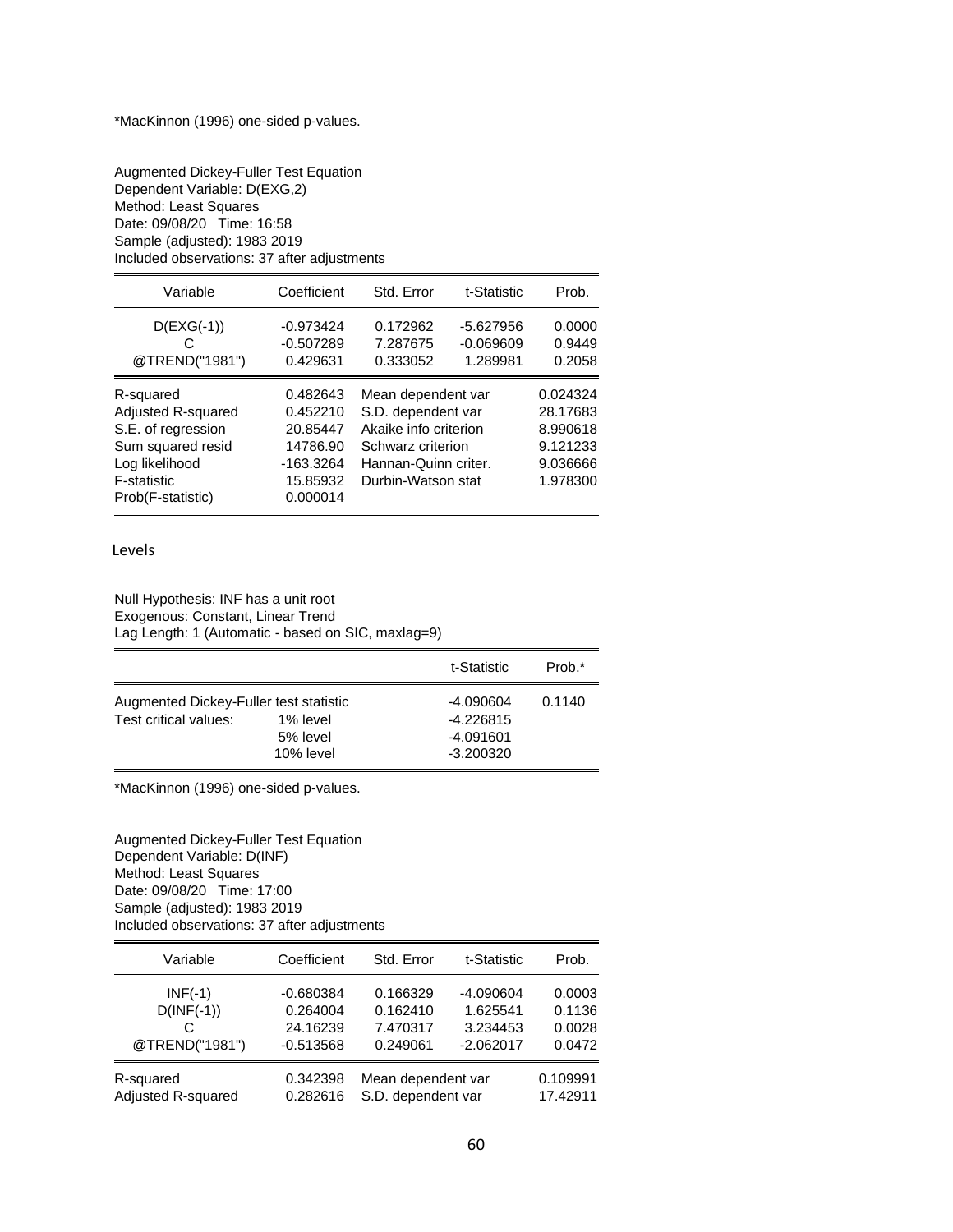*MacKinnon (1996) one-sided p-values.

Augmented Dickey-Fuller Test Equation
Dependent Variable: D(EXG,2)
Method: Least Squares
Date: 09/08/20 Time: 16:58
Sample (adjusted): 1983 2019
Included observations: 37 after adjustments

| Variable | Coefficient | Std. Error | t-Statistic | Prob. |
|---|---|---|---|---|
| D(EXG(-1)) | -0.973424 | 0.172962 | -5.627956 | 0.0000 |
| C | -0.507289 | 7.287675 | -0.069609 | 0.9449 |
| @TREND("1981") | 0.429631 | 0.333052 | 1.289981 | 0.2058 |

| | | | |
|---|---|---|---|
| R-squared | 0.482643 | Mean dependent var | 0.024324 |
| Adjusted R-squared | 0.452210 | S.D. dependent var | 28.17683 |
| S.E. of regression | 20.85447 | Akaike info criterion | 8.990618 |
| Sum squared resid | 14786.90 | Schwarz criterion | 9.121233 |
| Log likelihood | -163.3264 | Hannan-Quinn criter. | 9.036666 |
| F-statistic | 15.85932 | Durbin-Watson stat | 1.978300 |
| Prob(F-statistic) | 0.000014 | | |

Levels

Null Hypothesis: INF has a unit root
Exogenous: Constant, Linear Trend
Lag Length: 1 (Automatic - based on SIC, maxlag=9)

| | | t-Statistic | Prob.* |
|---|---|---|---|
| Augmented Dickey-Fuller test statistic | | -4.090604 | 0.1140 |
| Test critical values: | 1% level | -4.226815 | |
| | 5% level | -4.091601 | |
| | 10% level | -3.200320 | |

*MacKinnon (1996) one-sided p-values.

Augmented Dickey-Fuller Test Equation
Dependent Variable: D(INF)
Method: Least Squares
Date: 09/08/20 Time: 17:00
Sample (adjusted): 1983 2019
Included observations: 37 after adjustments

| Variable | Coefficient | Std. Error | t-Statistic | Prob. |
|---|---|---|---|---|
| INF(-1) | -0.680384 | 0.166329 | -4.090604 | 0.0003 |
| D(INF(-1)) | 0.264004 | 0.162410 | 1.625541 | 0.1136 |
| C | 24.16239 | 7.470317 | 3.234453 | 0.0028 |
| @TREND("1981") | -0.513568 | 0.249061 | -2.062017 | 0.0472 |

| | | | |
|---|---|---|---|
| R-squared | 0.342398 | Mean dependent var | 0.109991 |
| Adjusted R-squared | 0.282616 | S.D. dependent var | 17.42911 |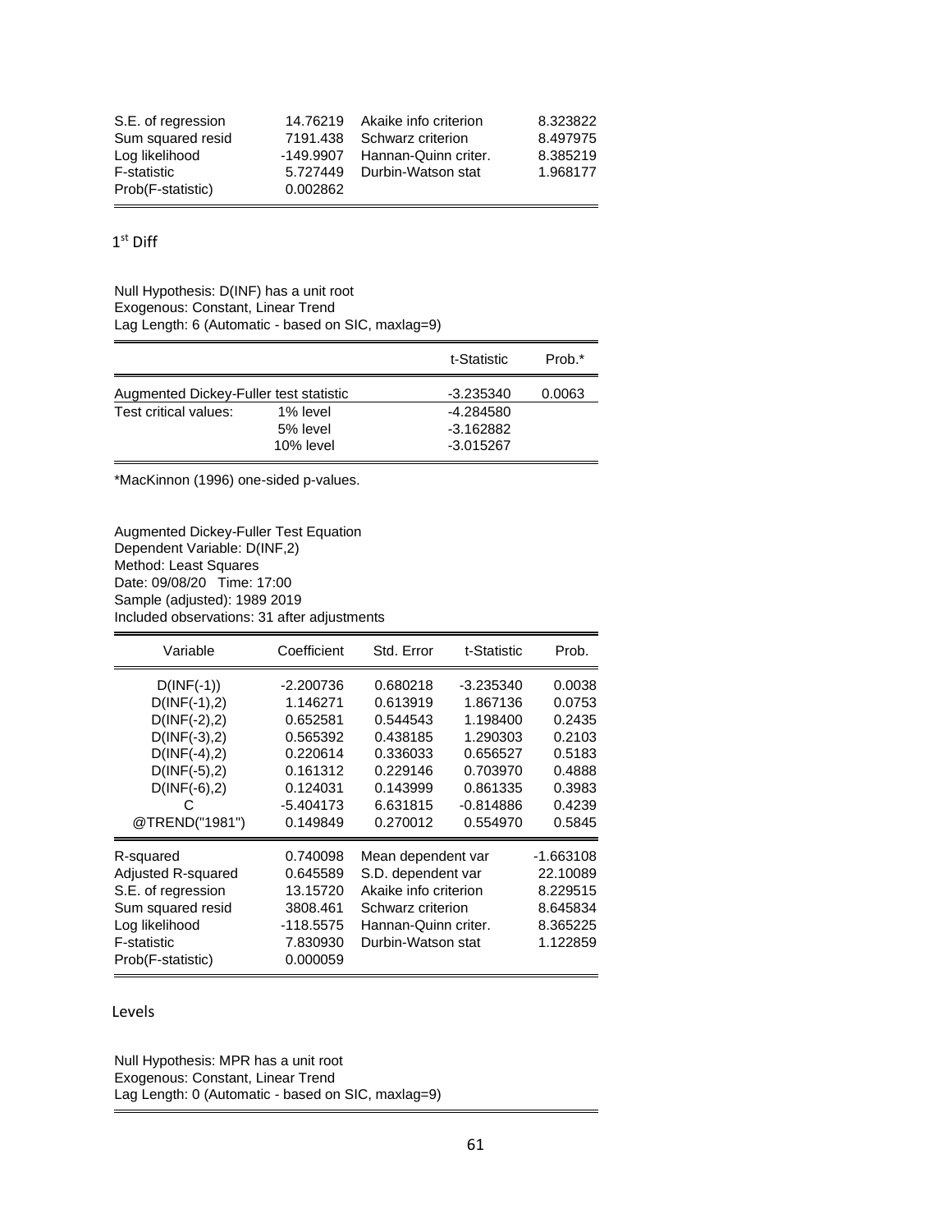| | | | |
|---|---|---|---|
| S.E. of regression | 14.76219 | Akaike info criterion | 8.323822 |
| Sum squared resid | 7191.438 | Schwarz criterion | 8.497975 |
| Log likelihood | -149.9907 | Hannan-Quinn criter. | 8.385219 |
| F-statistic | 5.727449 | Durbin-Watson stat | 1.968177 |
| Prob(F-statistic) | 0.002862 | | |

1st Diff

Null Hypothesis: D(INF) has a unit root
Exogenous: Constant, Linear Trend
Lag Length: 6 (Automatic - based on SIC, maxlag=9)

| | | t-Statistic | Prob.* |
|---|---|---|---|
| Augmented Dickey-Fuller test statistic | | -3.235340 | 0.0063 |
| Test critical values: | 1% level | -4.284580 | |
| | 5% level | -3.162882 | |
| | 10% level | -3.015267 | |

*MacKinnon (1996) one-sided p-values.

Augmented Dickey-Fuller Test Equation
Dependent Variable: D(INF,2)
Method: Least Squares
Date: 09/08/20 Time: 17:00
Sample (adjusted): 1989 2019
Included observations: 31 after adjustments

| Variable | Coefficient | Std. Error | t-Statistic | Prob. |
|---|---|---|---|---|
| D(INF(-1)) | -2.200736 | 0.680218 | -3.235340 | 0.0038 |
| D(INF(-1),2) | 1.146271 | 0.613919 | 1.867136 | 0.0753 |
| D(INF(-2),2) | 0.652581 | 0.544543 | 1.198400 | 0.2435 |
| D(INF(-3),2) | 0.565392 | 0.438185 | 1.290303 | 0.2103 |
| D(INF(-4),2) | 0.220614 | 0.336033 | 0.656527 | 0.5183 |
| D(INF(-5),2) | 0.161312 | 0.229146 | 0.703970 | 0.4888 |
| D(INF(-6),2) | 0.124031 | 0.143999 | 0.861335 | 0.3983 |
| C | -5.404173 | 6.631815 | -0.814886 | 0.4239 |
| @TREND("1981") | 0.149849 | 0.270012 | 0.554970 | 0.5845 |

| | | | |
|---|---|---|---|
| R-squared | 0.740098 | Mean dependent var | -1.663108 |
| Adjusted R-squared | 0.645589 | S.D. dependent var | 22.10089 |
| S.E. of regression | 13.15720 | Akaike info criterion | 8.229515 |
| Sum squared resid | 3808.461 | Schwarz criterion | 8.645834 |
| Log likelihood | -118.5575 | Hannan-Quinn criter. | 8.365225 |
| F-statistic | 7.830930 | Durbin-Watson stat | 1.122859 |
| Prob(F-statistic) | 0.000059 | | |

Levels

Null Hypothesis: MPR has a unit root
Exogenous: Constant, Linear Trend
Lag Length: 0 (Automatic - based on SIC, maxlag=9)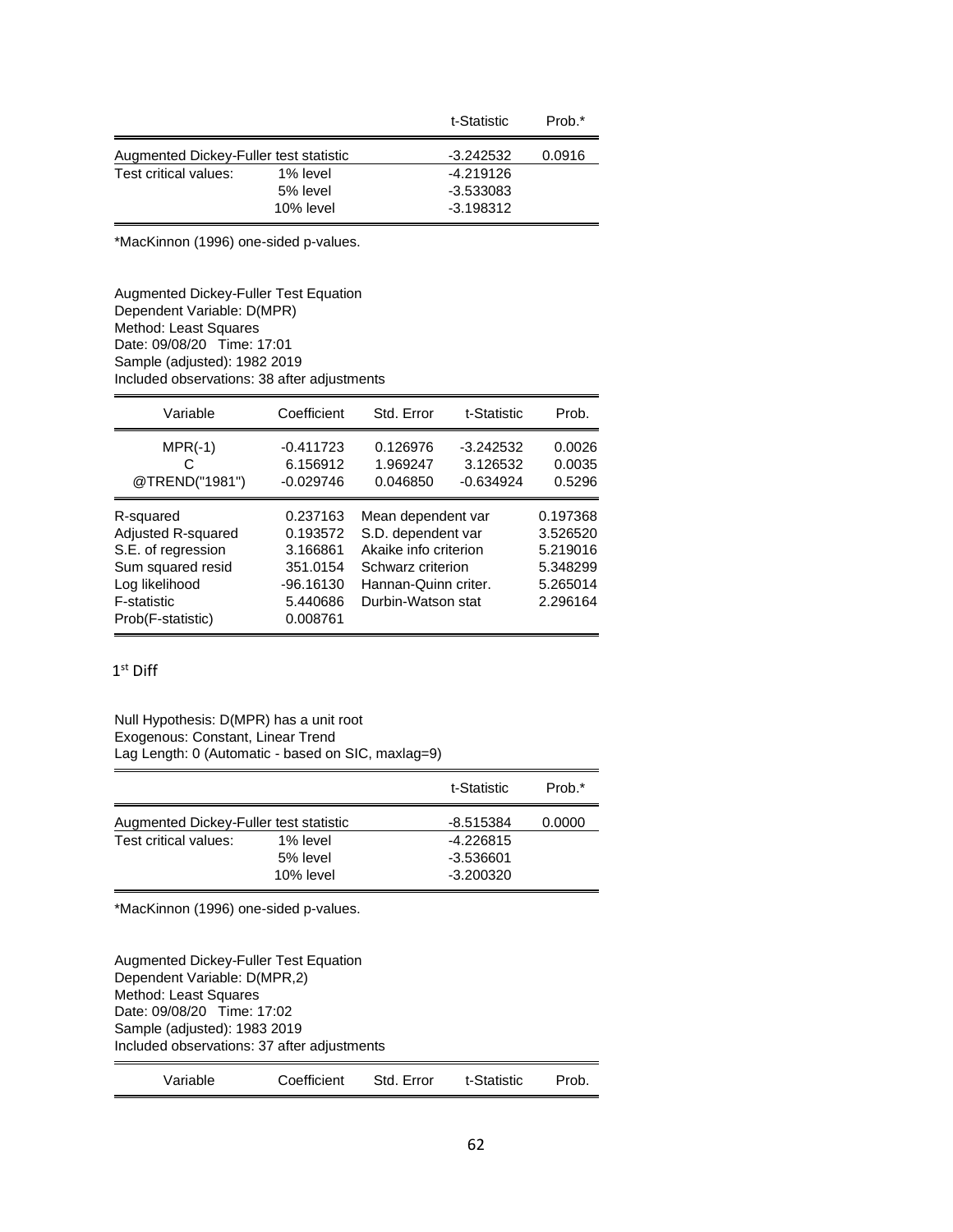|  |  | t-Statistic | Prob.* |
|---|---|---|---|
| Augmented Dickey-Fuller test statistic |  | -3.242532 | 0.0916 |
| Test critical values: | 1% level | -4.219126 |  |
|  | 5% level | -3.533083 |  |
|  | 10% level | -3.198312 |  |

*MacKinnon (1996) one-sided p-values.

Augmented Dickey-Fuller Test Equation
Dependent Variable: D(MPR)
Method: Least Squares
Date: 09/08/20 Time: 17:01
Sample (adjusted): 1982 2019
Included observations: 38 after adjustments

| Variable | Coefficient | Std. Error | t-Statistic | Prob. |
|---|---|---|---|---|
| MPR(-1) | -0.411723 | 0.126976 | -3.242532 | 0.0026 |
| C | 6.156912 | 1.969247 | 3.126532 | 0.0035 |
| @TREND("1981") | -0.029746 | 0.046850 | -0.634924 | 0.5296 |
| R-squared | 0.237163 | Mean dependent var |  | 0.197368 |
| Adjusted R-squared | 0.193572 | S.D. dependent var |  | 3.526520 |
| S.E. of regression | 3.166861 | Akaike info criterion |  | 5.219016 |
| Sum squared resid | 351.0154 | Schwarz criterion |  | 5.348299 |
| Log likelihood | -96.16130 | Hannan-Quinn criter. |  | 5.265014 |
| F-statistic | 5.440686 | Durbin-Watson stat |  | 2.296164 |
| Prob(F-statistic) | 0.008761 |  |  |  |

1st Diff

Null Hypothesis: D(MPR) has a unit root
Exogenous: Constant, Linear Trend
Lag Length: 0 (Automatic - based on SIC, maxlag=9)

|  |  | t-Statistic | Prob.* |
|---|---|---|---|
| Augmented Dickey-Fuller test statistic |  | -8.515384 | 0.0000 |
| Test critical values: | 1% level | -4.226815 |  |
|  | 5% level | -3.536601 |  |
|  | 10% level | -3.200320 |  |

*MacKinnon (1996) one-sided p-values.

Augmented Dickey-Fuller Test Equation
Dependent Variable: D(MPR,2)
Method: Least Squares
Date: 09/08/20 Time: 17:02
Sample (adjusted): 1983 2019
Included observations: 37 after adjustments

| Variable | Coefficient | Std. Error | t-Statistic | Prob. |
|---|---|---|---|---|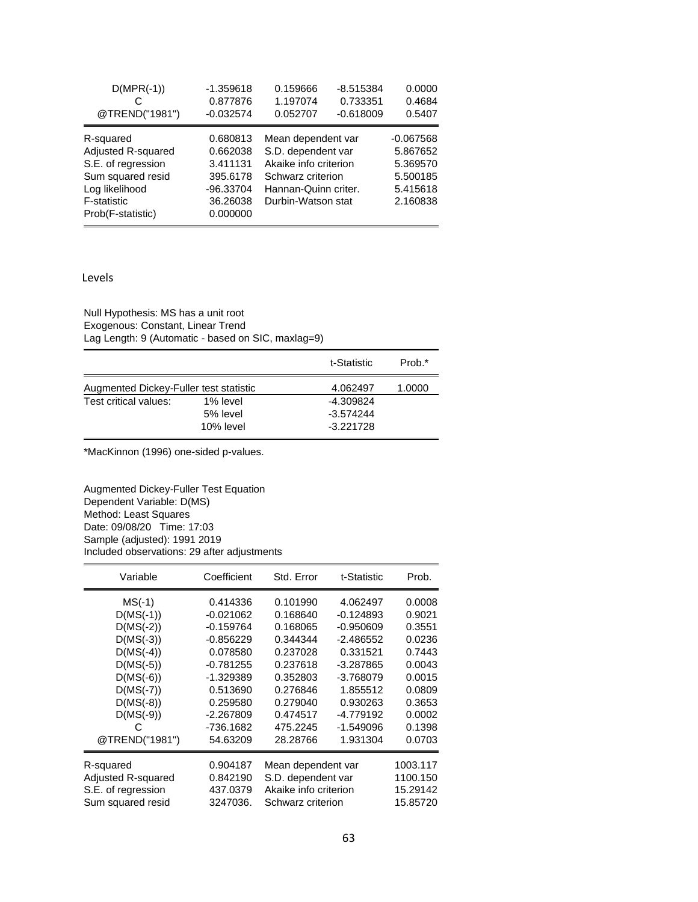| Variable | Coefficient | Std. Error | t-Statistic | Prob. |
|---|---|---|---|---|
| D(MPR(-1)) | -1.359618 | 0.159666 | -8.515384 | 0.0000 |
| C | 0.877876 | 1.197074 | 0.733351 | 0.4684 |
| @TREND("1981") | -0.032574 | 0.052707 | -0.618009 | 0.5407 |

| | | | |
|---|---|---|---|
| R-squared | 0.680813 | Mean dependent var | -0.067568 |
| Adjusted R-squared | 0.662038 | S.D. dependent var | 5.867652 |
| S.E. of regression | 3.411131 | Akaike info criterion | 5.369570 |
| Sum squared resid | 395.6178 | Schwarz criterion | 5.500185 |
| Log likelihood | -96.33704 | Hannan-Quinn criter. | 5.415618 |
| F-statistic | 36.26038 | Durbin-Watson stat | 2.160838 |
| Prob(F-statistic) | 0.000000 | | |

Levels

Null Hypothesis: MS has a unit root
Exogenous: Constant, Linear Trend
Lag Length: 9 (Automatic - based on SIC, maxlag=9)

| | | t-Statistic | Prob.* |
|---|---|---|---|
| Augmented Dickey-Fuller test statistic | | 4.062497 | 1.0000 |
| Test critical values: | 1% level | -4.309824 | |
| | 5% level | -3.574244 | |
| | 10% level | -3.221728 | |

*MacKinnon (1996) one-sided p-values.

Augmented Dickey-Fuller Test Equation
Dependent Variable: D(MS)
Method: Least Squares
Date: 09/08/20 Time: 17:03
Sample (adjusted): 1991 2019
Included observations: 29 after adjustments

| Variable | Coefficient | Std. Error | t-Statistic | Prob. |
|---|---|---|---|---|
| MS(-1) | 0.414336 | 0.101990 | 4.062497 | 0.0008 |
| D(MS(-1)) | -0.021062 | 0.168640 | -0.124893 | 0.9021 |
| D(MS(-2)) | -0.159764 | 0.168065 | -0.950609 | 0.3551 |
| D(MS(-3)) | -0.856229 | 0.344344 | -2.486552 | 0.0236 |
| D(MS(-4)) | 0.078580 | 0.237028 | 0.331521 | 0.7443 |
| D(MS(-5)) | -0.781255 | 0.237618 | -3.287865 | 0.0043 |
| D(MS(-6)) | -1.329389 | 0.352803 | -3.768079 | 0.0015 |
| D(MS(-7)) | 0.513690 | 0.276846 | 1.855512 | 0.0809 |
| D(MS(-8)) | 0.259580 | 0.279040 | 0.930263 | 0.3653 |
| D(MS(-9)) | -2.267809 | 0.474517 | -4.779192 | 0.0002 |
| C | -736.1682 | 475.2245 | -1.549096 | 0.1398 |
| @TREND("1981") | 54.63209 | 28.28766 | 1.931304 | 0.0703 |

| | | | |
|---|---|---|---|
| R-squared | 0.904187 | Mean dependent var | 1003.117 |
| Adjusted R-squared | 0.842190 | S.D. dependent var | 1100.150 |
| S.E. of regression | 437.0379 | Akaike info criterion | 15.29142 |
| Sum squared resid | 3247036. | Schwarz criterion | 15.85720 |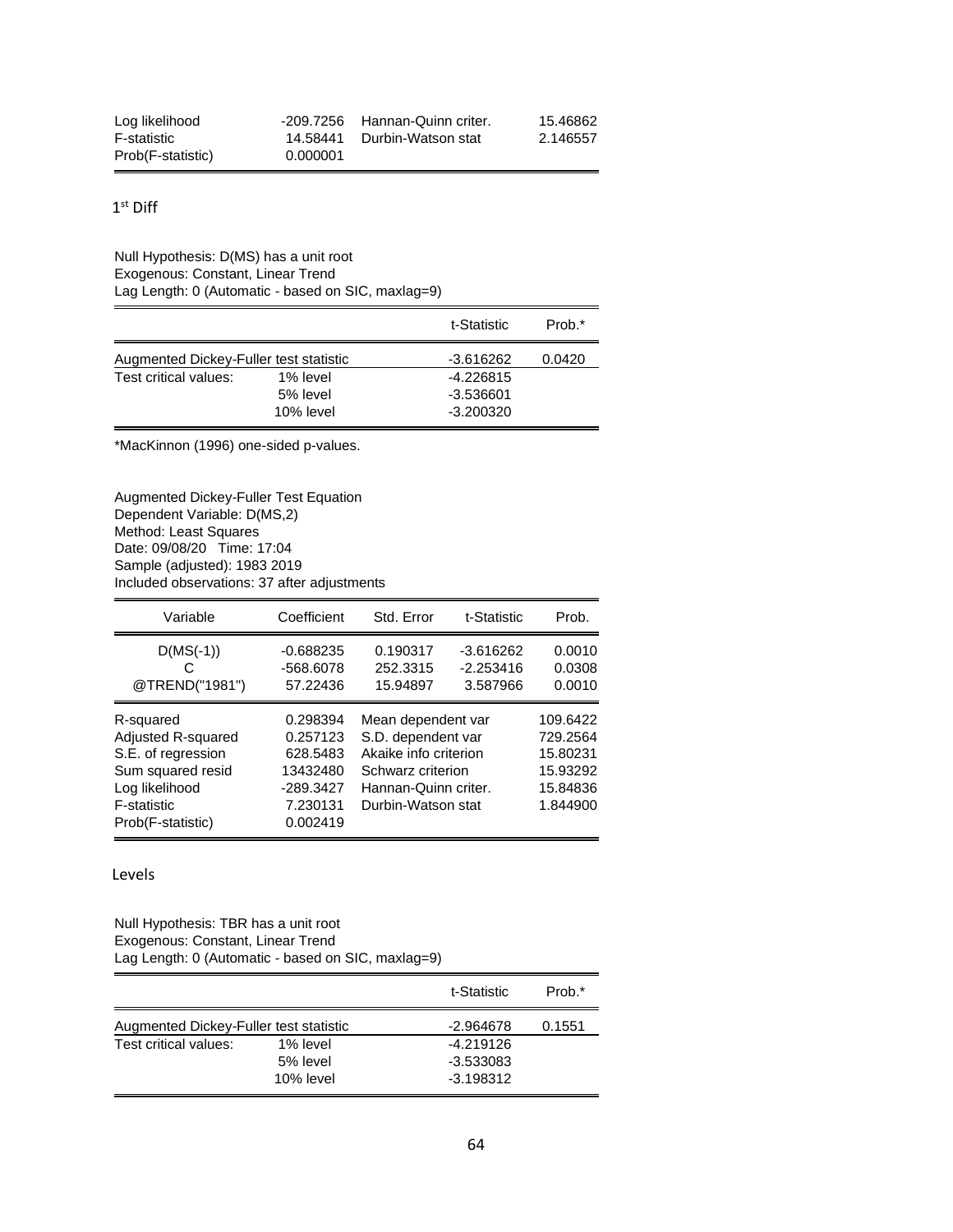| | | | |
|---|---|---|---|
| Log likelihood | -209.7256 | Hannan-Quinn criter. | 15.46862 |
| F-statistic | 14.58441 | Durbin-Watson stat | 2.146557 |
| Prob(F-statistic) | 0.000001 | | |

1st Diff

Null Hypothesis: D(MS) has a unit root
Exogenous: Constant, Linear Trend
Lag Length: 0 (Automatic - based on SIC, maxlag=9)

| | | t-Statistic | Prob.* |
|---|---|---|---|
| Augmented Dickey-Fuller test statistic | | -3.616262 | 0.0420 |
| Test critical values: | 1% level | -4.226815 | |
| | 5% level | -3.536601 | |
| | 10% level | -3.200320 | |

*MacKinnon (1996) one-sided p-values.

Augmented Dickey-Fuller Test Equation
Dependent Variable: D(MS,2)
Method: Least Squares
Date: 09/08/20 Time: 17:04
Sample (adjusted): 1983 2019
Included observations: 37 after adjustments

| Variable | Coefficient | Std. Error | t-Statistic | Prob. |
|---|---|---|---|---|
| D(MS(-1)) | -0.688235 | 0.190317 | -3.616262 | 0.0010 |
| C | -568.6078 | 252.3315 | -2.253416 | 0.0308 |
| @TREND("1981") | 57.22436 | 15.94897 | 3.587966 | 0.0010 |

| | | | |
|---|---|---|---|
| R-squared | 0.298394 | Mean dependent var | 109.6422 |
| Adjusted R-squared | 0.257123 | S.D. dependent var | 729.2564 |
| S.E. of regression | 628.5483 | Akaike info criterion | 15.80231 |
| Sum squared resid | 13432480 | Schwarz criterion | 15.93292 |
| Log likelihood | -289.3427 | Hannan-Quinn criter. | 15.84836 |
| F-statistic | 7.230131 | Durbin-Watson stat | 1.844900 |
| Prob(F-statistic) | 0.002419 | | |

Levels

Null Hypothesis: TBR has a unit root
Exogenous: Constant, Linear Trend
Lag Length: 0 (Automatic - based on SIC, maxlag=9)

| | | t-Statistic | Prob.* |
|---|---|---|---|
| Augmented Dickey-Fuller test statistic | | -2.964678 | 0.1551 |
| Test critical values: | 1% level | -4.219126 | |
| | 5% level | -3.533083 | |
| | 10% level | -3.198312 | |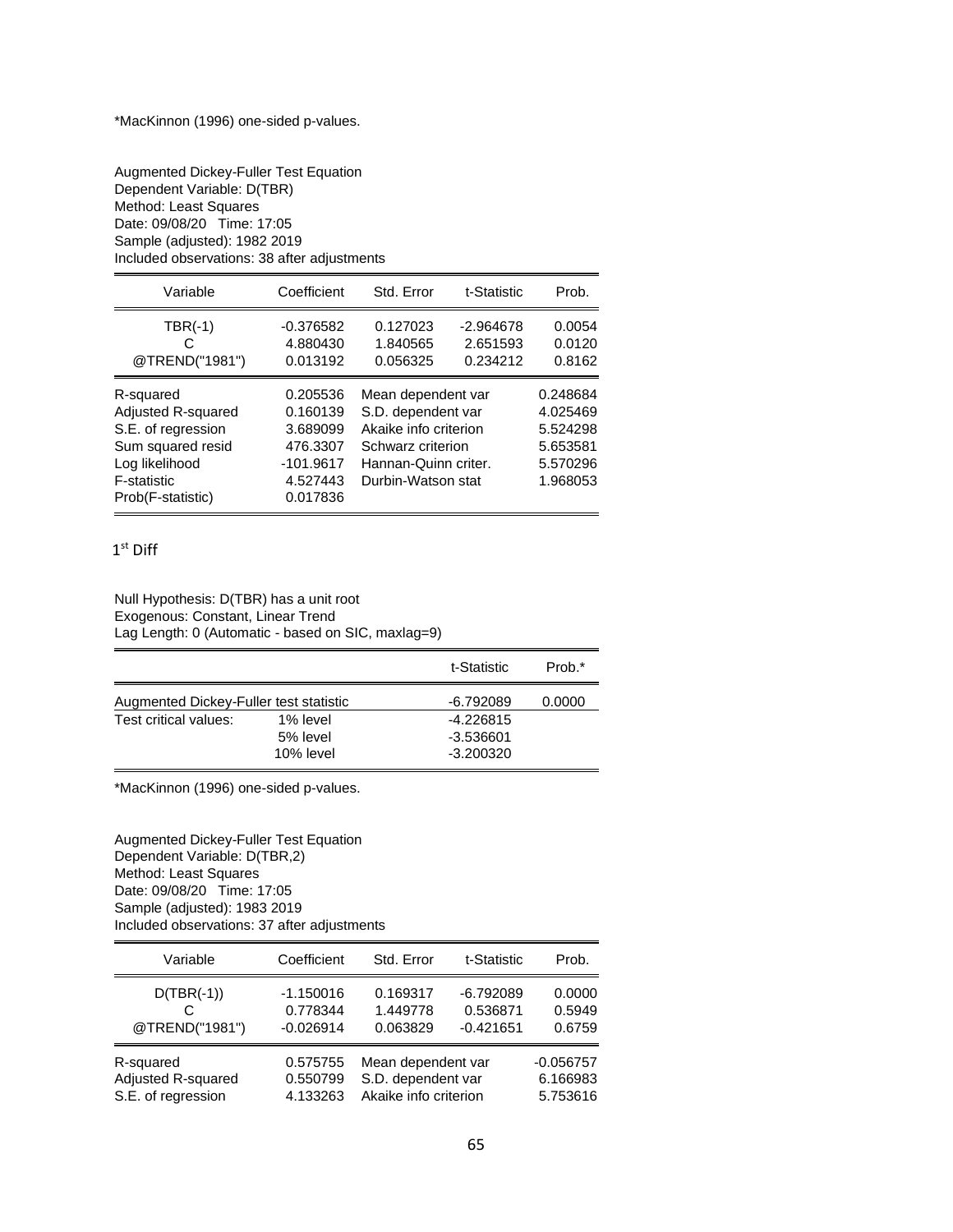*MacKinnon (1996) one-sided p-values.

Augmented Dickey-Fuller Test Equation
Dependent Variable: D(TBR)
Method: Least Squares
Date: 09/08/20 Time: 17:05
Sample (adjusted): 1982 2019
Included observations: 38 after adjustments

| Variable | Coefficient | Std. Error | t-Statistic | Prob. |
|---|---|---|---|---|
| TBR(-1) | -0.376582 | 0.127023 | -2.964678 | 0.0054 |
| C | 4.880430 | 1.840565 | 2.651593 | 0.0120 |
| @TREND("1981") | 0.013192 | 0.056325 | 0.234212 | 0.8162 |

| | | | |
|---|---|---|---|
| R-squared | 0.205536 | Mean dependent var | 0.248684 |
| Adjusted R-squared | 0.160139 | S.D. dependent var | 4.025469 |
| S.E. of regression | 3.689099 | Akaike info criterion | 5.524298 |
| Sum squared resid | 476.3307 | Schwarz criterion | 5.653581 |
| Log likelihood | -101.9617 | Hannan-Quinn criter. | 5.570296 |
| F-statistic | 4.527443 | Durbin-Watson stat | 1.968053 |
| Prob(F-statistic) | 0.017836 | | |

1st Diff

Null Hypothesis: D(TBR) has a unit root
Exogenous: Constant, Linear Trend
Lag Length: 0 (Automatic - based on SIC, maxlag=9)

| | | t-Statistic | Prob.* |
|---|---|---|---|
| Augmented Dickey-Fuller test statistic | | -6.792089 | 0.0000 |
| Test critical values: | 1% level | -4.226815 | |
| | 5% level | -3.536601 | |
| | 10% level | -3.200320 | |

*MacKinnon (1996) one-sided p-values.

Augmented Dickey-Fuller Test Equation
Dependent Variable: D(TBR,2)
Method: Least Squares
Date: 09/08/20 Time: 17:05
Sample (adjusted): 1983 2019
Included observations: 37 after adjustments

| Variable | Coefficient | Std. Error | t-Statistic | Prob. |
|---|---|---|---|---|
| D(TBR(-1)) | -1.150016 | 0.169317 | -6.792089 | 0.0000 |
| C | 0.778344 | 1.449778 | 0.536871 | 0.5949 |
| @TREND("1981") | -0.026914 | 0.063829 | -0.421651 | 0.6759 |

| | | | |
|---|---|---|---|
| R-squared | 0.575755 | Mean dependent var | -0.056757 |
| Adjusted R-squared | 0.550799 | S.D. dependent var | 6.166983 |
| S.E. of regression | 4.133263 | Akaike info criterion | 5.753616 |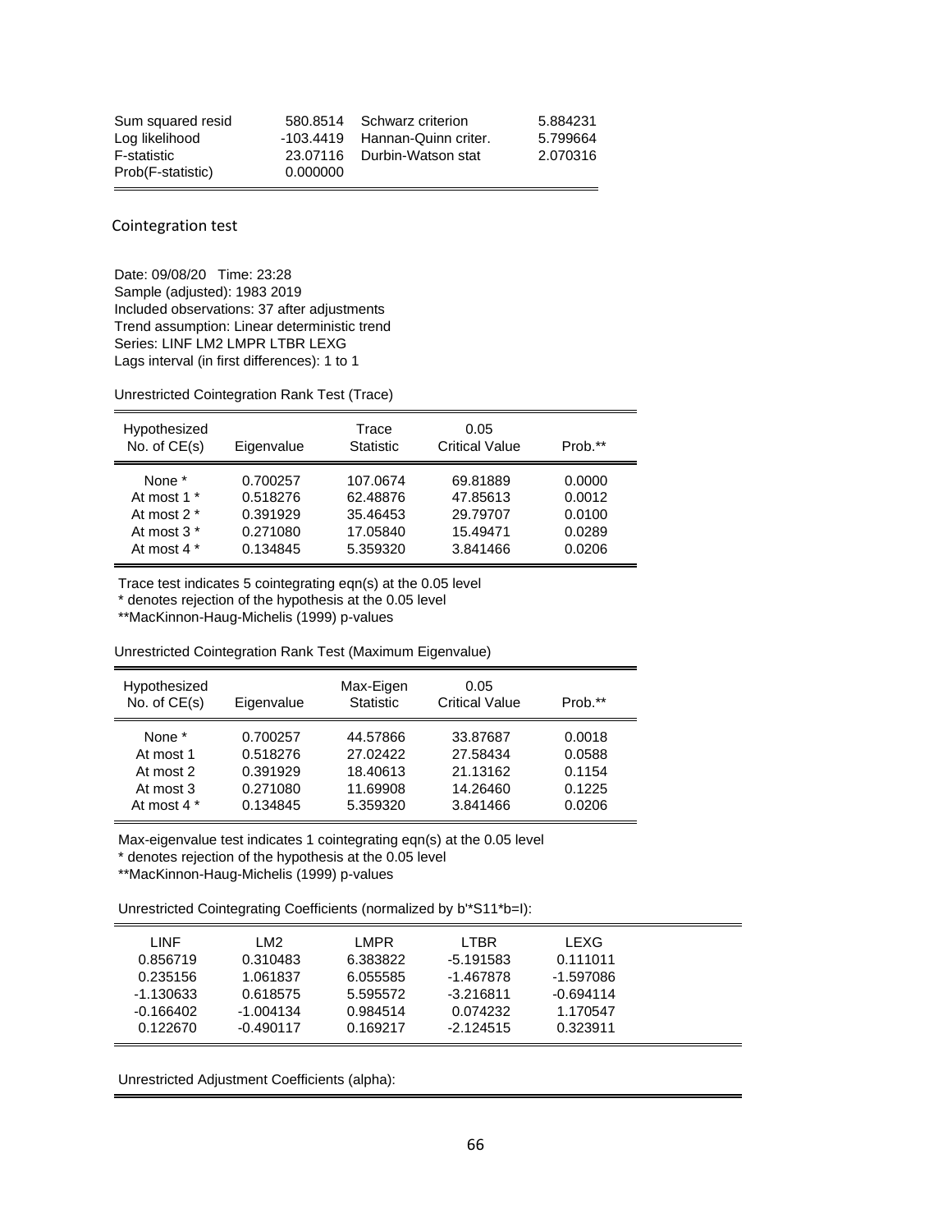| | | | |
|---|---|---|---|
| Sum squared resid | 580.8514 | Schwarz criterion | 5.884231 |
| Log likelihood | -103.4419 | Hannan-Quinn criter. | 5.799664 |
| F-statistic | 23.07116 | Durbin-Watson stat | 2.070316 |
| Prob(F-statistic) | 0.000000 | | |

## Cointegration test

Date: 09/08/20 Time: 23:28
Sample (adjusted): 1983 2019
Included observations: 37 after adjustments
Trend assumption: Linear deterministic trend
Series: LINF LM2 LMPR LTBR LEXG
Lags interval (in first differences): 1 to 1

Unrestricted Cointegration Rank Test (Trace)

| Hypothesized No. of CE(s) | Eigenvalue | Trace Statistic | 0.05 Critical Value | Prob.** |
|---|---|---|---|---|
| None * | 0.700257 | 107.0674 | 69.81889 | 0.0000 |
| At most 1 * | 0.518276 | 62.48876 | 47.85613 | 0.0012 |
| At most 2 * | 0.391929 | 35.46453 | 29.79707 | 0.0100 |
| At most 3 * | 0.271080 | 17.05840 | 15.49471 | 0.0289 |
| At most 4 * | 0.134845 | 5.359320 | 3.841466 | 0.0206 |

Trace test indicates 5 cointegrating eqn(s) at the 0.05 level
* denotes rejection of the hypothesis at the 0.05 level
**MacKinnon-Haug-Michelis (1999) p-values

Unrestricted Cointegration Rank Test (Maximum Eigenvalue)

| Hypothesized No. of CE(s) | Eigenvalue | Max-Eigen Statistic | 0.05 Critical Value | Prob.** |
|---|---|---|---|---|
| None * | 0.700257 | 44.57866 | 33.87687 | 0.0018 |
| At most 1 | 0.518276 | 27.02422 | 27.58434 | 0.0588 |
| At most 2 | 0.391929 | 18.40613 | 21.13162 | 0.1154 |
| At most 3 | 0.271080 | 11.69908 | 14.26460 | 0.1225 |
| At most 4 * | 0.134845 | 5.359320 | 3.841466 | 0.0206 |

Max-eigenvalue test indicates 1 cointegrating eqn(s) at the 0.05 level
* denotes rejection of the hypothesis at the 0.05 level
**MacKinnon-Haug-Michelis (1999) p-values

Unrestricted Cointegrating Coefficients (normalized by b'*S11*b=I):

| LINF | LM2 | LMPR | LTBR | LEXG |
|---|---|---|---|---|
| 0.856719 | 0.310483 | 6.383822 | -5.191583 | 0.111011 |
| 0.235156 | 1.061837 | 6.055585 | -1.467878 | -1.597086 |
| -1.130633 | 0.618575 | 5.595572 | -3.216811 | -0.694114 |
| -0.166402 | -1.004134 | 0.984514 | 0.074232 | 1.170547 |
| 0.122670 | -0.490117 | 0.169217 | -2.124515 | 0.323911 |

Unrestricted Adjustment Coefficients (alpha):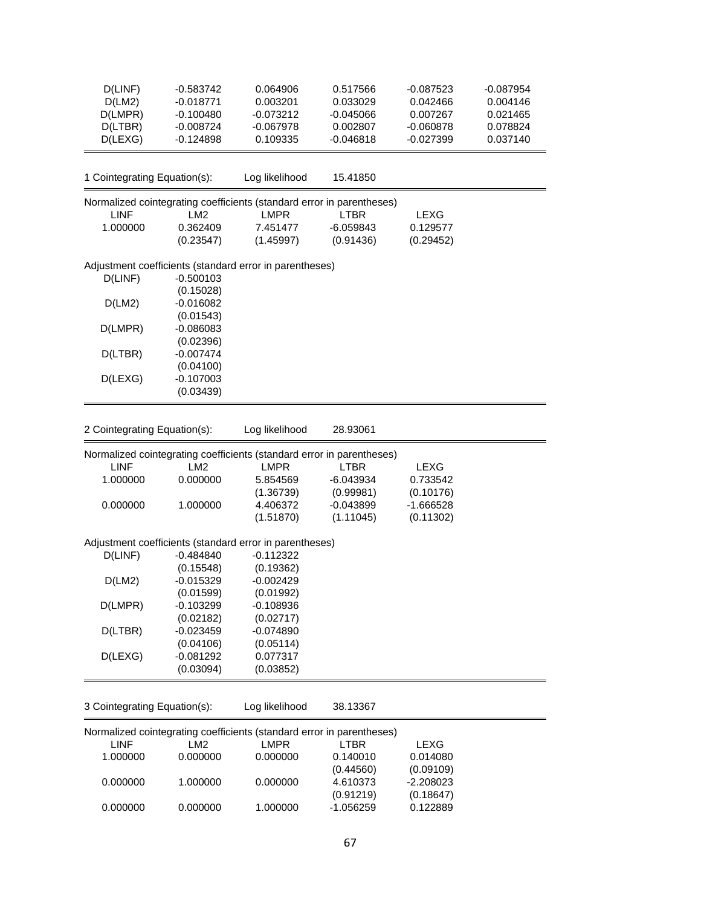| D(LINF) | -0.583742 | 0.064906 | 0.517566 | -0.087523 | -0.087954 |
|---|---|---|---|---|---|
| D(LM2) | -0.018771 | 0.003201 | 0.033029 | 0.042466 | 0.004146 |
| D(LMPR) | -0.100480 | -0.073212 | -0.045066 | 0.007267 | 0.021465 |
| D(LTBR) | -0.008724 | -0.067978 | 0.002807 | -0.060878 | 0.078824 |
| D(LEXG) | -0.124898 | 0.109335 | -0.046818 | -0.027399 | 0.037140 |

1 Cointegrating Equation(s): Log likelihood 15.41850

Normalized cointegrating coefficients (standard error in parentheses)

| LINF | LM2 | LMPR | LTBR | LEXG |
|---|---|---|---|---|
| 1.000000 | 0.362409 | 7.451477 | -6.059843 | 0.129577 |
| | (0.23547) | (1.45997) | (0.91436) | (0.29452) |

Adjustment coefficients (standard error in parentheses)

| | |
|---|---|
| D(LINF) | -0.500103 |
| | (0.15028) |
| D(LM2) | -0.016082 |
| | (0.01543) |
| D(LMPR) | -0.086083 |
| | (0.02396) |
| D(LTBR) | -0.007474 |
| | (0.04100) |
| D(LEXG) | -0.107003 |
| | (0.03439) |

2 Cointegrating Equation(s): Log likelihood 28.93061

Normalized cointegrating coefficients (standard error in parentheses)

| LINF | LM2 | LMPR | LTBR | LEXG |
|---|---|---|---|---|
| 1.000000 | 0.000000 | 5.854569 | -6.043934 | 0.733542 |
| | | (1.36739) | (0.99981) | (0.10176) |
| 0.000000 | 1.000000 | 4.406372 | -0.043899 | -1.666528 |
| | | (1.51870) | (1.11045) | (0.11302) |

Adjustment coefficients (standard error in parentheses)

| | | |
|---|---|---|
| D(LINF) | -0.484840 | -0.112322 |
| | (0.15548) | (0.19362) |
| D(LM2) | -0.015329 | -0.002429 |
| | (0.01599) | (0.01992) |
| D(LMPR) | -0.103299 | -0.108936 |
| | (0.02182) | (0.02717) |
| D(LTBR) | -0.023459 | -0.074890 |
| | (0.04106) | (0.05114) |
| D(LEXG) | -0.081292 | 0.077317 |
| | (0.03094) | (0.03852) |

3 Cointegrating Equation(s): Log likelihood 38.13367

Normalized cointegrating coefficients (standard error in parentheses)

| LINF | LM2 | LMPR | LTBR | LEXG |
|---|---|---|---|---|
| 1.000000 | 0.000000 | 0.000000 | 0.140010 | 0.014080 |
| | | | (0.44560) | (0.09109) |
| 0.000000 | 1.000000 | 0.000000 | 4.610373 | -2.208023 |
| | | | (0.91219) | (0.18647) |
| 0.000000 | 0.000000 | 1.000000 | -1.056259 | 0.122889 |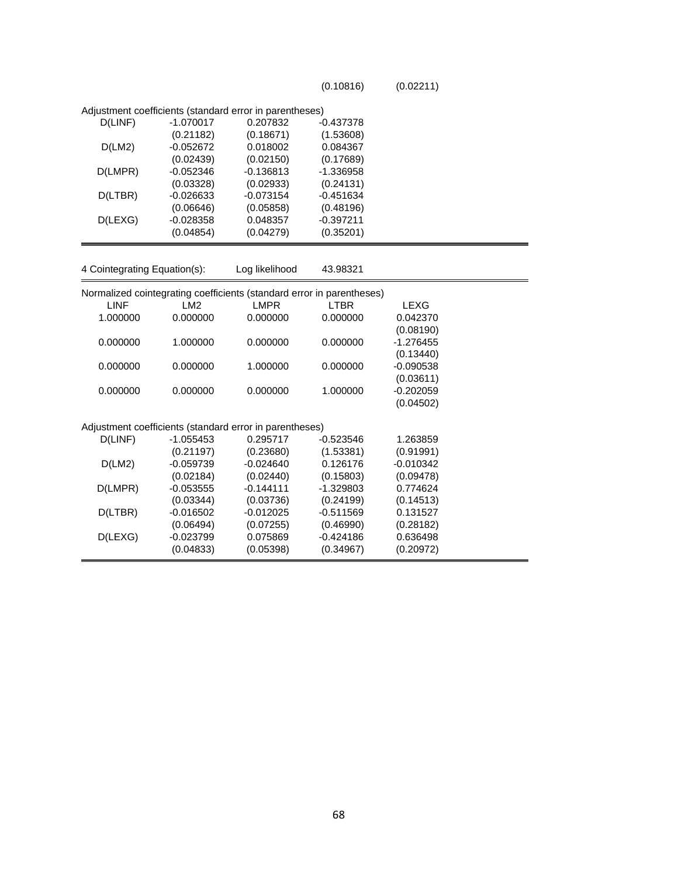| | | | (0.10816) | (0.02211) |
|---|---|---|---|---|

Adjustment coefficients (standard error in parentheses)

| | | | |
|---|---|---|---|
| D(LINF) | -1.070017 | 0.207832 | -0.437378 |
| | (0.21182) | (0.18671) | (1.53608) |
| D(LM2) | -0.052672 | 0.018002 | 0.084367 |
| | (0.02439) | (0.02150) | (0.17689) |
| D(LMPR) | -0.052346 | -0.136813 | -1.336958 |
| | (0.03328) | (0.02933) | (0.24131) |
| D(LTBR) | -0.026633 | -0.073154 | -0.451634 |
| | (0.06646) | (0.05858) | (0.48196) |
| D(LEXG) | -0.028358 | 0.048357 | -0.397211 |
| | (0.04854) | (0.04279) | (0.35201) |

4 Cointegrating Equation(s): Log likelihood 43.98321

Normalized cointegrating coefficients (standard error in parentheses)

| LINF | LM2 | LMPR | LTBR | LEXG |
|---|---|---|---|---|
| 1.000000 | 0.000000 | 0.000000 | 0.000000 | 0.042370 |
| | | | | (0.08190) |
| 0.000000 | 1.000000 | 0.000000 | 0.000000 | -1.276455 |
| | | | | (0.13440) |
| 0.000000 | 0.000000 | 1.000000 | 0.000000 | -0.090538 |
| | | | | (0.03611) |
| 0.000000 | 0.000000 | 0.000000 | 1.000000 | -0.202059 |
| | | | | (0.04502) |

Adjustment coefficients (standard error in parentheses)

| | | | | |
|---|---|---|---|---|
| D(LINF) | -1.055453 | 0.295717 | -0.523546 | 1.263859 |
| | (0.21197) | (0.23680) | (1.53381) | (0.91991) |
| D(LM2) | -0.059739 | -0.024640 | 0.126176 | -0.010342 |
| | (0.02184) | (0.02440) | (0.15803) | (0.09478) |
| D(LMPR) | -0.053555 | -0.144111 | -1.329803 | 0.774624 |
| | (0.03344) | (0.03736) | (0.24199) | (0.14513) |
| D(LTBR) | -0.016502 | -0.012025 | -0.511569 | 0.131527 |
| | (0.06494) | (0.07255) | (0.46990) | (0.28182) |
| D(LEXG) | -0.023799 | 0.075869 | -0.424186 | 0.636498 |
| | (0.04833) | (0.05398) | (0.34967) | (0.20972) |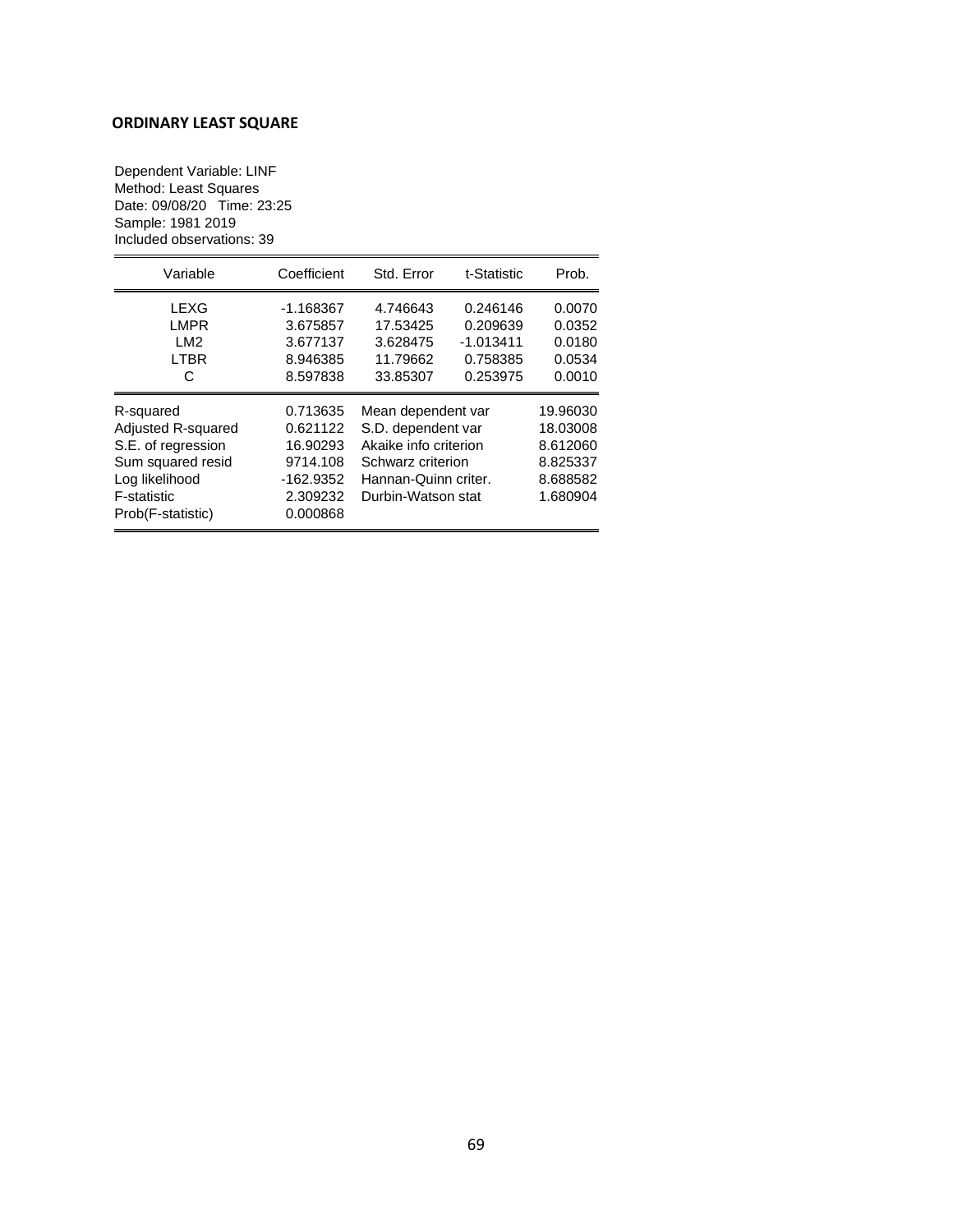**ORDINARY LEAST SQUARE**

Dependent Variable: LINF
Method: Least Squares
Date: 09/08/20 Time: 23:25
Sample: 1981 2019
Included observations: 39

| Variable | Coefficient | Std. Error | t-Statistic | Prob. |
|---|---|---|---|---|
| LEXG | -1.168367 | 4.746643 | 0.246146 | 0.0070 |
| LMPR | 3.675857 | 17.53425 | 0.209639 | 0.0352 |
| LM2 | 3.677137 | 3.628475 | -1.013411 | 0.0180 |
| LTBR | 8.946385 | 11.79662 | 0.758385 | 0.0534 |
| C | 8.597838 | 33.85307 | 0.253975 | 0.0010 |

| | | | |
|---|---|---|---|
| R-squared | 0.713635 | Mean dependent var | 19.96030 |
| Adjusted R-squared | 0.621122 | S.D. dependent var | 18.03008 |
| S.E. of regression | 16.90293 | Akaike info criterion | 8.612060 |
| Sum squared resid | 9714.108 | Schwarz criterion | 8.825337 |
| Log likelihood | -162.9352 | Hannan-Quinn criter. | 8.688582 |
| F-statistic | 2.309232 | Durbin-Watson stat | 1.680904 |
| Prob(F-statistic) | 0.000868 | | |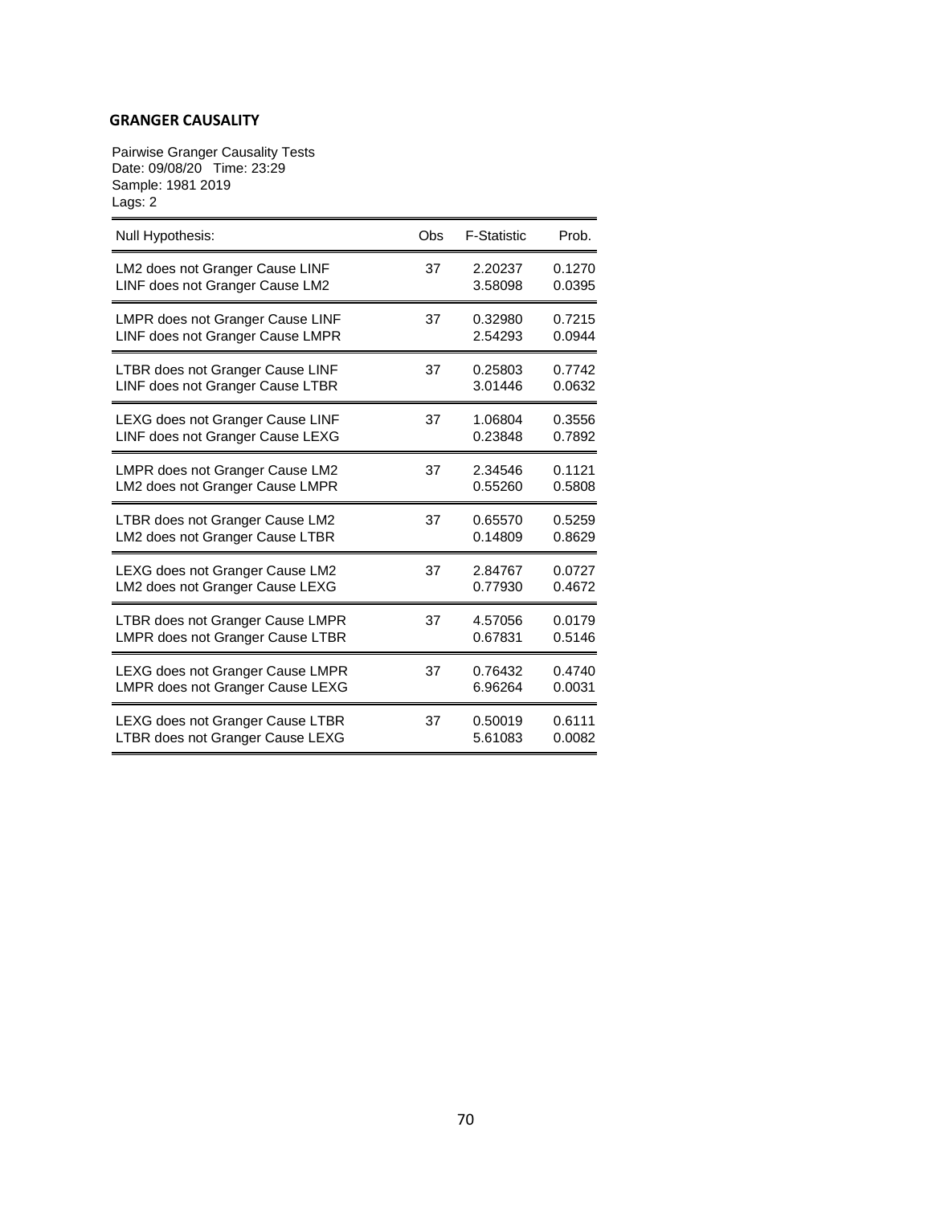## GRANGER CAUSALITY

Pairwise Granger Causality Tests
Date: 09/08/20 Time: 23:29
Sample: 1981 2019
Lags: 2

| Null Hypothesis: | Obs | F-Statistic | Prob. |
|---|---|---|---|
| LM2 does not Granger Cause LINF | 37 | 2.20237 | 0.1270 |
| LINF does not Granger Cause LM2 | | 3.58098 | 0.0395 |
| LMPR does not Granger Cause LINF | 37 | 0.32980 | 0.7215 |
| LINF does not Granger Cause LMPR | | 2.54293 | 0.0944 |
| LTBR does not Granger Cause LINF | 37 | 0.25803 | 0.7742 |
| LINF does not Granger Cause LTBR | | 3.01446 | 0.0632 |
| LEXG does not Granger Cause LINF | 37 | 1.06804 | 0.3556 |
| LINF does not Granger Cause LEXG | | 0.23848 | 0.7892 |
| LMPR does not Granger Cause LM2 | 37 | 2.34546 | 0.1121 |
| LM2 does not Granger Cause LMPR | | 0.55260 | 0.5808 |
| LTBR does not Granger Cause LM2 | 37 | 0.65570 | 0.5259 |
| LM2 does not Granger Cause LTBR | | 0.14809 | 0.8629 |
| LEXG does not Granger Cause LM2 | 37 | 2.84767 | 0.0727 |
| LM2 does not Granger Cause LEXG | | 0.77930 | 0.4672 |
| LTBR does not Granger Cause LMPR | 37 | 4.57056 | 0.0179 |
| LMPR does not Granger Cause LTBR | | 0.67831 | 0.5146 |
| LEXG does not Granger Cause LMPR | 37 | 0.76432 | 0.4740 |
| LMPR does not Granger Cause LEXG | | 6.96264 | 0.0031 |
| LEXG does not Granger Cause LTBR | 37 | 0.50019 | 0.6111 |
| LTBR does not Granger Cause LEXG | | 5.61083 | 0.0082 |